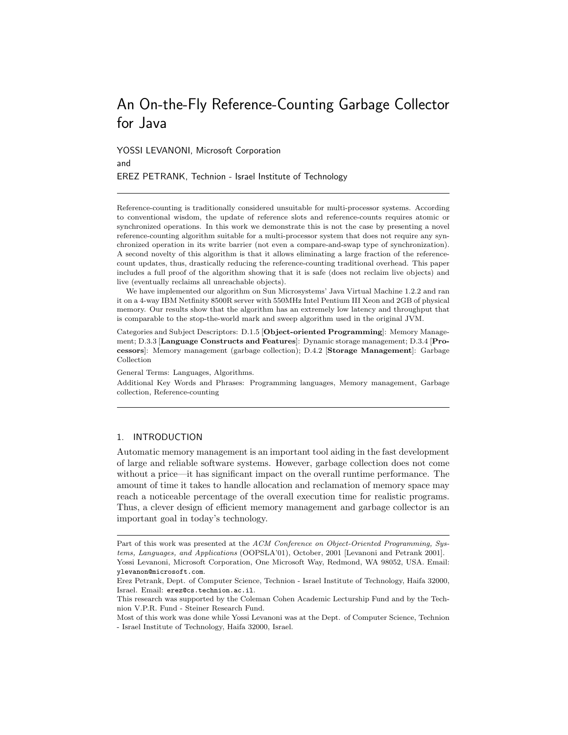# An On-the-Fly Reference-Counting Garbage Collector for Java

YOSSI LEVANONI, Microsoft Corporation

and

EREZ PETRANK, Technion - Israel Institute of Technology

---

Reference-counting is traditionally considered unsuitable for multi-processor systems. According to conventional wisdom, the update of reference slots and reference-counts requires atomic or synchronized operations. In this work we demonstrate this is not the case by presenting a novel reference-counting algorithm suitable for a multi-processor system that does not require any synchronized operation in its write barrier (not even a compare-and-swap type of synchronization). A second novelty of this algorithm is that it allows eliminating a large fraction of the reference-count updates, thus, drastically reducing the reference-counting traditional overhead. This paper includes a full proof of the algorithm showing that it is safe (does not reclaim live objects) and live (eventually reclaims all unreachable objects).

We have implemented our algorithm on Sun Microsystems' Java Virtual Machine 1.2.2 and ran it on a 4-way IBM Netfinity 8500R server with 550MHz Intel Pentium III Xeon and 2GB of physical memory. Our results show that the algorithm has an extremely low latency and throughput that is comparable to the stop-the-world mark and sweep algorithm used in the original JVM.

Categories and Subject Descriptors: D.1.5 [**Object-oriented Programming**]: Memory Management; D.3.3 [**Language Constructs and Features**]: Dynamic storage management; D.3.4 [**Processors**]: Memory management (garbage collection); D.4.2 [**Storage Management**]: Garbage Collection

General Terms: Languages, Algorithms.

Additional Key Words and Phrases: Programming languages, Memory management, Garbage collection, Reference-counting

---

## 1. INTRODUCTION

Automatic memory management is an important tool aiding in the fast development of large and reliable software systems. However, garbage collection does not come without a price—it has significant impact on the overall runtime performance. The amount of time it takes to handle allocation and reclamation of memory space may reach a noticeable percentage of the overall execution time for realistic programs. Thus, a clever design of efficient memory management and garbage collector is an important goal in today's technology.

---

Part of this work was presented at the *ACM Conference on Object-Oriented Programming, Systems, Languages, and Applications* (OOPSLA'01), October, 2001 [Levanoni and Petrank 2001].

Yossi Levanoni, Microsoft Corporation, One Microsoft Way, Redmond, WA 98052, USA. Email: `ylevanon@microsoft.com`.

Erez Petrank, Dept. of Computer Science, Technion - Israel Institute of Technology, Haifa 32000, Israel. Email: `erez@cs.technion.ac.il`.

This research was supported by the Coleman Cohen Academic Lecturship Fund and by the Technion V.P.R. Fund - Steiner Research Fund.

Most of this work was done while Yossi Levanoni was at the Dept. of Computer Science, Technion - Israel Institute of Technology, Haifa 32000, Israel.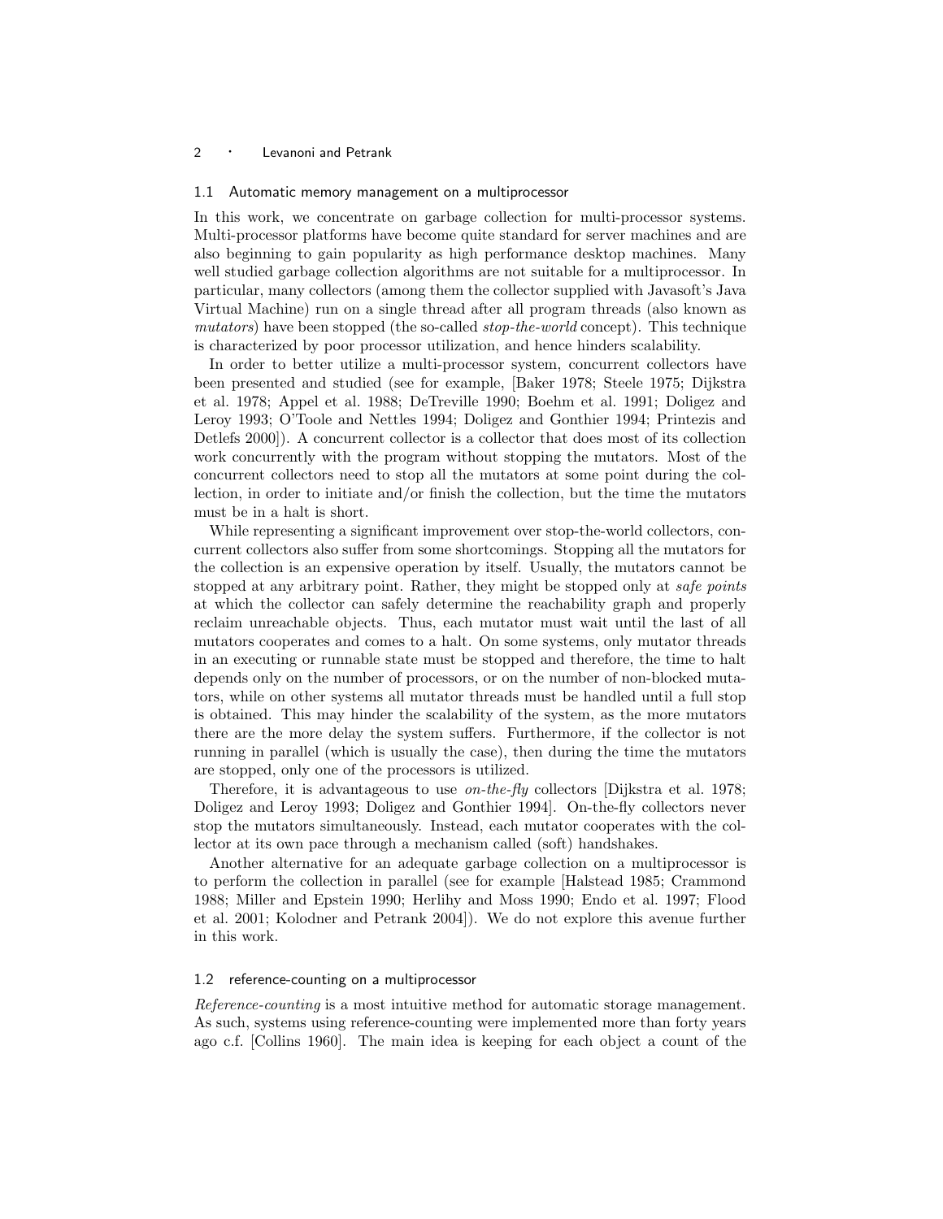### 1.1 Automatic memory management on a multiprocessor

In this work, we concentrate on garbage collection for multi-processor systems. Multi-processor platforms have become quite standard for server machines and are also beginning to gain popularity as high performance desktop machines. Many well studied garbage collection algorithms are not suitable for a multiprocessor. In particular, many collectors (among them the collector supplied with Javasoft's Java Virtual Machine) run on a single thread after all program threads (also known as *mutators*) have been stopped (the so-called *stop-the-world* concept). This technique is characterized by poor processor utilization, and hence hinders scalability.

In order to better utilize a multi-processor system, concurrent collectors have been presented and studied (see for example, [Baker 1978; Steele 1975; Dijkstra et al. 1978; Appel et al. 1988; DeTreville 1990; Boehm et al. 1991; Doligez and Leroy 1993; O'Toole and Nettles 1994; Doligez and Gonthier 1994; Printezis and Detlefs 2000]). A concurrent collector is a collector that does most of its collection work concurrently with the program without stopping the mutators. Most of the concurrent collectors need to stop all the mutators at some point during the collection, in order to initiate and/or finish the collection, but the time the mutators must be in a halt is short.

While representing a significant improvement over stop-the-world collectors, concurrent collectors also suffer from some shortcomings. Stopping all the mutators for the collection is an expensive operation by itself. Usually, the mutators cannot be stopped at any arbitrary point. Rather, they might be stopped only at *safe points* at which the collector can safely determine the reachability graph and properly reclaim unreachable objects. Thus, each mutator must wait until the last of all mutators cooperates and comes to a halt. On some systems, only mutator threads in an executing or runnable state must be stopped and therefore, the time to halt depends only on the number of processors, or on the number of non-blocked mutators, while on other systems all mutator threads must be handled until a full stop is obtained. This may hinder the scalability of the system, as the more mutators there are the more delay the system suffers. Furthermore, if the collector is not running in parallel (which is usually the case), then during the time the mutators are stopped, only one of the processors is utilized.

Therefore, it is advantageous to use *on-the-fly* collectors [Dijkstra et al. 1978; Doligez and Leroy 1993; Doligez and Gonthier 1994]. On-the-fly collectors never stop the mutators simultaneously. Instead, each mutator cooperates with the collector at its own pace through a mechanism called (soft) handshakes.

Another alternative for an adequate garbage collection on a multiprocessor is to perform the collection in parallel (see for example [Halstead 1985; Crammond 1988; Miller and Epstein 1990; Herlihy and Moss 1990; Endo et al. 1997; Flood et al. 2001; Kolodner and Petrank 2004]). We do not explore this avenue further in this work.

### 1.2 reference-counting on a multiprocessor

*Reference-counting* is a most intuitive method for automatic storage management. As such, systems using reference-counting were implemented more than forty years ago c.f. [Collins 1960]. The main idea is keeping for each object a count of the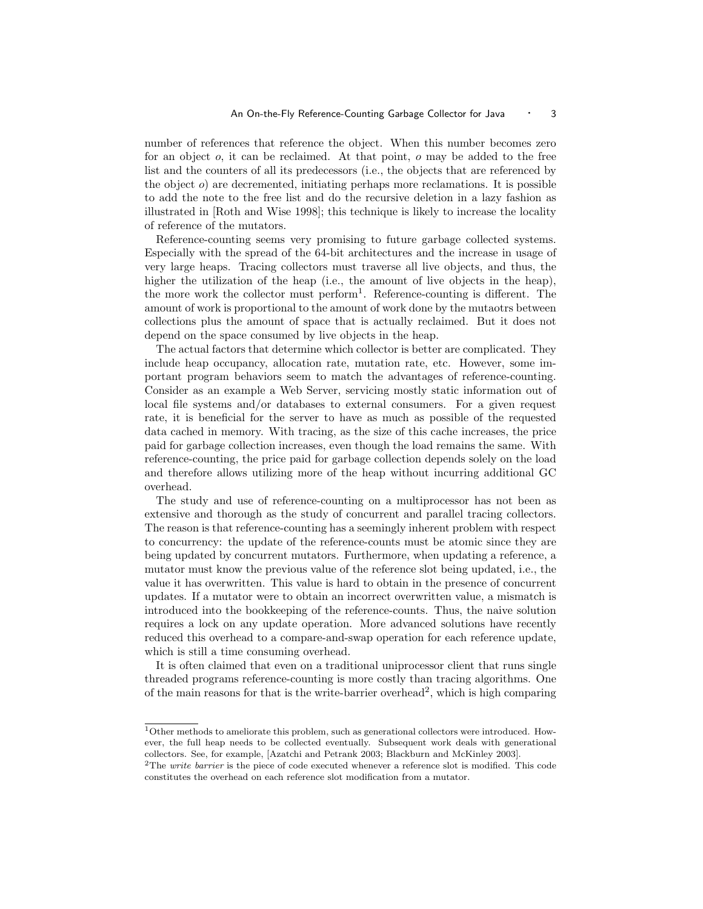number of references that reference the object. When this number becomes zero for an object $o$, it can be reclaimed. At that point, $o$ may be added to the free list and the counters of all its predecessors (i.e., the objects that are referenced by the object $o$) are decremented, initiating perhaps more reclamations. It is possible to add the note to the free list and do the recursive deletion in a lazy fashion as illustrated in [Roth and Wise 1998]; this technique is likely to increase the locality of reference of the mutators.

Reference-counting seems very promising to future garbage collected systems. Especially with the spread of the 64-bit architectures and the increase in usage of very large heaps. Tracing collectors must traverse all live objects, and thus, the higher the utilization of the heap (i.e., the amount of live objects in the heap), the more work the collector must perform[1]. Reference-counting is different. The amount of work is proportional to the amount of work done by the mutaotrs between collections plus the amount of space that is actually reclaimed. But it does not depend on the space consumed by live objects in the heap.

The actual factors that determine which collector is better are complicated. They include heap occupancy, allocation rate, mutation rate, etc. However, some important program behaviors seem to match the advantages of reference-counting. Consider as an example a Web Server, servicing mostly static information out of local file systems and/or databases to external consumers. For a given request rate, it is beneficial for the server to have as much as possible of the requested data cached in memory. With tracing, as the size of this cache increases, the price paid for garbage collection increases, even though the load remains the same. With reference-counting, the price paid for garbage collection depends solely on the load and therefore allows utilizing more of the heap without incurring additional GC overhead.

The study and use of reference-counting on a multiprocessor has not been as extensive and thorough as the study of concurrent and parallel tracing collectors. The reason is that reference-counting has a seemingly inherent problem with respect to concurrency: the update of the reference-counts must be atomic since they are being updated by concurrent mutators. Furthermore, when updating a reference, a mutator must know the previous value of the reference slot being updated, i.e., the value it has overwritten. This value is hard to obtain in the presence of concurrent updates. If a mutator were to obtain an incorrect overwritten value, a mismatch is introduced into the bookkeeping of the reference-counts. Thus, the naive solution requires a lock on any update operation. More advanced solutions have recently reduced this overhead to a compare-and-swap operation for each reference update, which is still a time consuming overhead.

It is often claimed that even on a traditional uniprocessor client that runs single threaded programs reference-counting is more costly than tracing algorithms. One of the main reasons for that is the write-barrier overhead[2], which is high comparing

---

[1] Other methods to ameliorate this problem, such as generational collectors were introduced. However, the full heap needs to be collected eventually. Subsequent work deals with generational collectors. See, for example, [Azatchi and Petrank 2003; Blackburn and McKinley 2003].

[2] The *write barrier* is the piece of code executed whenever a reference slot is modified. This code constitutes the overhead on each reference slot modification from a mutator.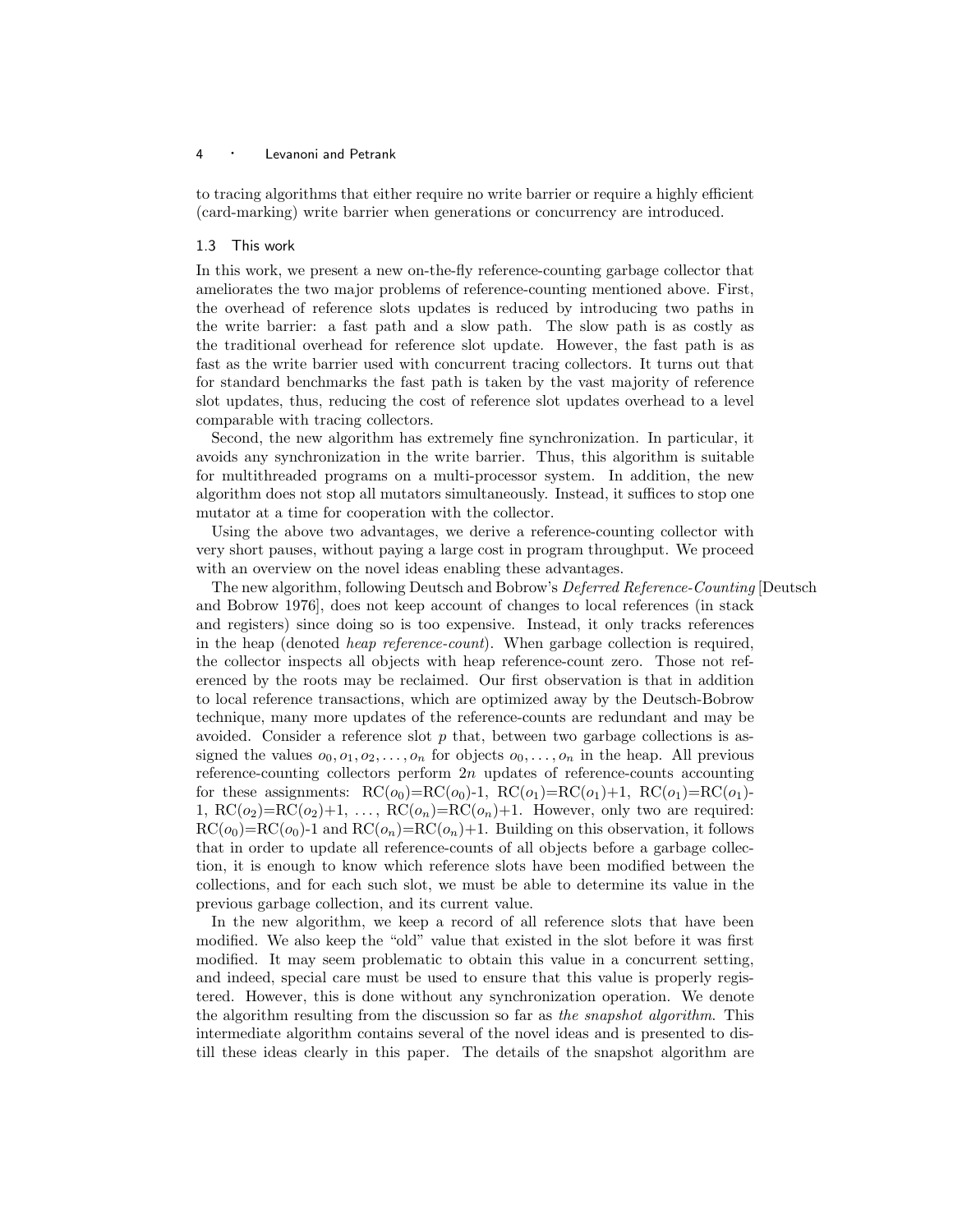to tracing algorithms that either require no write barrier or require a highly efficient (card-marking) write barrier when generations or concurrency are introduced.

### 1.3 This work

In this work, we present a new on-the-fly reference-counting garbage collector that ameliorates the two major problems of reference-counting mentioned above. First, the overhead of reference slots updates is reduced by introducing two paths in the write barrier: a fast path and a slow path. The slow path is as costly as the traditional overhead for reference slot update. However, the fast path is as fast as the write barrier used with concurrent tracing collectors. It turns out that for standard benchmarks the fast path is taken by the vast majority of reference slot updates, thus, reducing the cost of reference slot updates overhead to a level comparable with tracing collectors.

Second, the new algorithm has extremely fine synchronization. In particular, it avoids any synchronization in the write barrier. Thus, this algorithm is suitable for multithreaded programs on a multi-processor system. In addition, the new algorithm does not stop all mutators simultaneously. Instead, it suffices to stop one mutator at a time for cooperation with the collector.

Using the above two advantages, we derive a reference-counting collector with very short pauses, without paying a large cost in program throughput. We proceed with an overview on the novel ideas enabling these advantages.

The new algorithm, following Deutsch and Bobrow's *Deferred Reference-Counting* [Deutsch and Bobrow 1976], does not keep account of changes to local references (in stack and registers) since doing so is too expensive. Instead, it only tracks references in the heap (denoted *heap reference-count*). When garbage collection is required, the collector inspects all objects with heap reference-count zero. Those not referenced by the roots may be reclaimed. Our first observation is that in addition to local reference transactions, which are optimized away by the Deutsch-Bobrow technique, many more updates of the reference-counts are redundant and may be avoided. Consider a reference slot $p$ that, between two garbage collections is assigned the values $o_0, o_1, o_2, \ldots, o_n$ for objects $o_0, \ldots, o_n$ in the heap. All previous reference-counting collectors perform $2n$ updates of reference-counts accounting for these assignments: $\mathrm{RC}(o_0)=\mathrm{RC}(o_0)$-1, $\mathrm{RC}(o_1)=\mathrm{RC}(o_1)$+1, $\mathrm{RC}(o_1)=\mathrm{RC}(o_1)$-1, $\mathrm{RC}(o_2)=\mathrm{RC}(o_2)$+1, $\ldots$, $\mathrm{RC}(o_n)=\mathrm{RC}(o_n)$+1. However, only two are required: $\mathrm{RC}(o_0)=\mathrm{RC}(o_0)$-1 and $\mathrm{RC}(o_n)=\mathrm{RC}(o_n)$+1. Building on this observation, it follows that in order to update all reference-counts of all objects before a garbage collection, it is enough to know which reference slots have been modified between the collections, and for each such slot, we must be able to determine its value in the previous garbage collection, and its current value.

In the new algorithm, we keep a record of all reference slots that have been modified. We also keep the "old" value that existed in the slot before it was first modified. It may seem problematic to obtain this value in a concurrent setting, and indeed, special care must be used to ensure that this value is properly registered. However, this is done without any synchronization operation. We denote the algorithm resulting from the discussion so far as *the snapshot algorithm*. This intermediate algorithm contains several of the novel ideas and is presented to distill these ideas clearly in this paper. The details of the snapshot algorithm are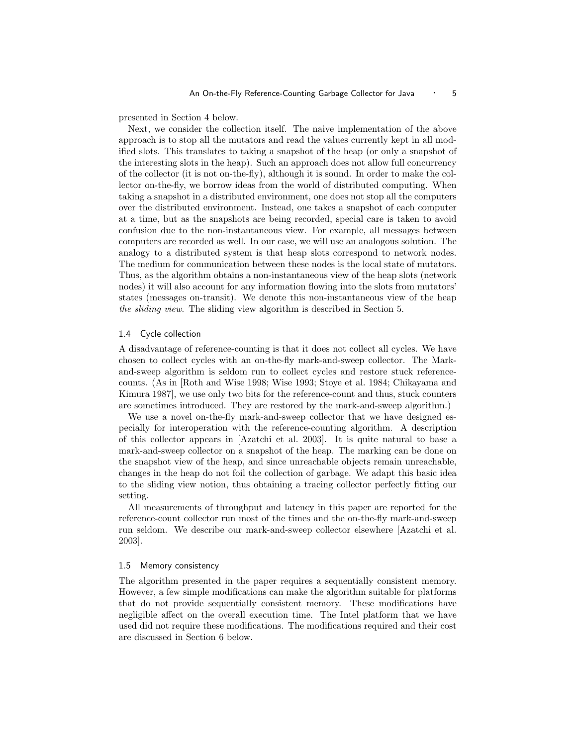presented in Section 4 below.

Next, we consider the collection itself. The naive implementation of the above approach is to stop all the mutators and read the values currently kept in all modified slots. This translates to taking a snapshot of the heap (or only a snapshot of the interesting slots in the heap). Such an approach does not allow full concurrency of the collector (it is not on-the-fly), although it is sound. In order to make the collector on-the-fly, we borrow ideas from the world of distributed computing. When taking a snapshot in a distributed environment, one does not stop all the computers over the distributed environment. Instead, one takes a snapshot of each computer at a time, but as the snapshots are being recorded, special care is taken to avoid confusion due to the non-instantaneous view. For example, all messages between computers are recorded as well. In our case, we will use an analogous solution. The analogy to a distributed system is that heap slots correspond to network nodes. The medium for communication between these nodes is the local state of mutators. Thus, as the algorithm obtains a non-instantaneous view of the heap slots (network nodes) it will also account for any information flowing into the slots from mutators' states (messages on-transit). We denote this non-instantaneous view of the heap *the sliding view*. The sliding view algorithm is described in Section 5.

### 1.4 Cycle collection

A disadvantage of reference-counting is that it does not collect all cycles. We have chosen to collect cycles with an on-the-fly mark-and-sweep collector. The Mark-and-sweep algorithm is seldom run to collect cycles and restore stuck reference-counts. (As in [Roth and Wise 1998; Wise 1993; Stoye et al. 1984; Chikayama and Kimura 1987], we use only two bits for the reference-count and thus, stuck counters are sometimes introduced. They are restored by the mark-and-sweep algorithm.)

We use a novel on-the-fly mark-and-sweep collector that we have designed especially for interoperation with the reference-counting algorithm. A description of this collector appears in [Azatchi et al. 2003]. It is quite natural to base a mark-and-sweep collector on a snapshot of the heap. The marking can be done on the snapshot view of the heap, and since unreachable objects remain unreachable, changes in the heap do not foil the collection of garbage. We adapt this basic idea to the sliding view notion, thus obtaining a tracing collector perfectly fitting our setting.

All measurements of throughput and latency in this paper are reported for the reference-count collector run most of the times and the on-the-fly mark-and-sweep run seldom. We describe our mark-and-sweep collector elsewhere [Azatchi et al. 2003].

### 1.5 Memory consistency

The algorithm presented in the paper requires a sequentially consistent memory. However, a few simple modifications can make the algorithm suitable for platforms that do not provide sequentially consistent memory. These modifications have negligible affect on the overall execution time. The Intel platform that we have used did not require these modifications. The modifications required and their cost are discussed in Section 6 below.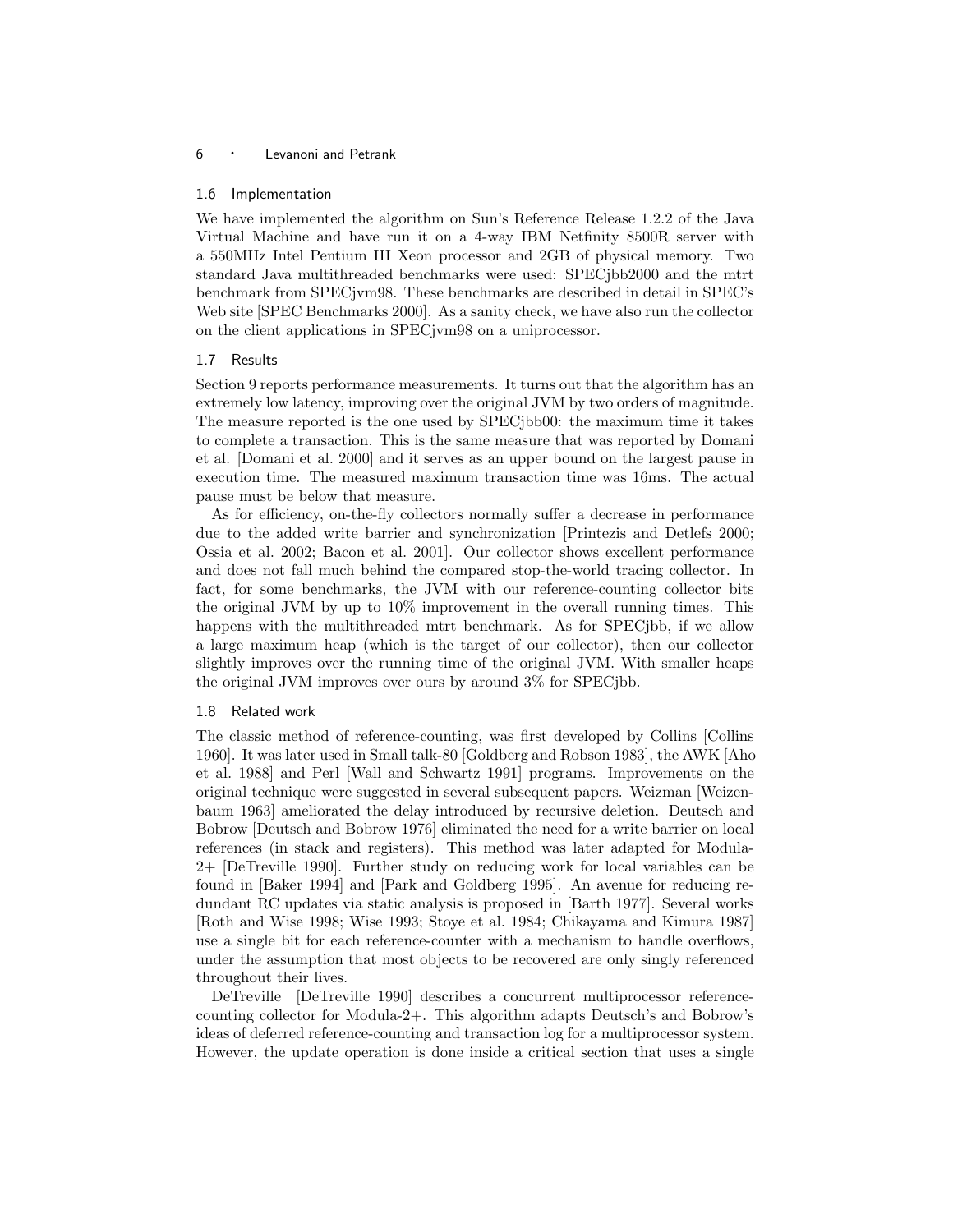### 1.6 Implementation

We have implemented the algorithm on Sun's Reference Release 1.2.2 of the Java Virtual Machine and have run it on a 4-way IBM Netfinity 8500R server with a 550MHz Intel Pentium III Xeon processor and 2GB of physical memory. Two standard Java multithreaded benchmarks were used: SPECjbb2000 and the mtrt benchmark from SPECjvm98. These benchmarks are described in detail in SPEC's Web site [SPEC Benchmarks 2000]. As a sanity check, we have also run the collector on the client applications in SPECjvm98 on a uniprocessor.

### 1.7 Results

Section 9 reports performance measurements. It turns out that the algorithm has an extremely low latency, improving over the original JVM by two orders of magnitude. The measure reported is the one used by SPECjbb00: the maximum time it takes to complete a transaction. This is the same measure that was reported by Domani et al. [Domani et al. 2000] and it serves as an upper bound on the largest pause in execution time. The measured maximum transaction time was 16ms. The actual pause must be below that measure.

As for efficiency, on-the-fly collectors normally suffer a decrease in performance due to the added write barrier and synchronization [Printezis and Detlefs 2000; Ossia et al. 2002; Bacon et al. 2001]. Our collector shows excellent performance and does not fall much behind the compared stop-the-world tracing collector. In fact, for some benchmarks, the JVM with our reference-counting collector bits the original JVM by up to 10% improvement in the overall running times. This happens with the multithreaded mtrt benchmark. As for SPECjbb, if we allow a large maximum heap (which is the target of our collector), then our collector slightly improves over the running time of the original JVM. With smaller heaps the original JVM improves over ours by around 3% for SPECjbb.

### 1.8 Related work

The classic method of reference-counting, was first developed by Collins [Collins 1960]. It was later used in Small talk-80 [Goldberg and Robson 1983], the AWK [Aho et al. 1988] and Perl [Wall and Schwartz 1991] programs. Improvements on the original technique were suggested in several subsequent papers. Weizman [Weizenbaum 1963] ameliorated the delay introduced by recursive deletion. Deutsch and Bobrow [Deutsch and Bobrow 1976] eliminated the need for a write barrier on local references (in stack and registers). This method was later adapted for Modula-2+ [DeTreville 1990]. Further study on reducing work for local variables can be found in [Baker 1994] and [Park and Goldberg 1995]. An avenue for reducing redundant RC updates via static analysis is proposed in [Barth 1977]. Several works [Roth and Wise 1998; Wise 1993; Stoye et al. 1984; Chikayama and Kimura 1987] use a single bit for each reference-counter with a mechanism to handle overflows, under the assumption that most objects to be recovered are only singly referenced throughout their lives.

DeTreville [DeTreville 1990] describes a concurrent multiprocessor reference-counting collector for Modula-2+. This algorithm adapts Deutsch's and Bobrow's ideas of deferred reference-counting and transaction log for a multiprocessor system. However, the update operation is done inside a critical section that uses a single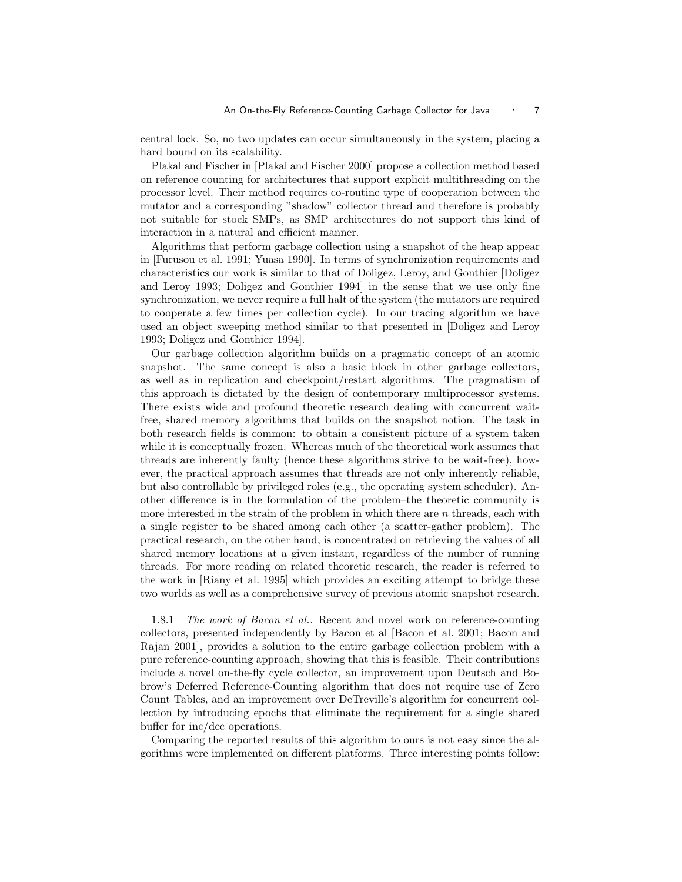central lock. So, no two updates can occur simultaneously in the system, placing a hard bound on its scalability.

Plakal and Fischer in [Plakal and Fischer 2000] propose a collection method based on reference counting for architectures that support explicit multithreading on the processor level. Their method requires co-routine type of cooperation between the mutator and a corresponding "shadow" collector thread and therefore is probably not suitable for stock SMPs, as SMP architectures do not support this kind of interaction in a natural and efficient manner.

Algorithms that perform garbage collection using a snapshot of the heap appear in [Furusou et al. 1991; Yuasa 1990]. In terms of synchronization requirements and characteristics our work is similar to that of Doligez, Leroy, and Gonthier [Doligez and Leroy 1993; Doligez and Gonthier 1994] in the sense that we use only fine synchronization, we never require a full halt of the system (the mutators are required to cooperate a few times per collection cycle). In our tracing algorithm we have used an object sweeping method similar to that presented in [Doligez and Leroy 1993; Doligez and Gonthier 1994].

Our garbage collection algorithm builds on a pragmatic concept of an atomic snapshot. The same concept is also a basic block in other garbage collectors, as well as in replication and checkpoint/restart algorithms. The pragmatism of this approach is dictated by the design of contemporary multiprocessor systems. There exists wide and profound theoretic research dealing with concurrent wait-free, shared memory algorithms that builds on the snapshot notion. The task in both research fields is common: to obtain a consistent picture of a system taken while it is conceptually frozen. Whereas much of the theoretical work assumes that threads are inherently faulty (hence these algorithms strive to be wait-free), however, the practical approach assumes that threads are not only inherently reliable, but also controllable by privileged roles (e.g., the operating system scheduler). Another difference is in the formulation of the problem–the theoretic community is more interested in the strain of the problem in which there are $n$ threads, each with a single register to be shared among each other (a scatter-gather problem). The practical research, on the other hand, is concentrated on retrieving the values of all shared memory locations at a given instant, regardless of the number of running threads. For more reading on related theoretic research, the reader is referred to the work in [Riany et al. 1995] which provides an exciting attempt to bridge these two worlds as well as a comprehensive survey of previous atomic snapshot research.

#### 1.8.1 *The work of Bacon et al.*.

Recent and novel work on reference-counting collectors, presented independently by Bacon et al [Bacon et al. 2001; Bacon and Rajan 2001], provides a solution to the entire garbage collection problem with a pure reference-counting approach, showing that this is feasible. Their contributions include a novel on-the-fly cycle collector, an improvement upon Deutsch and Bobrow's Deferred Reference-Counting algorithm that does not require use of Zero Count Tables, and an improvement over DeTreville's algorithm for concurrent collection by introducing epochs that eliminate the requirement for a single shared buffer for inc/dec operations.

Comparing the reported results of this algorithm to ours is not easy since the algorithms were implemented on different platforms. Three interesting points follow: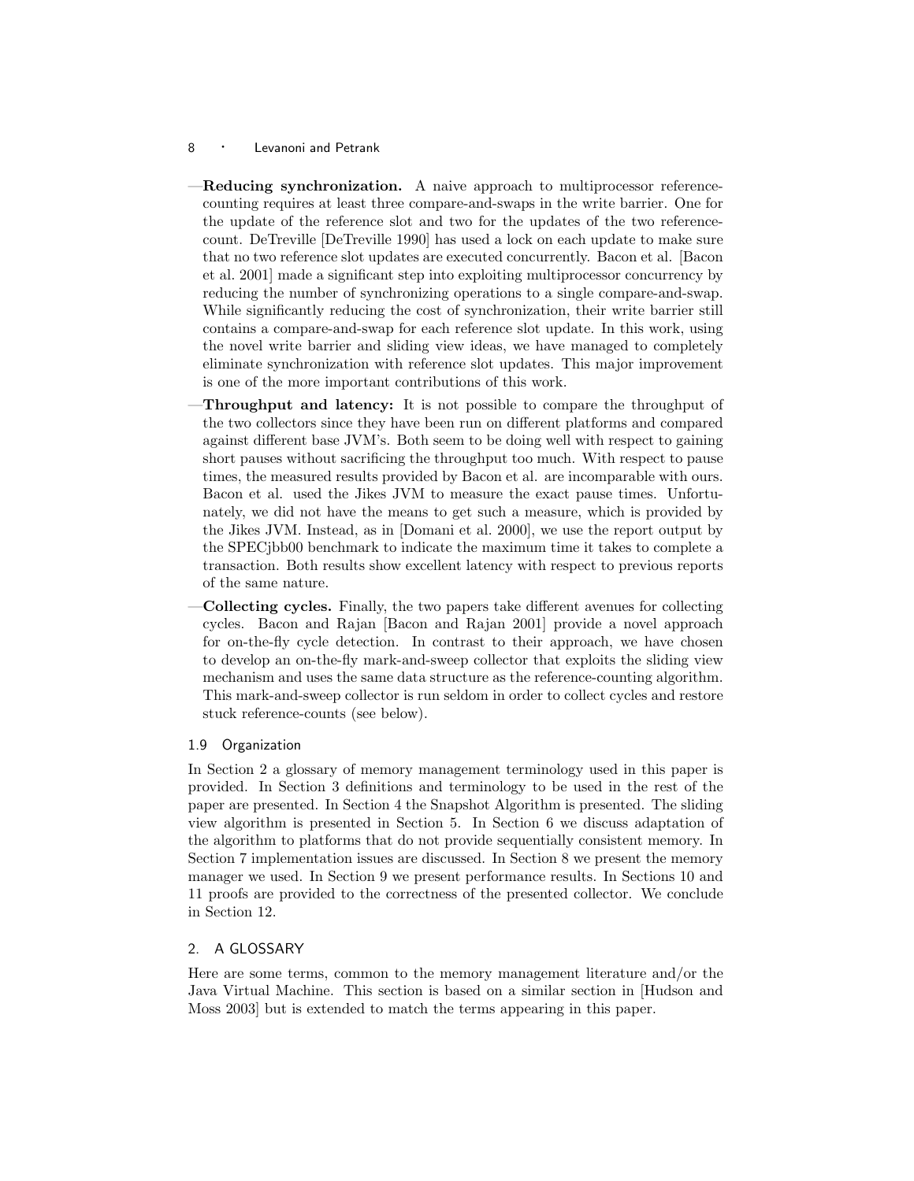—**Reducing synchronization.** A naive approach to multiprocessor reference-counting requires at least three compare-and-swaps in the write barrier. One for the update of the reference slot and two for the updates of the two reference-count. DeTreville [DeTreville 1990] has used a lock on each update to make sure that no two reference slot updates are executed concurrently. Bacon et al. [Bacon et al. 2001] made a significant step into exploiting multiprocessor concurrency by reducing the number of synchronizing operations to a single compare-and-swap. While significantly reducing the cost of synchronization, their write barrier still contains a compare-and-swap for each reference slot update. In this work, using the novel write barrier and sliding view ideas, we have managed to completely eliminate synchronization with reference slot updates. This major improvement is one of the more important contributions of this work.

—**Throughput and latency:** It is not possible to compare the throughput of the two collectors since they have been run on different platforms and compared against different base JVM's. Both seem to be doing well with respect to gaining short pauses without sacrificing the throughput too much. With respect to pause times, the measured results provided by Bacon et al. are incomparable with ours. Bacon et al. used the Jikes JVM to measure the exact pause times. Unfortunately, we did not have the means to get such a measure, which is provided by the Jikes JVM. Instead, as in [Domani et al. 2000], we use the report output by the SPECjbb00 benchmark to indicate the maximum time it takes to complete a transaction. Both results show excellent latency with respect to previous reports of the same nature.

—**Collecting cycles.** Finally, the two papers take different avenues for collecting cycles. Bacon and Rajan [Bacon and Rajan 2001] provide a novel approach for on-the-fly cycle detection. In contrast to their approach, we have chosen to develop an on-the-fly mark-and-sweep collector that exploits the sliding view mechanism and uses the same data structure as the reference-counting algorithm. This mark-and-sweep collector is run seldom in order to collect cycles and restore stuck reference-counts (see below).

### 1.9 Organization

In Section 2 a glossary of memory management terminology used in this paper is provided. In Section 3 definitions and terminology to be used in the rest of the paper are presented. In Section 4 the Snapshot Algorithm is presented. The sliding view algorithm is presented in Section 5. In Section 6 we discuss adaptation of the algorithm to platforms that do not provide sequentially consistent memory. In Section 7 implementation issues are discussed. In Section 8 we present the memory manager we used. In Section 9 we present performance results. In Sections 10 and 11 proofs are provided to the correctness of the presented collector. We conclude in Section 12.

## 2. A GLOSSARY

Here are some terms, common to the memory management literature and/or the Java Virtual Machine. This section is based on a similar section in [Hudson and Moss 2003] but is extended to match the terms appearing in this paper.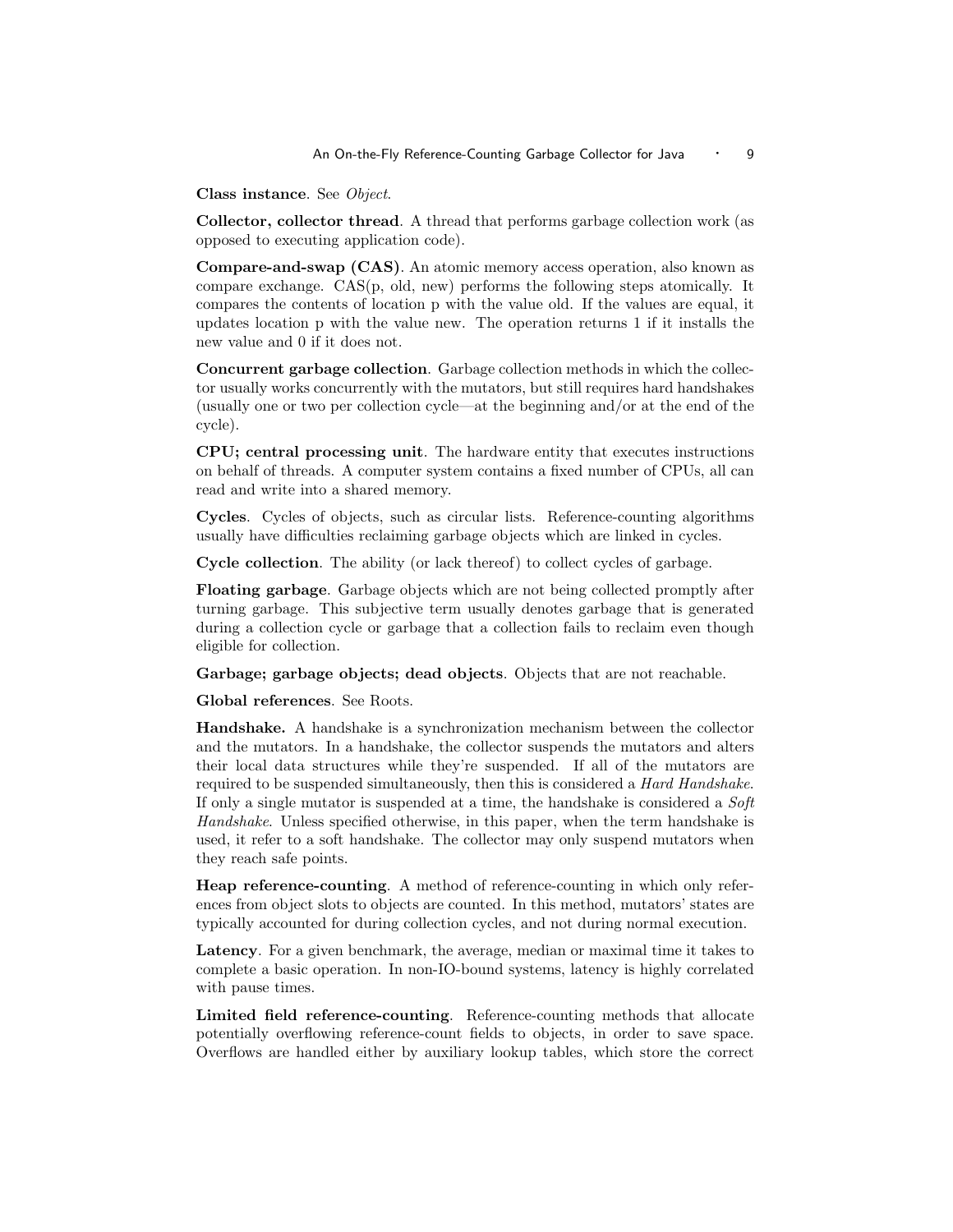**Class instance**. See *Object*.

**Collector, collector thread**. A thread that performs garbage collection work (as opposed to executing application code).

**Compare-and-swap (CAS)**. An atomic memory access operation, also known as compare exchange. CAS(p, old, new) performs the following steps atomically. It compares the contents of location p with the value old. If the values are equal, it updates location p with the value new. The operation returns 1 if it installs the new value and 0 if it does not.

**Concurrent garbage collection**. Garbage collection methods in which the collector usually works concurrently with the mutators, but still requires hard handshakes (usually one or two per collection cycle—at the beginning and/or at the end of the cycle).

**CPU; central processing unit**. The hardware entity that executes instructions on behalf of threads. A computer system contains a fixed number of CPUs, all can read and write into a shared memory.

**Cycles**. Cycles of objects, such as circular lists. Reference-counting algorithms usually have difficulties reclaiming garbage objects which are linked in cycles.

**Cycle collection**. The ability (or lack thereof) to collect cycles of garbage.

**Floating garbage**. Garbage objects which are not being collected promptly after turning garbage. This subjective term usually denotes garbage that is generated during a collection cycle or garbage that a collection fails to reclaim even though eligible for collection.

**Garbage; garbage objects; dead objects**. Objects that are not reachable.

**Global references**. See Roots.

**Handshake.** A handshake is a synchronization mechanism between the collector and the mutators. In a handshake, the collector suspends the mutators and alters their local data structures while they're suspended. If all of the mutators are required to be suspended simultaneously, then this is considered a *Hard Handshake*. If only a single mutator is suspended at a time, the handshake is considered a *Soft Handshake*. Unless specified otherwise, in this paper, when the term handshake is used, it refer to a soft handshake. The collector may only suspend mutators when they reach safe points.

**Heap reference-counting**. A method of reference-counting in which only references from object slots to objects are counted. In this method, mutators' states are typically accounted for during collection cycles, and not during normal execution.

**Latency**. For a given benchmark, the average, median or maximal time it takes to complete a basic operation. In non-IO-bound systems, latency is highly correlated with pause times.

**Limited field reference-counting**. Reference-counting methods that allocate potentially overflowing reference-count fields to objects, in order to save space. Overflows are handled either by auxiliary lookup tables, which store the correct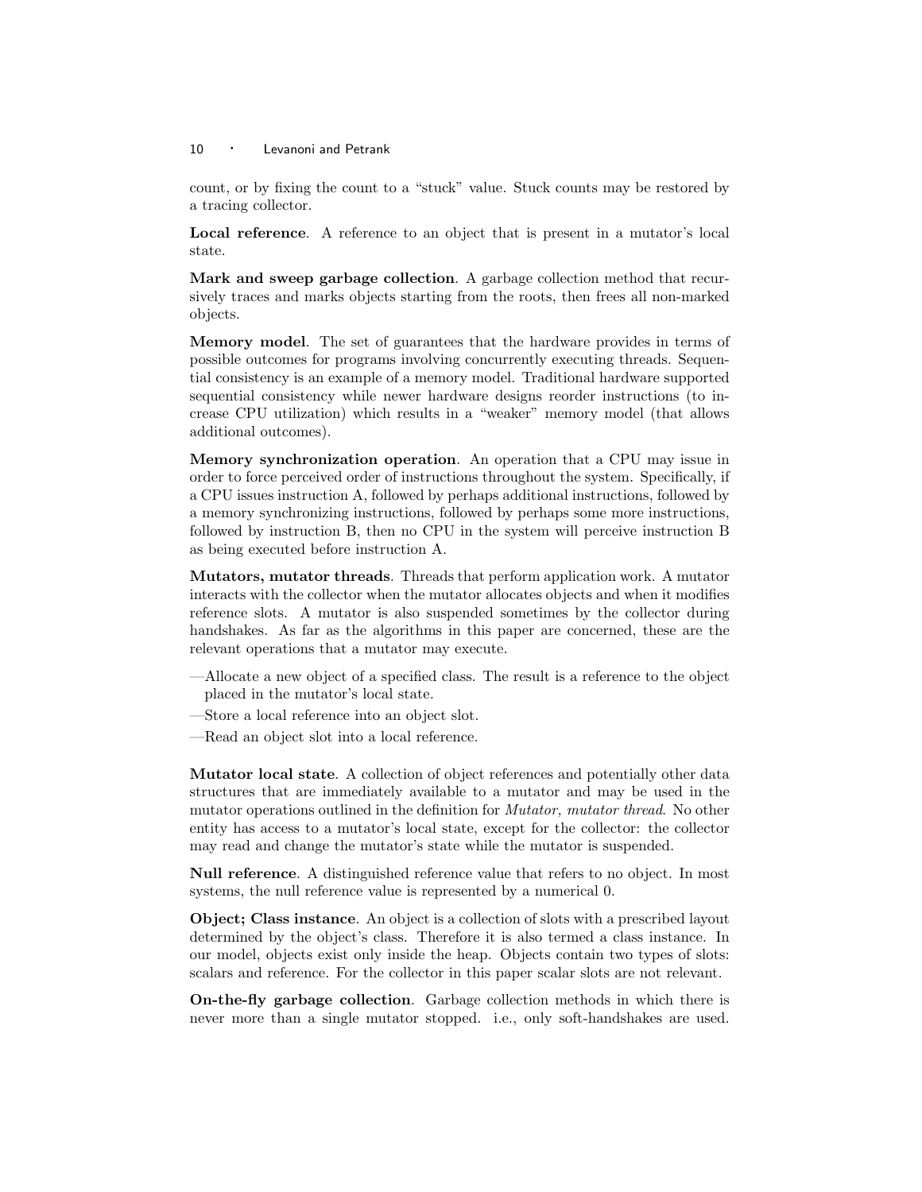count, or by fixing the count to a "stuck" value. Stuck counts may be restored by a tracing collector.

**Local reference**. A reference to an object that is present in a mutator's local state.

**Mark and sweep garbage collection**. A garbage collection method that recursively traces and marks objects starting from the roots, then frees all non-marked objects.

**Memory model**. The set of guarantees that the hardware provides in terms of possible outcomes for programs involving concurrently executing threads. Sequential consistency is an example of a memory model. Traditional hardware supported sequential consistency while newer hardware designs reorder instructions (to increase CPU utilization) which results in a "weaker" memory model (that allows additional outcomes).

**Memory synchronization operation**. An operation that a CPU may issue in order to force perceived order of instructions throughout the system. Specifically, if a CPU issues instruction A, followed by perhaps additional instructions, followed by a memory synchronizing instructions, followed by perhaps some more instructions, followed by instruction B, then no CPU in the system will perceive instruction B as being executed before instruction A.

**Mutators, mutator threads**. Threads that perform application work. A mutator interacts with the collector when the mutator allocates objects and when it modifies reference slots. A mutator is also suspended sometimes by the collector during handshakes. As far as the algorithms in this paper are concerned, these are the relevant operations that a mutator may execute.

- Allocate a new object of a specified class. The result is a reference to the object placed in the mutator's local state.
- Store a local reference into an object slot.
- Read an object slot into a local reference.

**Mutator local state**. A collection of object references and potentially other data structures that are immediately available to a mutator and may be used in the mutator operations outlined in the definition for *Mutator, mutator thread*. No other entity has access to a mutator's local state, except for the collector: the collector may read and change the mutator's state while the mutator is suspended.

**Null reference**. A distinguished reference value that refers to no object. In most systems, the null reference value is represented by a numerical 0.

**Object; Class instance**. An object is a collection of slots with a prescribed layout determined by the object's class. Therefore it is also termed a class instance. In our model, objects exist only inside the heap. Objects contain two types of slots: scalars and reference. For the collector in this paper scalar slots are not relevant.

**On-the-fly garbage collection**. Garbage collection methods in which there is never more than a single mutator stopped. i.e., only soft-handshakes are used.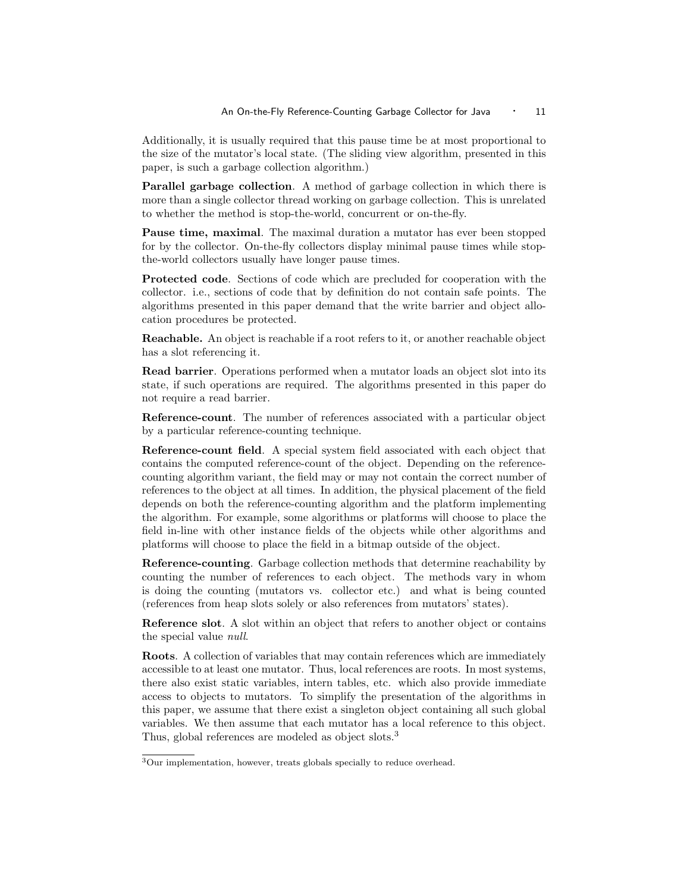Additionally, it is usually required that this pause time be at most proportional to the size of the mutator's local state. (The sliding view algorithm, presented in this paper, is such a garbage collection algorithm.)

**Parallel garbage collection**. A method of garbage collection in which there is more than a single collector thread working on garbage collection. This is unrelated to whether the method is stop-the-world, concurrent or on-the-fly.

**Pause time, maximal**. The maximal duration a mutator has ever been stopped for by the collector. On-the-fly collectors display minimal pause times while stop-the-world collectors usually have longer pause times.

**Protected code**. Sections of code which are precluded for cooperation with the collector. i.e., sections of code that by definition do not contain safe points. The algorithms presented in this paper demand that the write barrier and object allocation procedures be protected.

**Reachable.** An object is reachable if a root refers to it, or another reachable object has a slot referencing it.

**Read barrier**. Operations performed when a mutator loads an object slot into its state, if such operations are required. The algorithms presented in this paper do not require a read barrier.

**Reference-count**. The number of references associated with a particular object by a particular reference-counting technique.

**Reference-count field**. A special system field associated with each object that contains the computed reference-count of the object. Depending on the reference-counting algorithm variant, the field may or may not contain the correct number of references to the object at all times. In addition, the physical placement of the field depends on both the reference-counting algorithm and the platform implementing the algorithm. For example, some algorithms or platforms will choose to place the field in-line with other instance fields of the objects while other algorithms and platforms will choose to place the field in a bitmap outside of the object.

**Reference-counting**. Garbage collection methods that determine reachability by counting the number of references to each object. The methods vary in whom is doing the counting (mutators vs. collector etc.) and what is being counted (references from heap slots solely or also references from mutators' states).

**Reference slot**. A slot within an object that refers to another object or contains the special value *null*.

**Roots**. A collection of variables that may contain references which are immediately accessible to at least one mutator. Thus, local references are roots. In most systems, there also exist static variables, intern tables, etc. which also provide immediate access to objects to mutators. To simplify the presentation of the algorithms in this paper, we assume that there exist a singleton object containing all such global variables. We then assume that each mutator has a local reference to this object. Thus, global references are modeled as object slots.[3]

[3]Our implementation, however, treats globals specially to reduce overhead.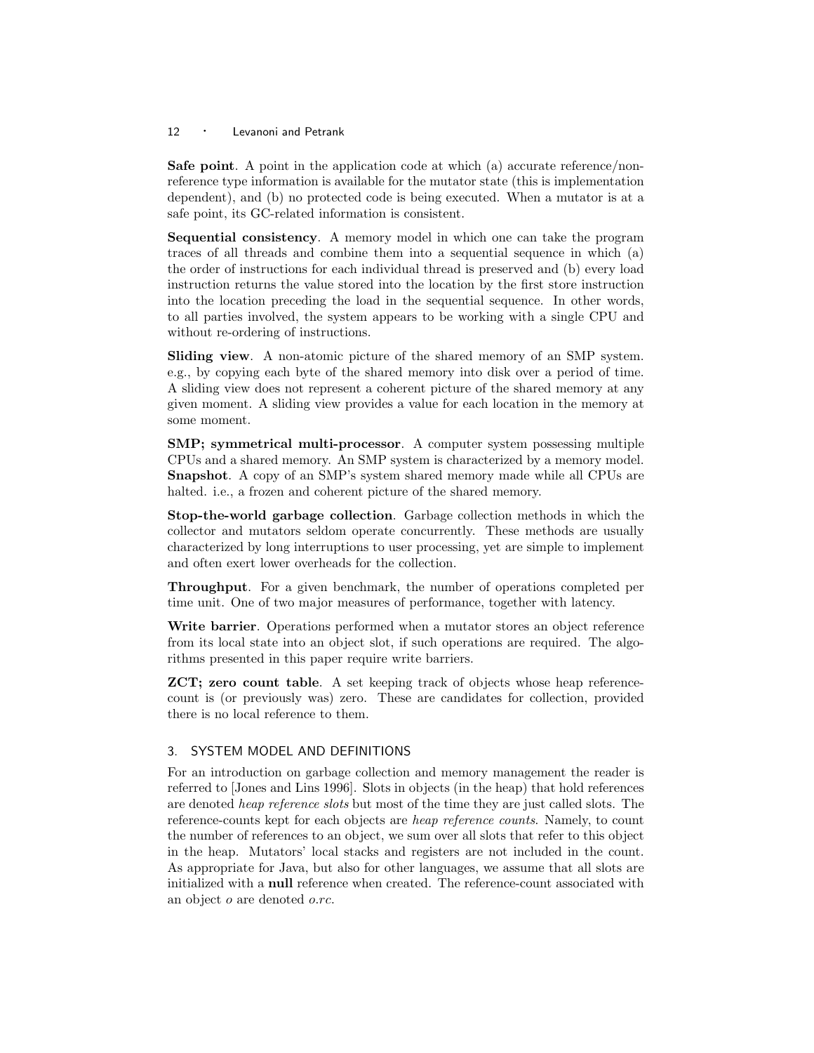**Safe point**. A point in the application code at which (a) accurate reference/non-reference type information is available for the mutator state (this is implementation dependent), and (b) no protected code is being executed. When a mutator is at a safe point, its GC-related information is consistent.

**Sequential consistency**. A memory model in which one can take the program traces of all threads and combine them into a sequential sequence in which (a) the order of instructions for each individual thread is preserved and (b) every load instruction returns the value stored into the location by the first store instruction into the location preceding the load in the sequential sequence. In other words, to all parties involved, the system appears to be working with a single CPU and without re-ordering of instructions.

**Sliding view**. A non-atomic picture of the shared memory of an SMP system. e.g., by copying each byte of the shared memory into disk over a period of time. A sliding view does not represent a coherent picture of the shared memory at any given moment. A sliding view provides a value for each location in the memory at some moment.

**SMP; symmetrical multi-processor**. A computer system possessing multiple CPUs and a shared memory. An SMP system is characterized by a memory model.

**Snapshot**. A copy of an SMP's system shared memory made while all CPUs are halted. i.e., a frozen and coherent picture of the shared memory.

**Stop-the-world garbage collection**. Garbage collection methods in which the collector and mutators seldom operate concurrently. These methods are usually characterized by long interruptions to user processing, yet are simple to implement and often exert lower overheads for the collection.

**Throughput**. For a given benchmark, the number of operations completed per time unit. One of two major measures of performance, together with latency.

**Write barrier**. Operations performed when a mutator stores an object reference from its local state into an object slot, if such operations are required. The algorithms presented in this paper require write barriers.

**ZCT; zero count table**. A set keeping track of objects whose heap reference-count is (or previously was) zero. These are candidates for collection, provided there is no local reference to them.

## 3. SYSTEM MODEL AND DEFINITIONS

For an introduction on garbage collection and memory management the reader is referred to [Jones and Lins 1996]. Slots in objects (in the heap) that hold references are denoted *heap reference slots* but most of the time they are just called slots. The reference-counts kept for each objects are *heap reference counts*. Namely, to count the number of references to an object, we sum over all slots that refer to this object in the heap. Mutators' local stacks and registers are not included in the count. As appropriate for Java, but also for other languages, we assume that all slots are initialized with a **null** reference when created. The reference-count associated with an object $o$ are denoted $o.rc$.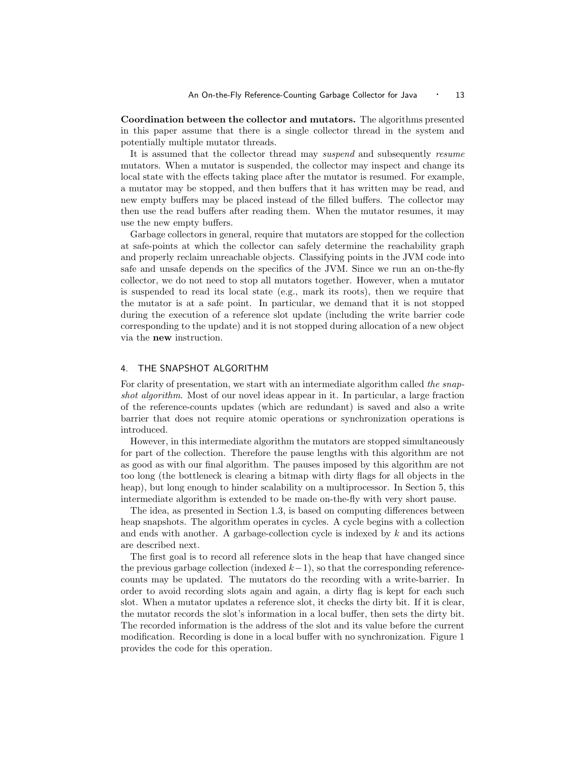**Coordination between the collector and mutators.** The algorithms presented in this paper assume that there is a single collector thread in the system and potentially multiple mutator threads.

It is assumed that the collector thread may *suspend* and subsequently *resume* mutators. When a mutator is suspended, the collector may inspect and change its local state with the effects taking place after the mutator is resumed. For example, a mutator may be stopped, and then buffers that it has written may be read, and new empty buffers may be placed instead of the filled buffers. The collector may then use the read buffers after reading them. When the mutator resumes, it may use the new empty buffers.

Garbage collectors in general, require that mutators are stopped for the collection at safe-points at which the collector can safely determine the reachability graph and properly reclaim unreachable objects. Classifying points in the JVM code into safe and unsafe depends on the specifics of the JVM. Since we run an on-the-fly collector, we do not need to stop all mutators together. However, when a mutator is suspended to read its local state (e.g., mark its roots), then we require that the mutator is at a safe point. In particular, we demand that it is not stopped during the execution of a reference slot update (including the write barrier code corresponding to the update) and it is not stopped during allocation of a new object via the **new** instruction.

## 4. THE SNAPSHOT ALGORITHM

For clarity of presentation, we start with an intermediate algorithm called *the snapshot algorithm*. Most of our novel ideas appear in it. In particular, a large fraction of the reference-counts updates (which are redundant) is saved and also a write barrier that does not require atomic operations or synchronization operations is introduced.

However, in this intermediate algorithm the mutators are stopped simultaneously for part of the collection. Therefore the pause lengths with this algorithm are not as good as with our final algorithm. The pauses imposed by this algorithm are not too long (the bottleneck is clearing a bitmap with dirty flags for all objects in the heap), but long enough to hinder scalability on a multiprocessor. In Section 5, this intermediate algorithm is extended to be made on-the-fly with very short pause.

The idea, as presented in Section 1.3, is based on computing differences between heap snapshots. The algorithm operates in cycles. A cycle begins with a collection and ends with another. A garbage-collection cycle is indexed by $k$ and its actions are described next.

The first goal is to record all reference slots in the heap that have changed since the previous garbage collection (indexed $k-1$), so that the corresponding reference-counts may be updated. The mutators do the recording with a write-barrier. In order to avoid recording slots again and again, a dirty flag is kept for each such slot. When a mutator updates a reference slot, it checks the dirty bit. If it is clear, the mutator records the slot's information in a local buffer, then sets the dirty bit. The recorded information is the address of the slot and its value before the current modification. Recording is done in a local buffer with no synchronization. Figure 1 provides the code for this operation.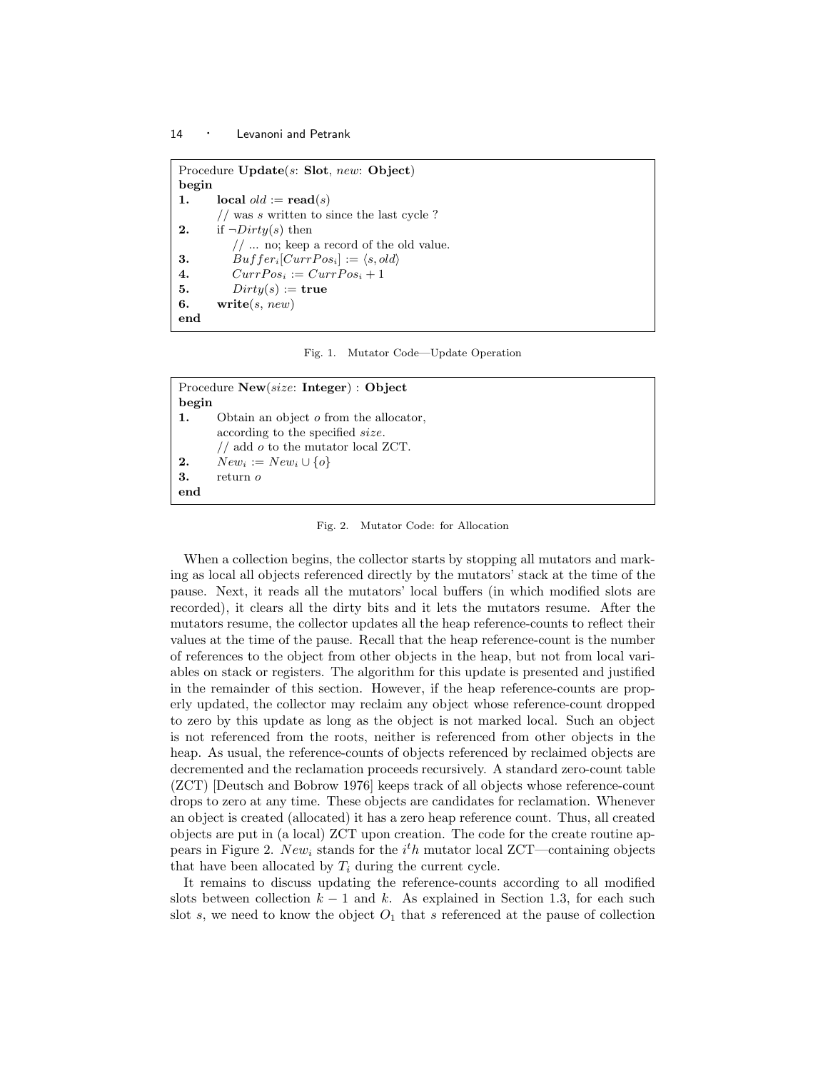```
Procedure Update(s: Slot, new: Object)
begin
1.      local old := read(s)
        // was s written to since the last cycle ?
2.      if ¬Dirty(s) then
            // ... no; keep a record of the old value.
3.          Buffer_i[CurrPos_i] := ⟨s, old⟩
4.          CurrPos_i := CurrPos_i + 1
5.          Dirty(s) := true
6.      write(s, new)
end
```

Fig. 1. Mutator Code—Update Operation

```
Procedure New(size: Integer) : Object
begin
1.      Obtain an object o from the allocator,
        according to the specified size.
        // add o to the mutator local ZCT.
2.      New_i := New_i ∪ {o}
3.      return o
end
```

Fig. 2. Mutator Code: for Allocation

When a collection begins, the collector starts by stopping all mutators and marking as local all objects referenced directly by the mutators' stack at the time of the pause. Next, it reads all the mutators' local buffers (in which modified slots are recorded), it clears all the dirty bits and it lets the mutators resume. After the mutators resume, the collector updates all the heap reference-counts to reflect their values at the time of the pause. Recall that the heap reference-count is the number of references to the object from other objects in the heap, but not from local variables on stack or registers. The algorithm for this update is presented and justified in the remainder of this section. However, if the heap reference-counts are properly updated, the collector may reclaim any object whose reference-count dropped to zero by this update as long as the object is not marked local. Such an object is not referenced from the roots, neither is referenced from other objects in the heap. As usual, the reference-counts of objects referenced by reclaimed objects are decremented and the reclamation proceeds recursively. A standard zero-count table (ZCT) [Deutsch and Bobrow 1976] keeps track of all objects whose reference-count drops to zero at any time. These objects are candidates for reclamation. Whenever an object is created (allocated) it has a zero heap reference count. Thus, all created objects are put in (a local) ZCT upon creation. The code for the create routine appears in Figure 2. $New_i$ stands for the $i^th$ mutator local ZCT—containing objects that have been allocated by $T_i$ during the current cycle.

It remains to discuss updating the reference-counts according to all modified slots between collection $k-1$ and $k$. As explained in Section 1.3, for each such slot $s$, we need to know the object $O_1$ that $s$ referenced at the pause of collection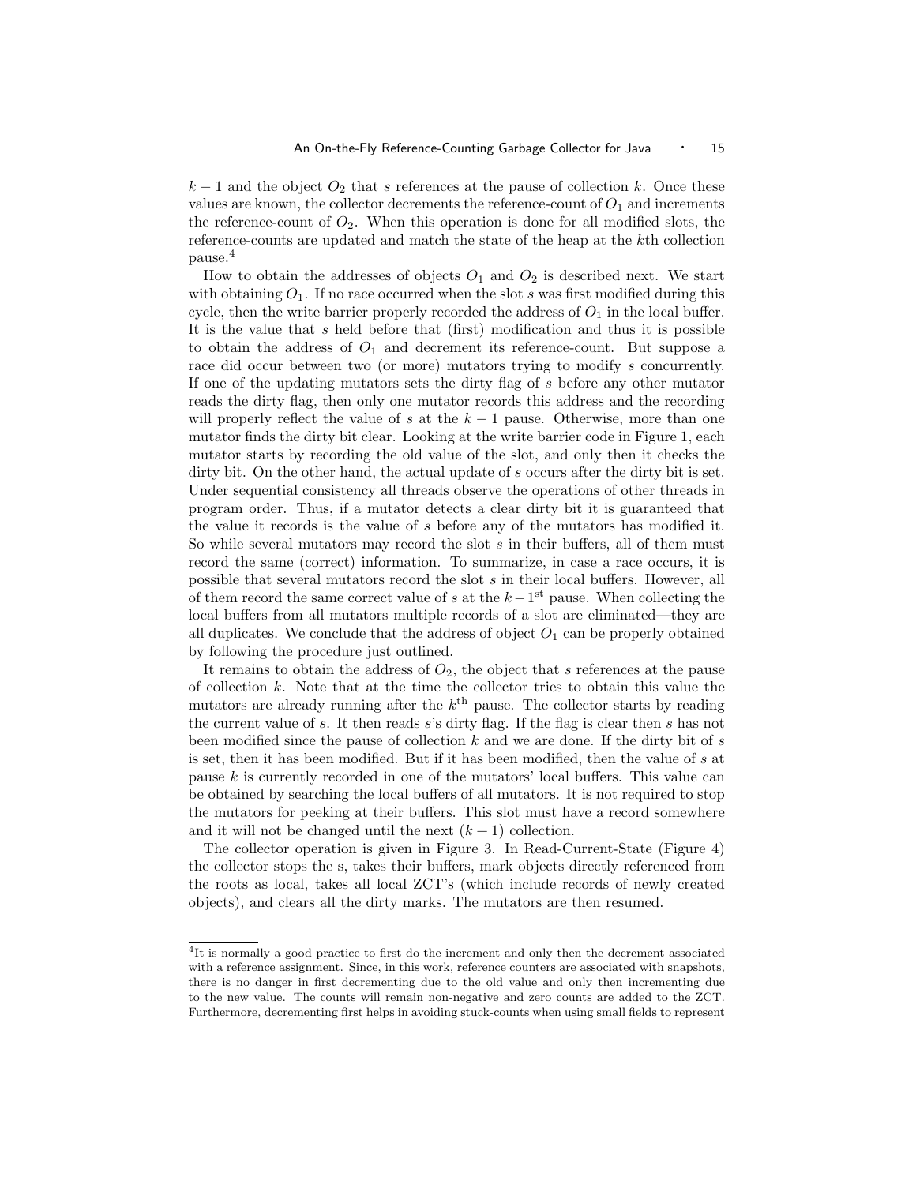$k-1$ and the object $O_2$ that $s$ references at the pause of collection $k$. Once these values are known, the collector decrements the reference-count of $O_1$ and increments the reference-count of $O_2$. When this operation is done for all modified slots, the reference-counts are updated and match the state of the heap at the $k$th collection pause.[4]

How to obtain the addresses of objects $O_1$ and $O_2$ is described next. We start with obtaining $O_1$. If no race occurred when the slot $s$ was first modified during this cycle, then the write barrier properly recorded the address of $O_1$ in the local buffer. It is the value that $s$ held before that (first) modification and thus it is possible to obtain the address of $O_1$ and decrement its reference-count. But suppose a race did occur between two (or more) mutators trying to modify $s$ concurrently. If one of the updating mutators sets the dirty flag of $s$ before any other mutator reads the dirty flag, then only one mutator records this address and the recording will properly reflect the value of $s$ at the $k-1$ pause. Otherwise, more than one mutator finds the dirty bit clear. Looking at the write barrier code in Figure 1, each mutator starts by recording the old value of the slot, and only then it checks the dirty bit. On the other hand, the actual update of $s$ occurs after the dirty bit is set. Under sequential consistency all threads observe the operations of other threads in program order. Thus, if a mutator detects a clear dirty bit it is guaranteed that the value it records is the value of $s$ before any of the mutators has modified it. So while several mutators may record the slot $s$ in their buffers, all of them must record the same (correct) information. To summarize, in case a race occurs, it is possible that several mutators record the slot $s$ in their local buffers. However, all of them record the same correct value of $s$ at the $k-1^{\text{st}}$ pause. When collecting the local buffers from all mutators multiple records of a slot are eliminated—they are all duplicates. We conclude that the address of object $O_1$ can be properly obtained by following the procedure just outlined.

It remains to obtain the address of $O_2$, the object that $s$ references at the pause of collection $k$. Note that at the time the collector tries to obtain this value the mutators are already running after the $k^{\text{th}}$ pause. The collector starts by reading the current value of $s$. It then reads $s$'s dirty flag. If the flag is clear then $s$ has not been modified since the pause of collection $k$ and we are done. If the dirty bit of $s$ is set, then it has been modified. But if it has been modified, then the value of $s$ at pause $k$ is currently recorded in one of the mutators' local buffers. This value can be obtained by searching the local buffers of all mutators. It is not required to stop the mutators for peeking at their buffers. This slot must have a record somewhere and it will not be changed until the next $(k+1)$ collection.

The collector operation is given in Figure 3. In Read-Current-State (Figure 4) the collector stops the s, takes their buffers, mark objects directly referenced from the roots as local, takes all local ZCT's (which include records of newly created objects), and clears all the dirty marks. The mutators are then resumed.

---

[4] It is normally a good practice to first do the increment and only then the decrement associated with a reference assignment. Since, in this work, reference counters are associated with snapshots, there is no danger in first decrementing due to the old value and only then incrementing due to the new value. The counts will remain non-negative and zero counts are added to the ZCT. Furthermore, decrementing first helps in avoiding stuck-counts when using small fields to represent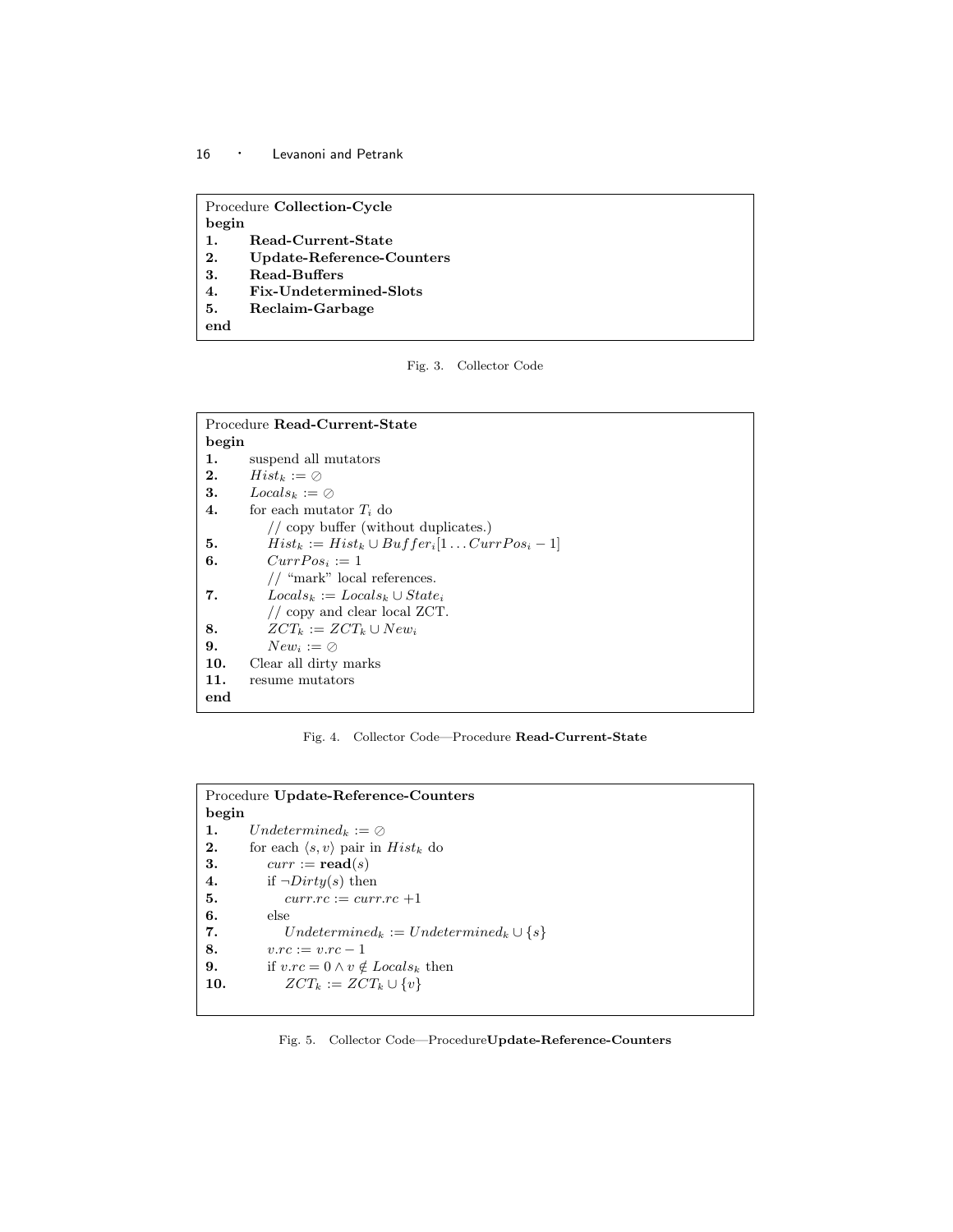```
Procedure Collection-Cycle
begin
1.    Read-Current-State
2.    Update-Reference-Counters
3.    Read-Buffers
4.    Fix-Undetermined-Slots
5.    Reclaim-Garbage
end
```

Fig. 3. Collector Code

```
Procedure Read-Current-State
begin
1.    suspend all mutators
2.    Hist_k := ∅
3.    Locals_k := ∅
4.    for each mutator T_i do
          // copy buffer (without duplicates.)
5.        Hist_k := Hist_k ∪ Buffer_i[1 ... CurrPos_i − 1]
6.        CurrPos_i := 1
          // "mark" local references.
7.        Locals_k := Locals_k ∪ State_i
          // copy and clear local ZCT.
8.        ZCT_k := ZCT_k ∪ New_i
9.        New_i := ∅
10.   Clear all dirty marks
11.   resume mutators
end
```

Fig. 4. Collector Code—Procedure **Read-Current-State**

```
Procedure Update-Reference-Counters
begin
1.    Undetermined_k := ∅
2.    for each ⟨s, v⟩ pair in Hist_k do
3.        curr := read(s)
4.        if ¬Dirty(s) then
5.            curr.rc := curr.rc + 1
6.        else
7.            Undetermined_k := Undetermined_k ∪ {s}
8.        v.rc := v.rc − 1
9.        if v.rc = 0 ∧ v ∉ Locals_k then
10.           ZCT_k := ZCT_k ∪ {v}
```

Fig. 5. Collector Code—Procedure**Update-Reference-Counters**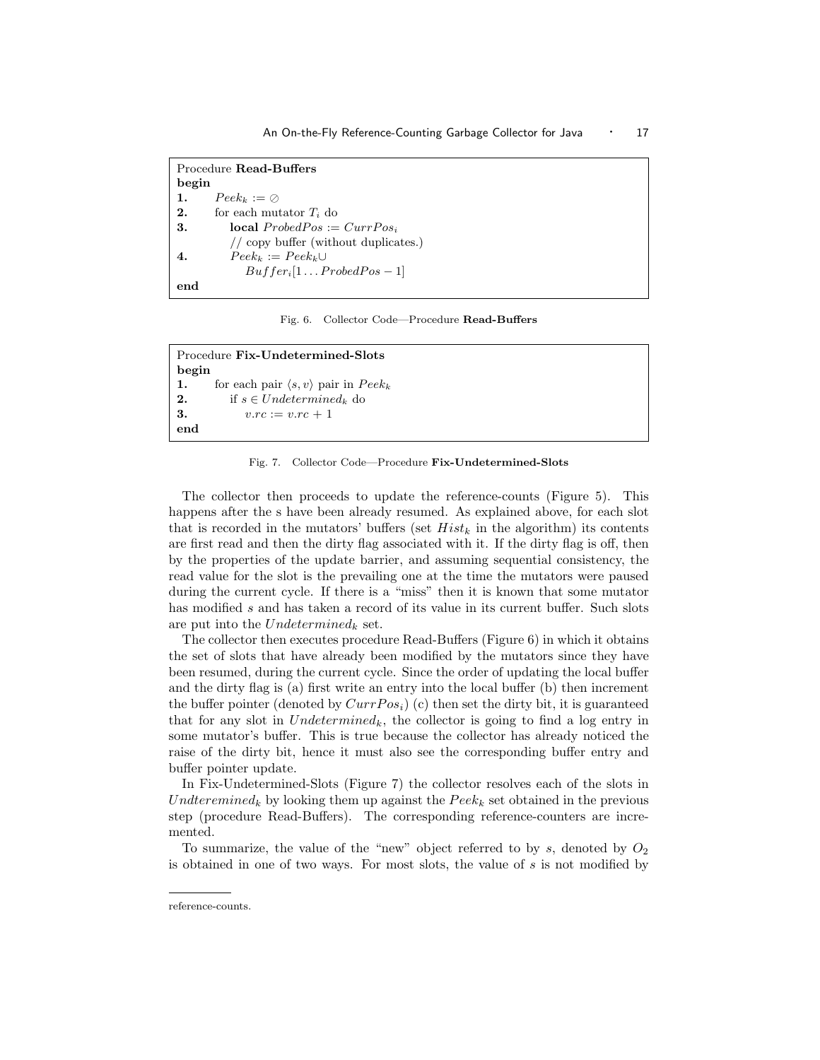```
Procedure Read-Buffers
begin
1.    Peek_k := ∅
2.    for each mutator T_i do
3.        local ProbedPos := CurrPos_i
          // copy buffer (without duplicates.)
4.        Peek_k := Peek_k ∪
              Buffer_i[1 ... ProbedPos − 1]
end
```

Fig. 6. Collector Code—Procedure **Read-Buffers**

```
Procedure Fix-Undetermined-Slots
begin
1.    for each pair ⟨s, v⟩ pair in Peek_k
2.        if s ∈ Undetermined_k do
3.            v.rc := v.rc + 1
end
```

Fig. 7. Collector Code—Procedure **Fix-Undetermined-Slots**

The collector then proceeds to update the reference-counts (Figure 5). This happens after the s have been already resumed. As explained above, for each slot that is recorded in the mutators' buffers (set $Hist_k$ in the algorithm) its contents are first read and then the dirty flag associated with it. If the dirty flag is off, then by the properties of the update barrier, and assuming sequential consistency, the read value for the slot is the prevailing one at the time the mutators were paused during the current cycle. If there is a "miss" then it is known that some mutator has modified $s$ and has taken a record of its value in its current buffer. Such slots are put into the $Undetermined_k$ set.

The collector then executes procedure Read-Buffers (Figure 6) in which it obtains the set of slots that have already been modified by the mutators since they have been resumed, during the current cycle. Since the order of updating the local buffer and the dirty flag is (a) first write an entry into the local buffer (b) then increment the buffer pointer (denoted by $CurrPos_i$) (c) then set the dirty bit, it is guaranteed that for any slot in $Undetermined_k$, the collector is going to find a log entry in some mutator's buffer. This is true because the collector has already noticed the raise of the dirty bit, hence it must also see the corresponding buffer entry and buffer pointer update.

In Fix-Undetermined-Slots (Figure 7) the collector resolves each of the slots in $Undteremined_k$ by looking them up against the $Peek_k$ set obtained in the previous step (procedure Read-Buffers). The corresponding reference-counters are incremented.

To summarize, the value of the "new" object referred to by $s$, denoted by $O_2$ is obtained in one of two ways. For most slots, the value of $s$ is not modified by

reference-counts.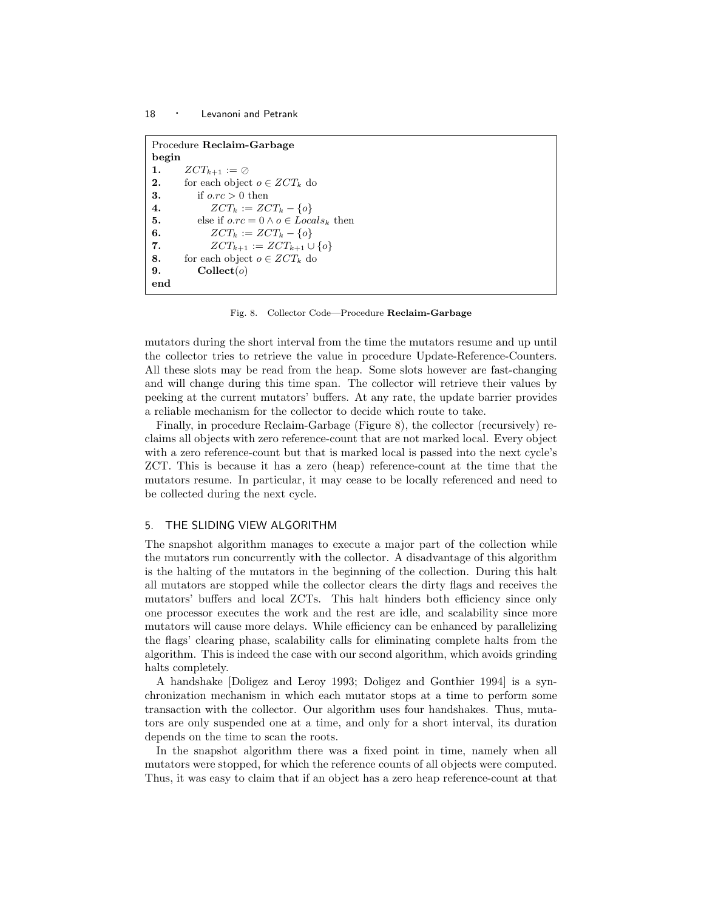```
Procedure Reclaim-Garbage
begin
1.    ZCT_{k+1} := ∅
2.    for each object o ∈ ZCT_k do
3.        if o.rc > 0 then
4.            ZCT_k := ZCT_k − {o}
5.        else if o.rc = 0 ∧ o ∈ Locals_k then
6.            ZCT_k := ZCT_k − {o}
7.            ZCT_{k+1} := ZCT_{k+1} ∪ {o}
8.    for each object o ∈ ZCT_k do
9.        Collect(o)
end
```

Fig. 8. Collector Code—Procedure **Reclaim-Garbage**

mutators during the short interval from the time the mutators resume and up until the collector tries to retrieve the value in procedure Update-Reference-Counters. All these slots may be read from the heap. Some slots however are fast-changing and will change during this time span. The collector will retrieve their values by peeking at the current mutators' buffers. At any rate, the update barrier provides a reliable mechanism for the collector to decide which route to take.

Finally, in procedure Reclaim-Garbage (Figure 8), the collector (recursively) reclaims all objects with zero reference-count that are not marked local. Every object with a zero reference-count but that is marked local is passed into the next cycle's ZCT. This is because it has a zero (heap) reference-count at the time that the mutators resume. In particular, it may cease to be locally referenced and need to be collected during the next cycle.

## 5. THE SLIDING VIEW ALGORITHM

The snapshot algorithm manages to execute a major part of the collection while the mutators run concurrently with the collector. A disadvantage of this algorithm is the halting of the mutators in the beginning of the collection. During this halt all mutators are stopped while the collector clears the dirty flags and receives the mutators' buffers and local ZCTs. This halt hinders both efficiency since only one processor executes the work and the rest are idle, and scalability since more mutators will cause more delays. While efficiency can be enhanced by parallelizing the flags' clearing phase, scalability calls for eliminating complete halts from the algorithm. This is indeed the case with our second algorithm, which avoids grinding halts completely.

A handshake [Doligez and Leroy 1993; Doligez and Gonthier 1994] is a synchronization mechanism in which each mutator stops at a time to perform some transaction with the collector. Our algorithm uses four handshakes. Thus, mutators are only suspended one at a time, and only for a short interval, its duration depends on the time to scan the roots.

In the snapshot algorithm there was a fixed point in time, namely when all mutators were stopped, for which the reference counts of all objects were computed. Thus, it was easy to claim that if an object has a zero heap reference-count at that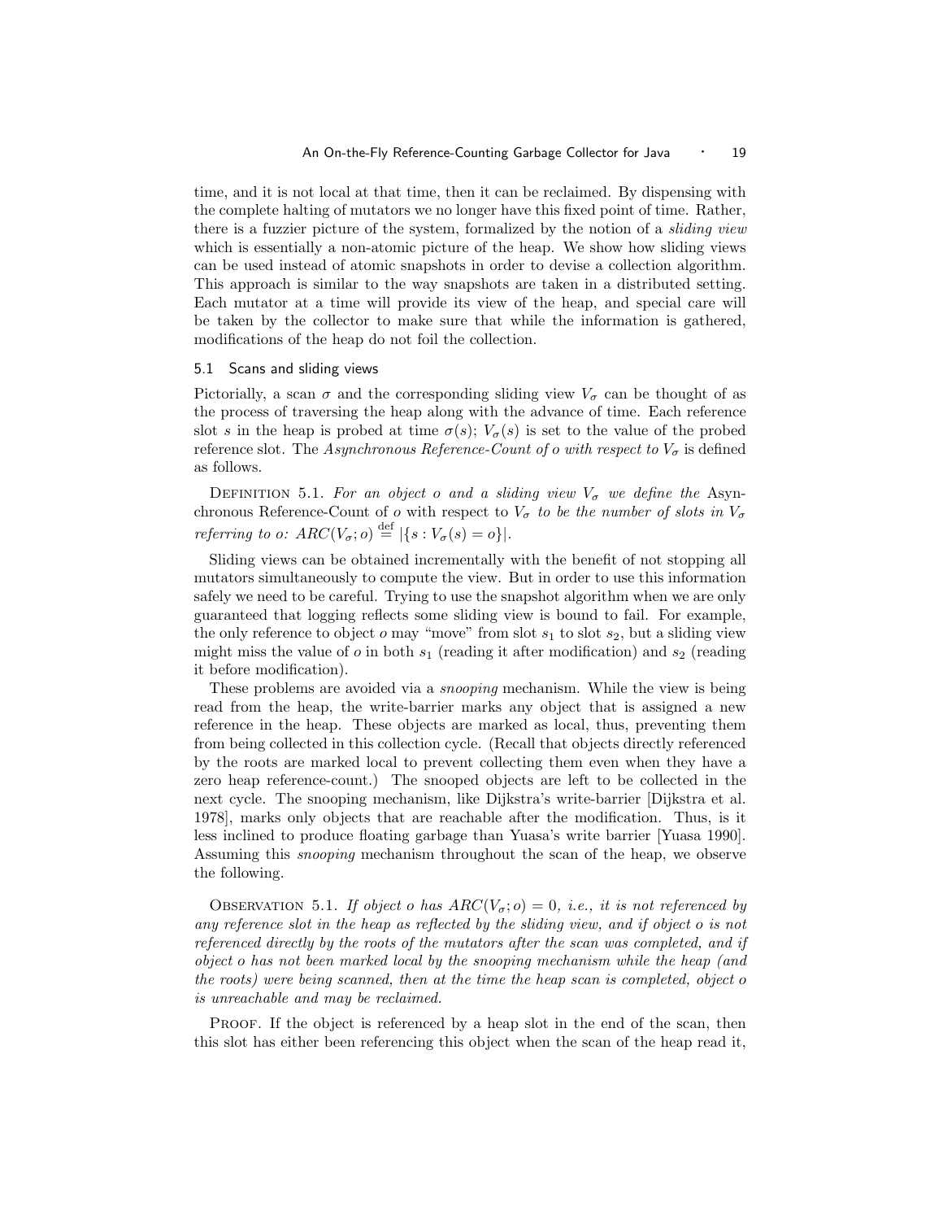time, and it is not local at that time, then it can be reclaimed. By dispensing with the complete halting of mutators we no longer have this fixed point of time. Rather, there is a fuzzier picture of the system, formalized by the notion of a *sliding view* which is essentially a non-atomic picture of the heap. We show how sliding views can be used instead of atomic snapshots in order to devise a collection algorithm. This approach is similar to the way snapshots are taken in a distributed setting. Each mutator at a time will provide its view of the heap, and special care will be taken by the collector to make sure that while the information is gathered, modifications of the heap do not foil the collection.

### 5.1 Scans and sliding views

Pictorially, a scan $\sigma$ and the corresponding sliding view $V_\sigma$ can be thought of as the process of traversing the heap along with the advance of time. Each reference slot $s$ in the heap is probed at time $\sigma(s)$; $V_\sigma(s)$ is set to the value of the probed reference slot. The *Asynchronous Reference-Count of o with respect to* $V_\sigma$ is defined as follows.

Definition 5.1. *For an object o and a sliding view* $V_\sigma$ *we define the* Asynchronous Reference-Count of $o$ with respect to $V_\sigma$ *to be the number of slots in* $V_\sigma$ *referring to o:* $ARC(V_\sigma; o) \stackrel{\text{def}}{=} |\{s : V_\sigma(s) = o\}|$.

Sliding views can be obtained incrementally with the benefit of not stopping all mutators simultaneously to compute the view. But in order to use this information safely we need to be careful. Trying to use the snapshot algorithm when we are only guaranteed that logging reflects some sliding view is bound to fail. For example, the only reference to object $o$ may "move" from slot $s_1$ to slot $s_2$, but a sliding view might miss the value of $o$ in both $s_1$ (reading it after modification) and $s_2$ (reading it before modification).

These problems are avoided via a *snooping* mechanism. While the view is being read from the heap, the write-barrier marks any object that is assigned a new reference in the heap. These objects are marked as local, thus, preventing them from being collected in this collection cycle. (Recall that objects directly referenced by the roots are marked local to prevent collecting them even when they have a zero heap reference-count.) The snooped objects are left to be collected in the next cycle. The snooping mechanism, like Dijkstra's write-barrier [Dijkstra et al. 1978], marks only objects that are reachable after the modification. Thus, is it less inclined to produce floating garbage than Yuasa's write barrier [Yuasa 1990]. Assuming this *snooping* mechanism throughout the scan of the heap, we observe the following.

Observation 5.1. *If object o has* $ARC(V_\sigma; o) = 0$*, i.e., it is not referenced by any reference slot in the heap as reflected by the sliding view, and if object o is not referenced directly by the roots of the mutators after the scan was completed, and if object o has not been marked local by the snooping mechanism while the heap (and the roots) were being scanned, then at the time the heap scan is completed, object o is unreachable and may be reclaimed.*

Proof. If the object is referenced by a heap slot in the end of the scan, then this slot has either been referencing this object when the scan of the heap read it,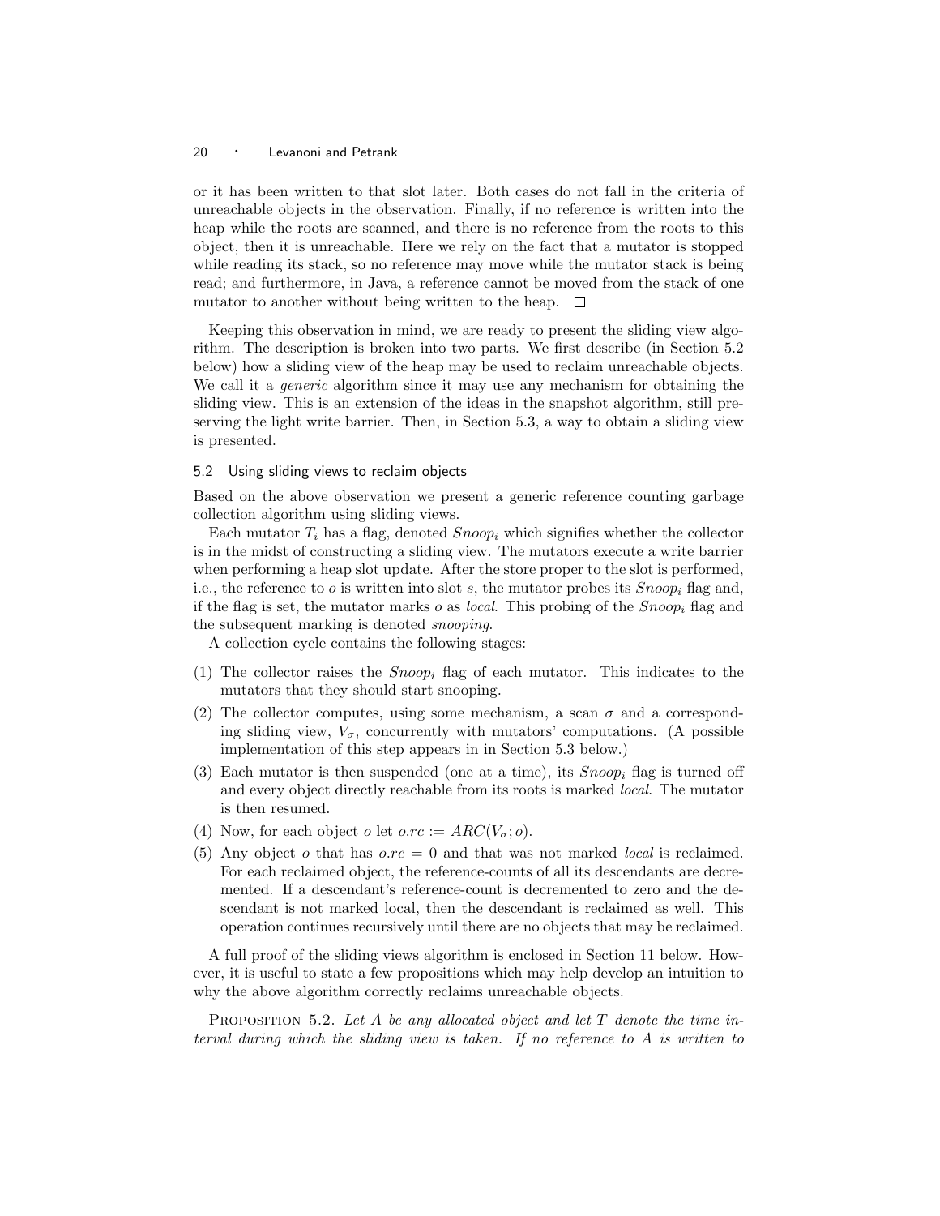or it has been written to that slot later. Both cases do not fall in the criteria of unreachable objects in the observation. Finally, if no reference is written into the heap while the roots are scanned, and there is no reference from the roots to this object, then it is unreachable. Here we rely on the fact that a mutator is stopped while reading its stack, so no reference may move while the mutator stack is being read; and furthermore, in Java, a reference cannot be moved from the stack of one mutator to another without being written to the heap. □

Keeping this observation in mind, we are ready to present the sliding view algorithm. The description is broken into two parts. We first describe (in Section 5.2 below) how a sliding view of the heap may be used to reclaim unreachable objects. We call it a *generic* algorithm since it may use any mechanism for obtaining the sliding view. This is an extension of the ideas in the snapshot algorithm, still preserving the light write barrier. Then, in Section 5.3, a way to obtain a sliding view is presented.

## 5.2 Using sliding views to reclaim objects

Based on the above observation we present a generic reference counting garbage collection algorithm using sliding views.

Each mutator $T_i$ has a flag, denoted $Snoop_i$ which signifies whether the collector is in the midst of constructing a sliding view. The mutators execute a write barrier when performing a heap slot update. After the store proper to the slot is performed, i.e., the reference to $o$ is written into slot $s$, the mutator probes its $Snoop_i$ flag and, if the flag is set, the mutator marks $o$ as *local*. This probing of the $Snoop_i$ flag and the subsequent marking is denoted *snooping*.

A collection cycle contains the following stages:

1. The collector raises the $Snoop_i$ flag of each mutator. This indicates to the mutators that they should start snooping.
2. The collector computes, using some mechanism, a scan $\sigma$ and a corresponding sliding view, $V_\sigma$, concurrently with mutators' computations. (A possible implementation of this step appears in in Section 5.3 below.)
3. Each mutator is then suspended (one at a time), its $Snoop_i$ flag is turned off and every object directly reachable from its roots is marked *local*. The mutator is then resumed.
4. Now, for each object $o$ let $o.rc := ARC(V_\sigma; o)$.
5. Any object $o$ that has $o.rc = 0$ and that was not marked *local* is reclaimed. For each reclaimed object, the reference-counts of all its descendants are decremented. If a descendant's reference-count is decremented to zero and the descendant is not marked local, then the descendant is reclaimed as well. This operation continues recursively until there are no objects that may be reclaimed.

A full proof of the sliding views algorithm is enclosed in Section 11 below. However, it is useful to state a few propositions which may help develop an intuition to why the above algorithm correctly reclaims unreachable objects.

Proposition 5.2. *Let $A$ be any allocated object and let $T$ denote the time interval during which the sliding view is taken. If no reference to $A$ is written to*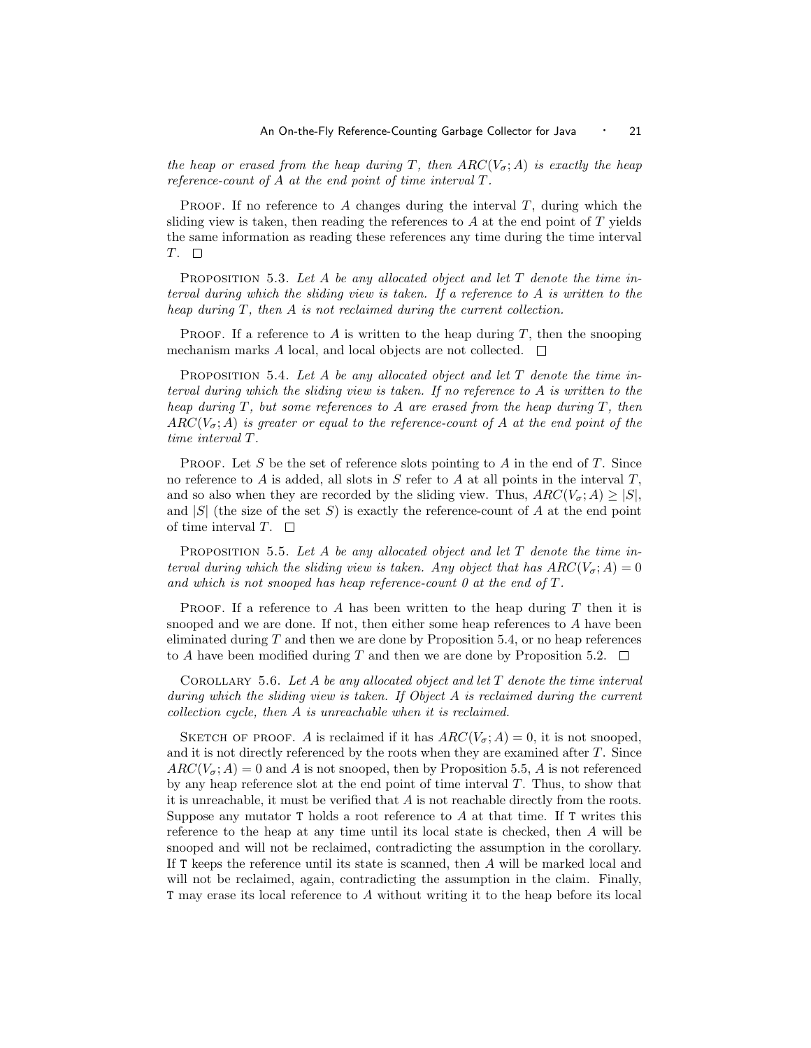*the heap or erased from the heap during $T$, then $ARC(V_\sigma; A)$ is exactly the heap reference-count of $A$ at the end point of time interval $T$.*

Proof. If no reference to $A$ changes during the interval $T$, during which the sliding view is taken, then reading the references to $A$ at the end point of $T$ yields the same information as reading these references any time during the time interval $T$. □

Proposition 5.3. *Let $A$ be any allocated object and let $T$ denote the time interval during which the sliding view is taken. If a reference to $A$ is written to the heap during $T$, then $A$ is not reclaimed during the current collection.*

Proof. If a reference to $A$ is written to the heap during $T$, then the snooping mechanism marks $A$ local, and local objects are not collected. □

Proposition 5.4. *Let $A$ be any allocated object and let $T$ denote the time interval during which the sliding view is taken. If no reference to $A$ is written to the heap during $T$, but some references to $A$ are erased from the heap during $T$, then $ARC(V_\sigma; A)$ is greater or equal to the reference-count of $A$ at the end point of the time interval $T$.*

Proof. Let $S$ be the set of reference slots pointing to $A$ in the end of $T$. Since no reference to $A$ is added, all slots in $S$ refer to $A$ at all points in the interval $T$, and so also when they are recorded by the sliding view. Thus, $ARC(V_\sigma; A) \geq |S|$, and $|S|$ (the size of the set $S$) is exactly the reference-count of $A$ at the end point of time interval $T$. □

Proposition 5.5. *Let $A$ be any allocated object and let $T$ denote the time interval during which the sliding view is taken. Any object that has $ARC(V_\sigma; A) = 0$ and which is not snooped has heap reference-count 0 at the end of $T$.*

Proof. If a reference to $A$ has been written to the heap during $T$ then it is snooped and we are done. If not, then either some heap references to $A$ have been eliminated during $T$ and then we are done by Proposition 5.4, or no heap references to $A$ have been modified during $T$ and then we are done by Proposition 5.2. □

Corollary 5.6. *Let $A$ be any allocated object and let $T$ denote the time interval during which the sliding view is taken. If Object $A$ is reclaimed during the current collection cycle, then $A$ is unreachable when it is reclaimed.*

Sketch of proof. $A$ is reclaimed if it has $ARC(V_\sigma; A) = 0$, it is not snooped, and it is not directly referenced by the roots when they are examined after $T$. Since $ARC(V_\sigma; A) = 0$ and $A$ is not snooped, then by Proposition 5.5, $A$ is not referenced by any heap reference slot at the end point of time interval $T$. Thus, to show that it is unreachable, it must be verified that $A$ is not reachable directly from the roots. Suppose any mutator `T` holds a root reference to $A$ at that time. If `T` writes this reference to the heap at any time until its local state is checked, then $A$ will be snooped and will not be reclaimed, contradicting the assumption in the corollary. If `T` keeps the reference until its state is scanned, then $A$ will be marked local and will not be reclaimed, again, contradicting the assumption in the claim. Finally, `T` may erase its local reference to $A$ without writing it to the heap before its local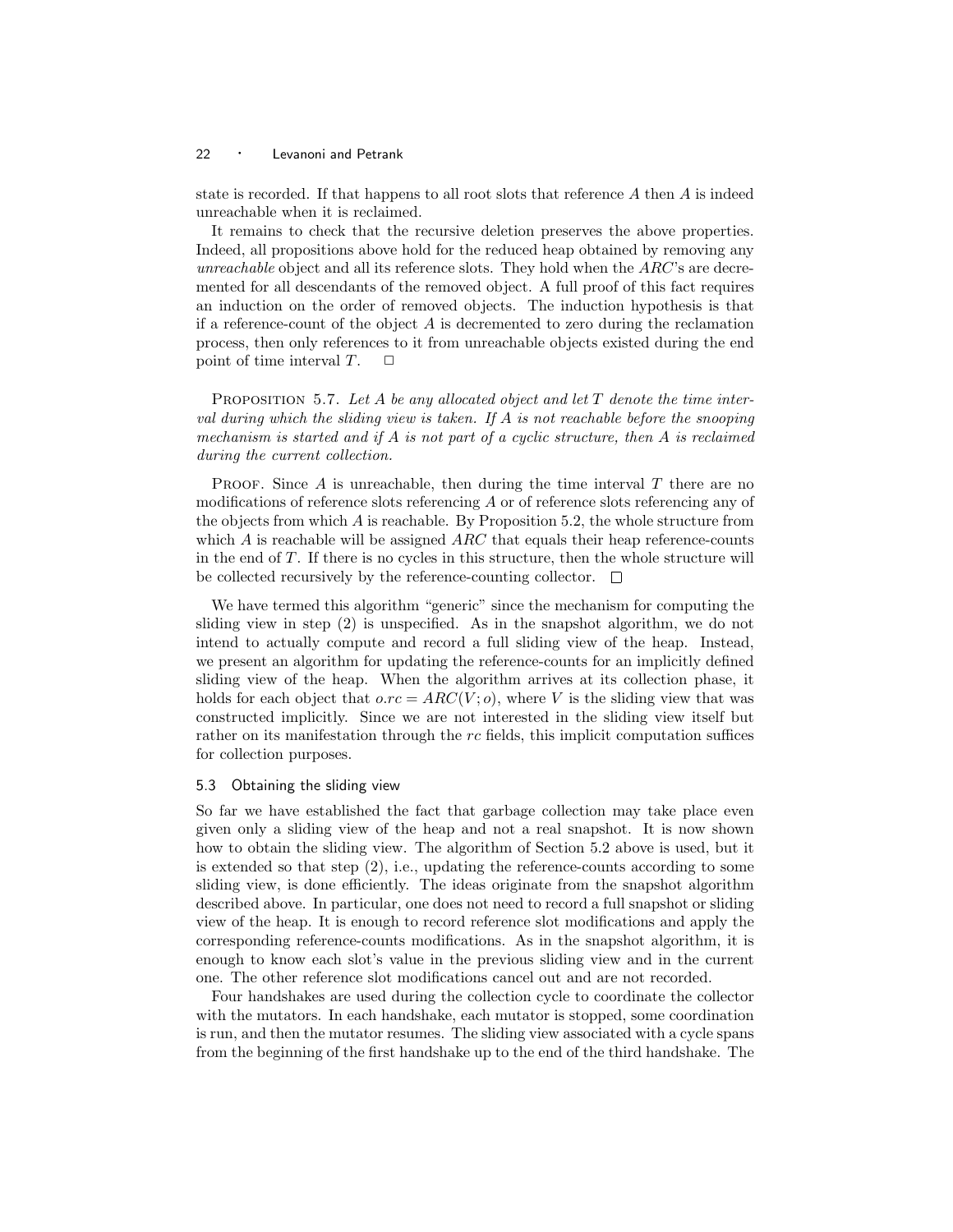state is recorded. If that happens to all root slots that reference $A$ then $A$ is indeed unreachable when it is reclaimed.

It remains to check that the recursive deletion preserves the above properties. Indeed, all propositions above hold for the reduced heap obtained by removing any *unreachable* object and all its reference slots. They hold when the $ARC$'s are decremented for all descendants of the removed object. A full proof of this fact requires an induction on the order of removed objects. The induction hypothesis is that if a reference-count of the object $A$ is decremented to zero during the reclamation process, then only references to it from unreachable objects existed during the end point of time interval $T$. □

PROPOSITION 5.7. *Let $A$ be any allocated object and let $T$ denote the time interval during which the sliding view is taken. If $A$ is not reachable before the snooping mechanism is started and if $A$ is not part of a cyclic structure, then $A$ is reclaimed during the current collection.*

PROOF. Since $A$ is unreachable, then during the time interval $T$ there are no modifications of reference slots referencing $A$ or of reference slots referencing any of the objects from which $A$ is reachable. By Proposition 5.2, the whole structure from which $A$ is reachable will be assigned $ARC$ that equals their heap reference-counts in the end of $T$. If there is no cycles in this structure, then the whole structure will be collected recursively by the reference-counting collector. □

We have termed this algorithm "generic" since the mechanism for computing the sliding view in step (2) is unspecified. As in the snapshot algorithm, we do not intend to actually compute and record a full sliding view of the heap. Instead, we present an algorithm for updating the reference-counts for an implicitly defined sliding view of the heap. When the algorithm arrives at its collection phase, it holds for each object that $o.rc = ARC(V; o)$, where $V$ is the sliding view that was constructed implicitly. Since we are not interested in the sliding view itself but rather on its manifestation through the $rc$ fields, this implicit computation suffices for collection purposes.

### 5.3 Obtaining the sliding view

So far we have established the fact that garbage collection may take place even given only a sliding view of the heap and not a real snapshot. It is now shown how to obtain the sliding view. The algorithm of Section 5.2 above is used, but it is extended so that step (2), i.e., updating the reference-counts according to some sliding view, is done efficiently. The ideas originate from the snapshot algorithm described above. In particular, one does not need to record a full snapshot or sliding view of the heap. It is enough to record reference slot modifications and apply the corresponding reference-counts modifications. As in the snapshot algorithm, it is enough to know each slot's value in the previous sliding view and in the current one. The other reference slot modifications cancel out and are not recorded.

Four handshakes are used during the collection cycle to coordinate the collector with the mutators. In each handshake, each mutator is stopped, some coordination is run, and then the mutator resumes. The sliding view associated with a cycle spans from the beginning of the first handshake up to the end of the third handshake. The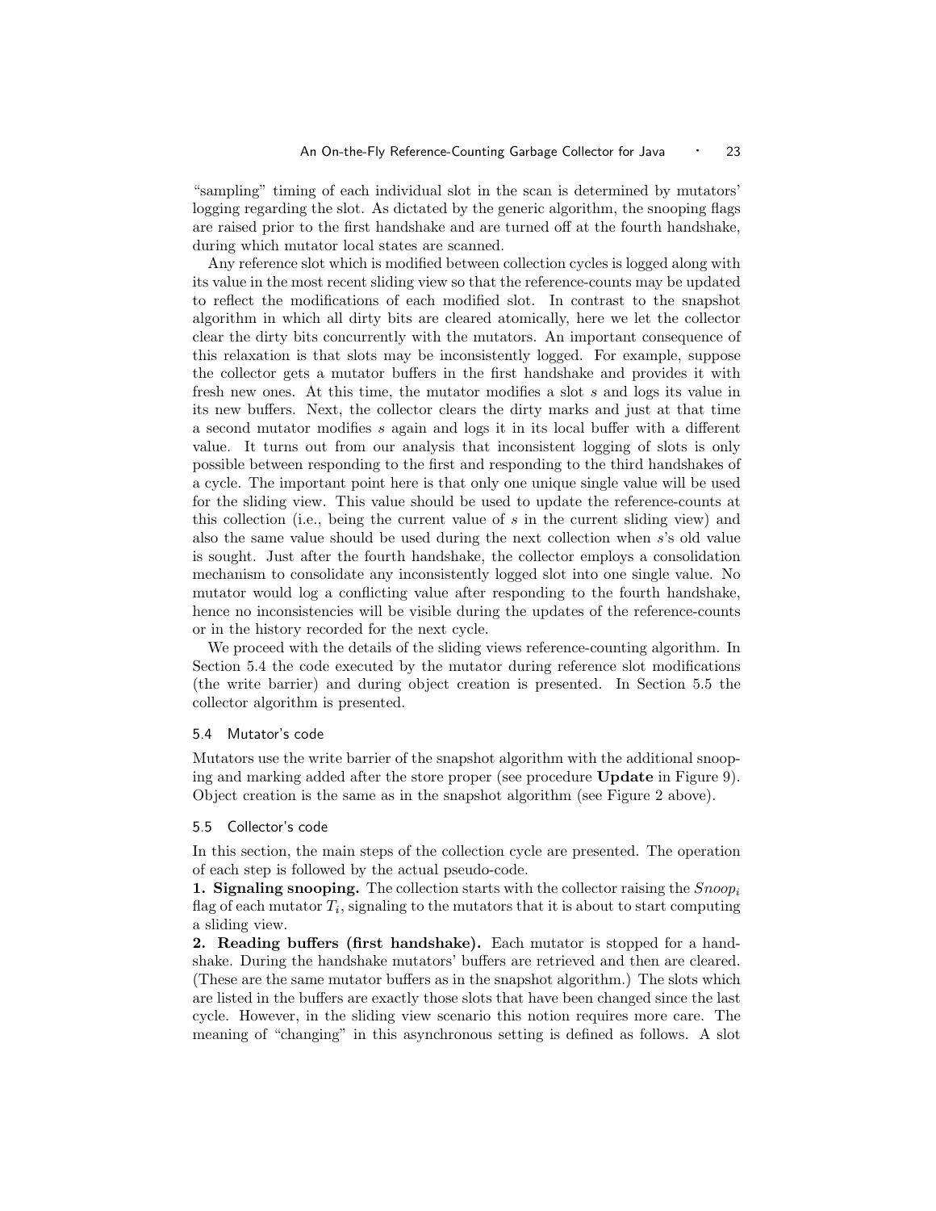"sampling" timing of each individual slot in the scan is determined by mutators' logging regarding the slot. As dictated by the generic algorithm, the snooping flags are raised prior to the first handshake and are turned off at the fourth handshake, during which mutator local states are scanned.

Any reference slot which is modified between collection cycles is logged along with its value in the most recent sliding view so that the reference-counts may be updated to reflect the modifications of each modified slot. In contrast to the snapshot algorithm in which all dirty bits are cleared atomically, here we let the collector clear the dirty bits concurrently with the mutators. An important consequence of this relaxation is that slots may be inconsistently logged. For example, suppose the collector gets a mutator buffers in the first handshake and provides it with fresh new ones. At this time, the mutator modifies a slot $s$ and logs its value in its new buffers. Next, the collector clears the dirty marks and just at that time a second mutator modifies $s$ again and logs it in its local buffer with a different value. It turns out from our analysis that inconsistent logging of slots is only possible between responding to the first and responding to the third handshakes of a cycle. The important point here is that only one unique single value will be used for the sliding view. This value should be used to update the reference-counts at this collection (i.e., being the current value of $s$ in the current sliding view) and also the same value should be used during the next collection when $s$'s old value is sought. Just after the fourth handshake, the collector employs a consolidation mechanism to consolidate any inconsistently logged slot into one single value. No mutator would log a conflicting value after responding to the fourth handshake, hence no inconsistencies will be visible during the updates of the reference-counts or in the history recorded for the next cycle.

We proceed with the details of the sliding views reference-counting algorithm. In Section 5.4 the code executed by the mutator during reference slot modifications (the write barrier) and during object creation is presented. In Section 5.5 the collector algorithm is presented.

### 5.4 Mutator's code

Mutators use the write barrier of the snapshot algorithm with the additional snooping and marking added after the store proper (see procedure **Update** in Figure 9). Object creation is the same as in the snapshot algorithm (see Figure 2 above).

### 5.5 Collector's code

In this section, the main steps of the collection cycle are presented. The operation of each step is followed by the actual pseudo-code.

**1. Signaling snooping.** The collection starts with the collector raising the $Snoop_i$ flag of each mutator $T_i$, signaling to the mutators that it is about to start computing a sliding view.

**2. Reading buffers (first handshake).** Each mutator is stopped for a handshake. During the handshake mutators' buffers are retrieved and then are cleared. (These are the same mutator buffers as in the snapshot algorithm.) The slots which are listed in the buffers are exactly those slots that have been changed since the last cycle. However, in the sliding view scenario this notion requires more care. The meaning of "changing" in this asynchronous setting is defined as follows. A slot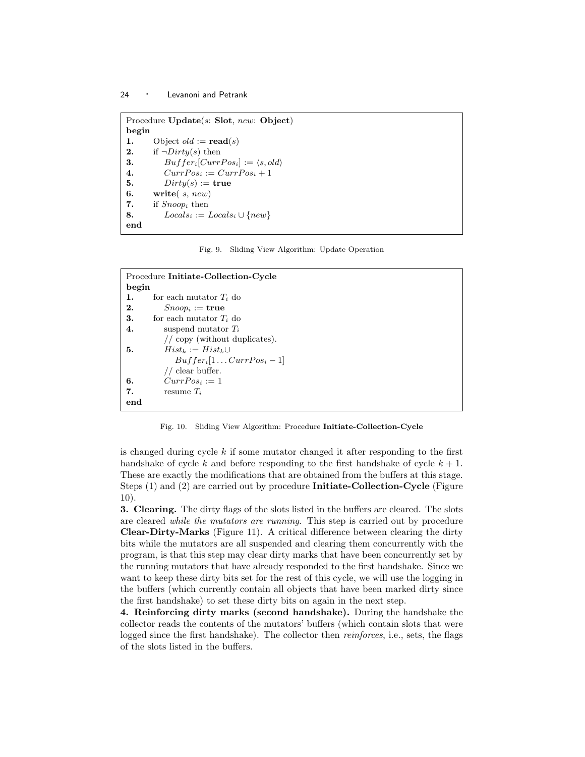```
Procedure Update(s: Slot, new: Object)
begin
1.    Object old := read(s)
2.    if ¬Dirty(s) then
3.        Buffer_i[CurrPos_i] := ⟨s, old⟩
4.        CurrPos_i := CurrPos_i + 1
5.        Dirty(s) := true
6.    write( s, new)
7.    if Snoop_i then
8.        Locals_i := Locals_i ∪ {new}
end
```

Fig. 9. Sliding View Algorithm: Update Operation

```
Procedure Initiate-Collection-Cycle
begin
1.    for each mutator T_i do
2.        Snoop_i := true
3.    for each mutator T_i do
4.        suspend mutator T_i
          // copy (without duplicates).
5.        Hist_k := Hist_k ∪
              Buffer_i[1 ... CurrPos_i − 1]
          // clear buffer.
6.        CurrPos_i := 1
7.        resume T_i
end
```

Fig. 10. Sliding View Algorithm: Procedure **Initiate-Collection-Cycle**

is changed during cycle $k$ if some mutator changed it after responding to the first handshake of cycle $k$ and before responding to the first handshake of cycle $k+1$. These are exactly the modifications that are obtained from the buffers at this stage. Steps (1) and (2) are carried out by procedure **Initiate-Collection-Cycle** (Figure 10).

**3. Clearing.** The dirty flags of the slots listed in the buffers are cleared. The slots are cleared *while the mutators are running*. This step is carried out by procedure **Clear-Dirty-Marks** (Figure 11). A critical difference between clearing the dirty bits while the mutators are all suspended and clearing them concurrently with the program, is that this step may clear dirty marks that have been concurrently set by the running mutators that have already responded to the first handshake. Since we want to keep these dirty bits set for the rest of this cycle, we will use the logging in the buffers (which currently contain all objects that have been marked dirty since the first handshake) to set these dirty bits on again in the next step.

**4. Reinforcing dirty marks (second handshake).** During the handshake the collector reads the contents of the mutators' buffers (which contain slots that were logged since the first handshake). The collector then *reinforces*, i.e., sets, the flags of the slots listed in the buffers.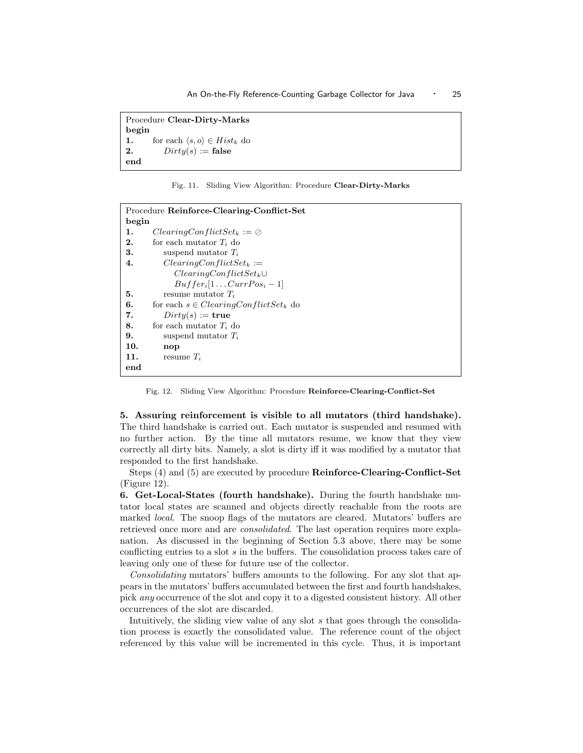```
Procedure Clear-Dirty-Marks
begin
1.    for each ⟨s, o⟩ ∈ Hist_k do
2.        Dirty(s) := false
end
```

Fig. 11. Sliding View Algorithm: Procedure **Clear-Dirty-Marks**

```
Procedure Reinforce-Clearing-Conflict-Set
begin
1.    ClearingConflictSet_k := ∅
2.    for each mutator T_i do
3.        suspend mutator T_i
4.        ClearingConflictSet_k :=
              ClearingConflictSet_k ∪
              Buffer_i[1 ... CurrPos_i − 1]
5.        resume mutator T_i
6.    for each s ∈ ClearingConflictSet_k do
7.        Dirty(s) := true
8.    for each mutator T_i do
9.        suspend mutator T_i
10.       nop
11.       resume T_i
end
```

Fig. 12. Sliding View Algorithm: Procedure **Reinforce-Clearing-Conflict-Set**

**5. Assuring reinforcement is visible to all mutators (third handshake).** The third handshake is carried out. Each mutator is suspended and resumed with no further action. By the time all mutators resume, we know that they view correctly all dirty bits. Namely, a slot is dirty iff it was modified by a mutator that responded to the first handshake.

Steps (4) and (5) are executed by procedure **Reinforce-Clearing-Conflict-Set** (Figure 12).

**6. Get-Local-States (fourth handshake).** During the fourth handshake mutator local states are scanned and objects directly reachable from the roots are marked *local*. The snoop flags of the mutators are cleared. Mutators' buffers are retrieved once more and are *consolidated*. The last operation requires more explanation. As discussed in the beginning of Section 5.3 above, there may be some conflicting entries to a slot $s$ in the buffers. The consolidation process takes care of leaving only one of these for future use of the collector.

*Consolidating* mutators' buffers amounts to the following. For any slot that appears in the mutators' buffers accumulated between the first and fourth handshakes, pick *any* occurrence of the slot and copy it to a digested consistent history. All other occurrences of the slot are discarded.

Intuitively, the sliding view value of any slot $s$ that goes through the consolidation process is exactly the consolidated value. The reference count of the object referenced by this value will be incremented in this cycle. Thus, it is important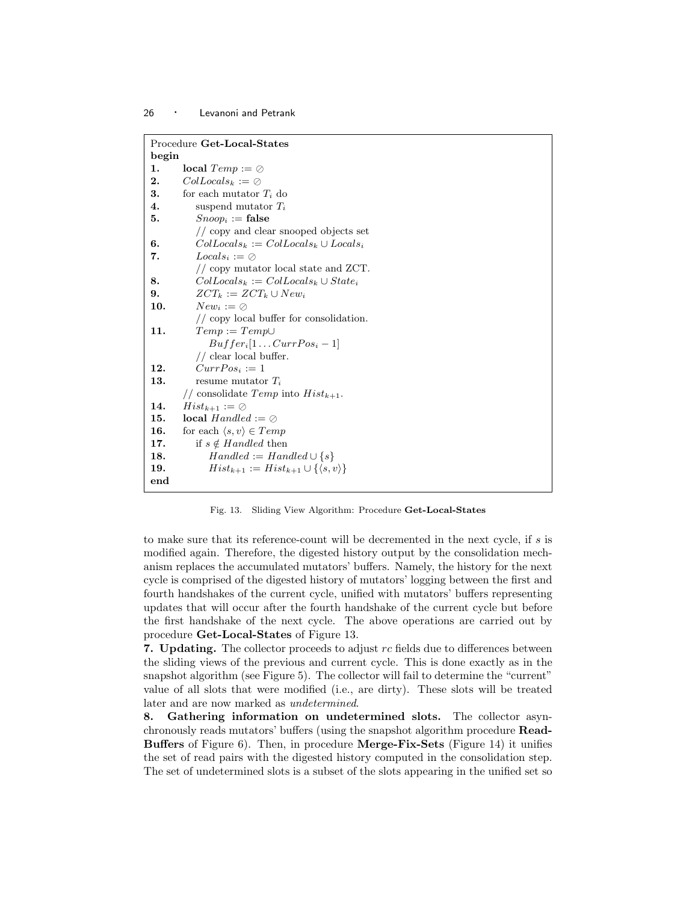```
Procedure Get-Local-States
begin
1.    local Temp := ∅
2.    ColLocals_k := ∅
3.    for each mutator T_i do
4.       suspend mutator T_i
5.       Snoop_i := false
         // copy and clear snooped objects set
6.       ColLocals_k := ColLocals_k ∪ Locals_i
7.       Locals_i := ∅
         // copy mutator local state and ZCT.
8.       ColLocals_k := ColLocals_k ∪ State_i
9.       ZCT_k := ZCT_k ∪ New_i
10.      New_i := ∅
         // copy local buffer for consolidation.
11.      Temp := Temp∪
            Buffer_i[1 ... CurrPos_i − 1]
         // clear local buffer.
12.      CurrPos_i := 1
13.      resume mutator T_i
      // consolidate Temp into Hist_{k+1}.
14.   Hist_{k+1} := ∅
15.   local Handled := ∅
16.   for each ⟨s, v⟩ ∈ Temp
17.      if s ∉ Handled then
18.         Handled := Handled ∪ {s}
19.         Hist_{k+1} := Hist_{k+1} ∪ {⟨s, v⟩}
end
```

Fig. 13. Sliding View Algorithm: Procedure **Get-Local-States**

to make sure that its reference-count will be decremented in the next cycle, if $s$ is modified again. Therefore, the digested history output by the consolidation mechanism replaces the accumulated mutators' buffers. Namely, the history for the next cycle is comprised of the digested history of mutators' logging between the first and fourth handshakes of the current cycle, unified with mutators' buffers representing updates that will occur after the fourth handshake of the current cycle but before the first handshake of the next cycle. The above operations are carried out by procedure **Get-Local-States** of Figure 13.

**7. Updating.** The collector proceeds to adjust $rc$ fields due to differences between the sliding views of the previous and current cycle. This is done exactly as in the snapshot algorithm (see Figure 5). The collector will fail to determine the "current" value of all slots that were modified (i.e., are dirty). These slots will be treated later and are now marked as *undetermined*.

**8. Gathering information on undetermined slots.** The collector asynchronously reads mutators' buffers (using the snapshot algorithm procedure **Read-Buffers** of Figure 6). Then, in procedure **Merge-Fix-Sets** (Figure 14) it unifies the set of read pairs with the digested history computed in the consolidation step. The set of undetermined slots is a subset of the slots appearing in the unified set so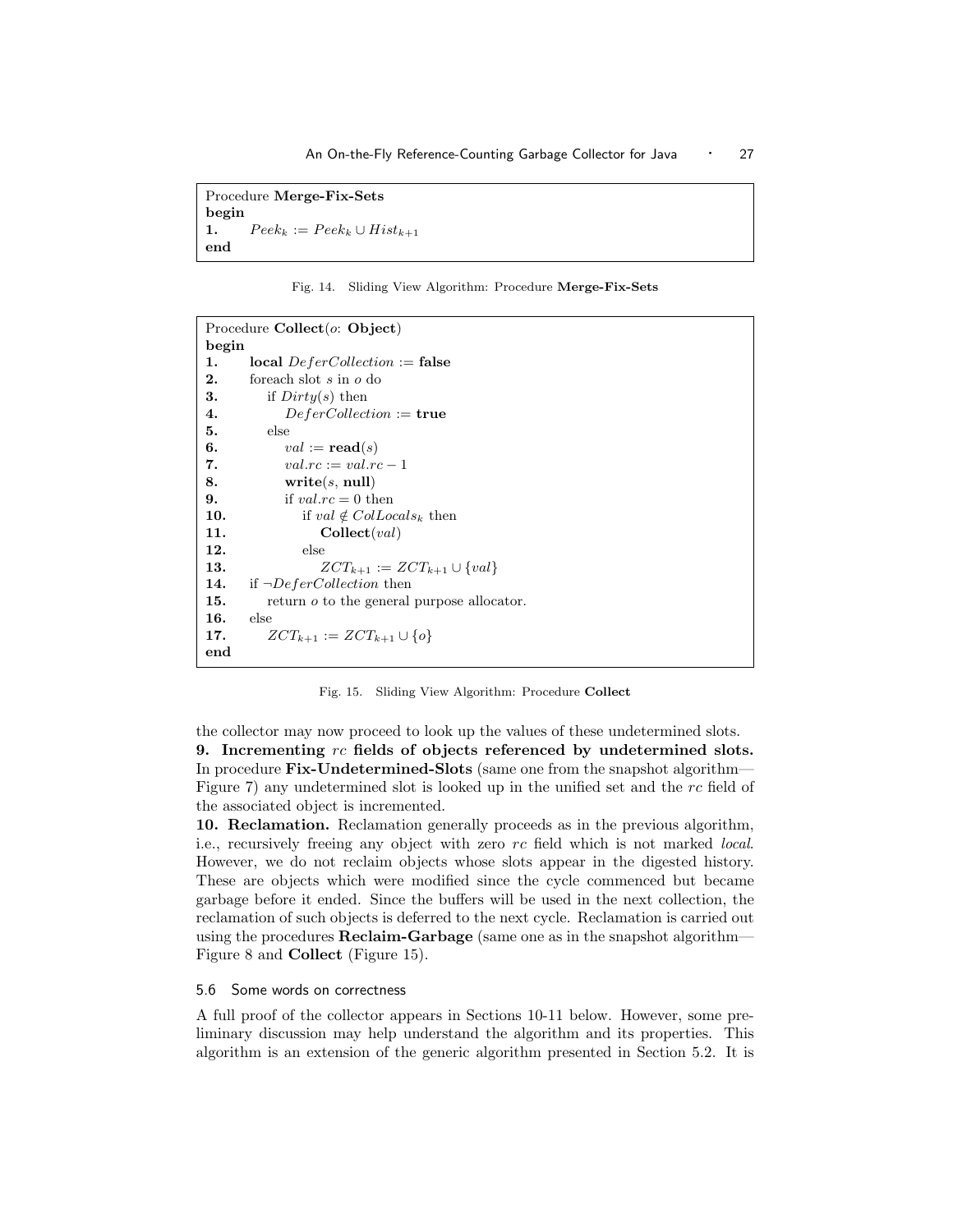```
Procedure Merge-Fix-Sets
begin
1.    Peek_k := Peek_k ∪ Hist_{k+1}
end
```

Fig. 14. Sliding View Algorithm: Procedure **Merge-Fix-Sets**

```
Procedure Collect(o: Object)
begin
1.    local DeferCollection := false
2.    foreach slot s in o do
3.       if Dirty(s) then
4.          DeferCollection := true
5.       else
6.          val := read(s)
7.          val.rc := val.rc − 1
8.          write(s, null)
9.          if val.rc = 0 then
10.            if val ∉ ColLocals_k then
11.               Collect(val)
12.            else
13.               ZCT_{k+1} := ZCT_{k+1} ∪ {val}
14.   if ¬DeferCollection then
15.      return o to the general purpose allocator.
16.   else
17.      ZCT_{k+1} := ZCT_{k+1} ∪ {o}
end
```

Fig. 15. Sliding View Algorithm: Procedure **Collect**

the collector may now proceed to look up the values of these undetermined slots.

**9. Incrementing $rc$ fields of objects referenced by undetermined slots.** In procedure **Fix-Undetermined-Slots** (same one from the snapshot algorithm—Figure 7) any undetermined slot is looked up in the unified set and the $rc$ field of the associated object is incremented.

**10. Reclamation.** Reclamation generally proceeds as in the previous algorithm, i.e., recursively freeing any object with zero $rc$ field which is not marked *local*. However, we do not reclaim objects whose slots appear in the digested history. These are objects which were modified since the cycle commenced but became garbage before it ended. Since the buffers will be used in the next collection, the reclamation of such objects is deferred to the next cycle. Reclamation is carried out using the procedures **Reclaim-Garbage** (same one as in the snapshot algorithm—Figure 8 and **Collect** (Figure 15).

### 5.6 Some words on correctness

A full proof of the collector appears in Sections 10-11 below. However, some preliminary discussion may help understand the algorithm and its properties. This algorithm is an extension of the generic algorithm presented in Section 5.2. It is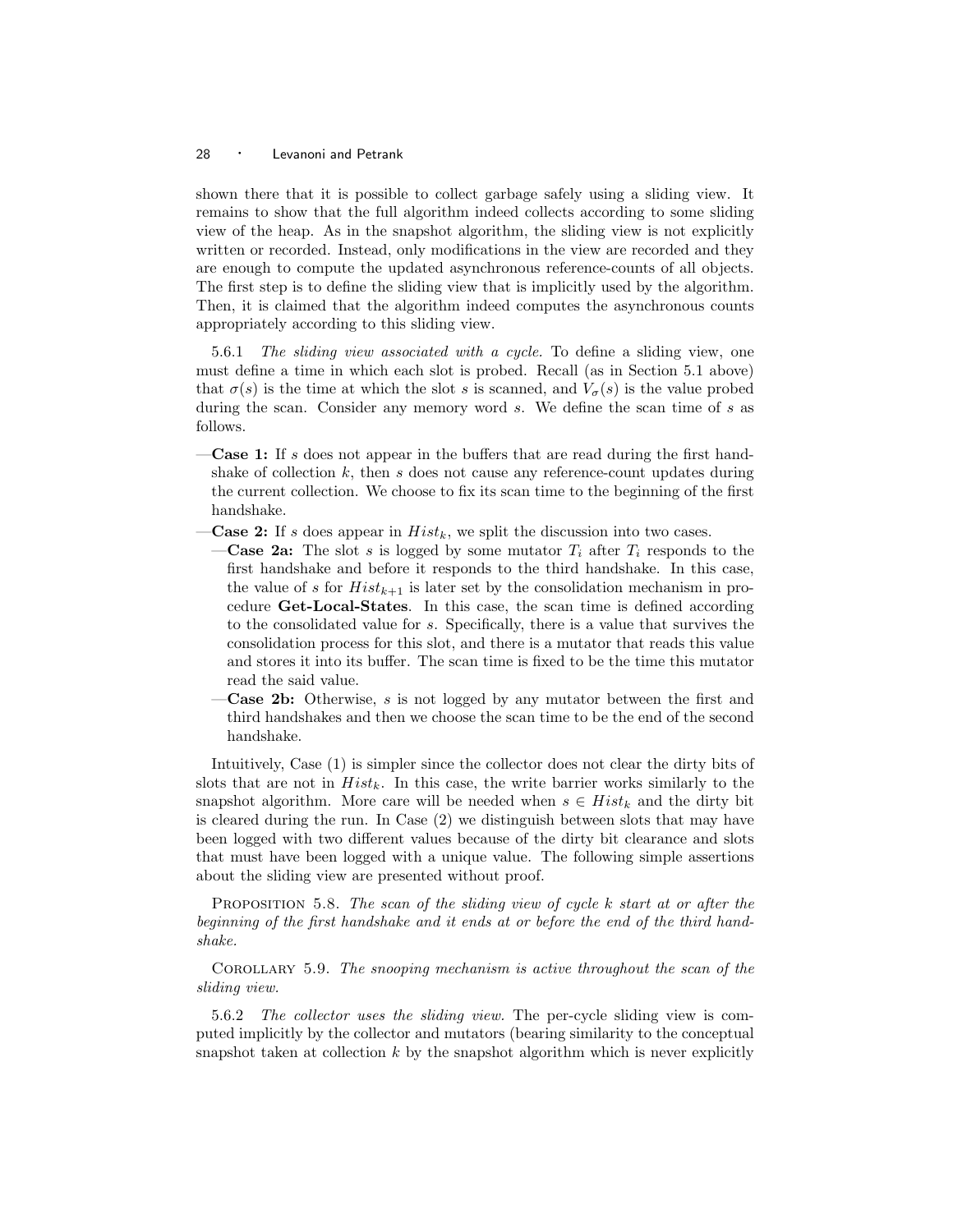shown there that it is possible to collect garbage safely using a sliding view. It remains to show that the full algorithm indeed collects according to some sliding view of the heap. As in the snapshot algorithm, the sliding view is not explicitly written or recorded. Instead, only modifications in the view are recorded and they are enough to compute the updated asynchronous reference-counts of all objects. The first step is to define the sliding view that is implicitly used by the algorithm. Then, it is claimed that the algorithm indeed computes the asynchronous counts appropriately according to this sliding view.

5.6.1 *The sliding view associated with a cycle.* To define a sliding view, one must define a time in which each slot is probed. Recall (as in Section 5.1 above) that $\sigma(s)$ is the time at which the slot $s$ is scanned, and $V_\sigma(s)$ is the value probed during the scan. Consider any memory word $s$. We define the scan time of $s$ as follows.

- **Case 1:** If $s$ does not appear in the buffers that are read during the first handshake of collection $k$, then $s$ does not cause any reference-count updates during the current collection. We choose to fix its scan time to the beginning of the first handshake.
- **Case 2:** If $s$ does appear in $Hist_k$, we split the discussion into two cases.
  - **Case 2a:** The slot $s$ is logged by some mutator $T_i$ after $T_i$ responds to the first handshake and before it responds to the third handshake. In this case, the value of $s$ for $Hist_{k+1}$ is later set by the consolidation mechanism in procedure **Get-Local-States**. In this case, the scan time is defined according to the consolidated value for $s$. Specifically, there is a value that survives the consolidation process for this slot, and there is a mutator that reads this value and stores it into its buffer. The scan time is fixed to be the time this mutator read the said value.
  - **Case 2b:** Otherwise, $s$ is not logged by any mutator between the first and third handshakes and then we choose the scan time to be the end of the second handshake.

Intuitively, Case (1) is simpler since the collector does not clear the dirty bits of slots that are not in $Hist_k$. In this case, the write barrier works similarly to the snapshot algorithm. More care will be needed when $s \in Hist_k$ and the dirty bit is cleared during the run. In Case (2) we distinguish between slots that may have been logged with two different values because of the dirty bit clearance and slots that must have been logged with a unique value. The following simple assertions about the sliding view are presented without proof.

PROPOSITION 5.8. *The scan of the sliding view of cycle $k$ start at or after the beginning of the first handshake and it ends at or before the end of the third handshake.*

COROLLARY 5.9. *The snooping mechanism is active throughout the scan of the sliding view.*

5.6.2 *The collector uses the sliding view.* The per-cycle sliding view is computed implicitly by the collector and mutators (bearing similarity to the conceptual snapshot taken at collection $k$ by the snapshot algorithm which is never explicitly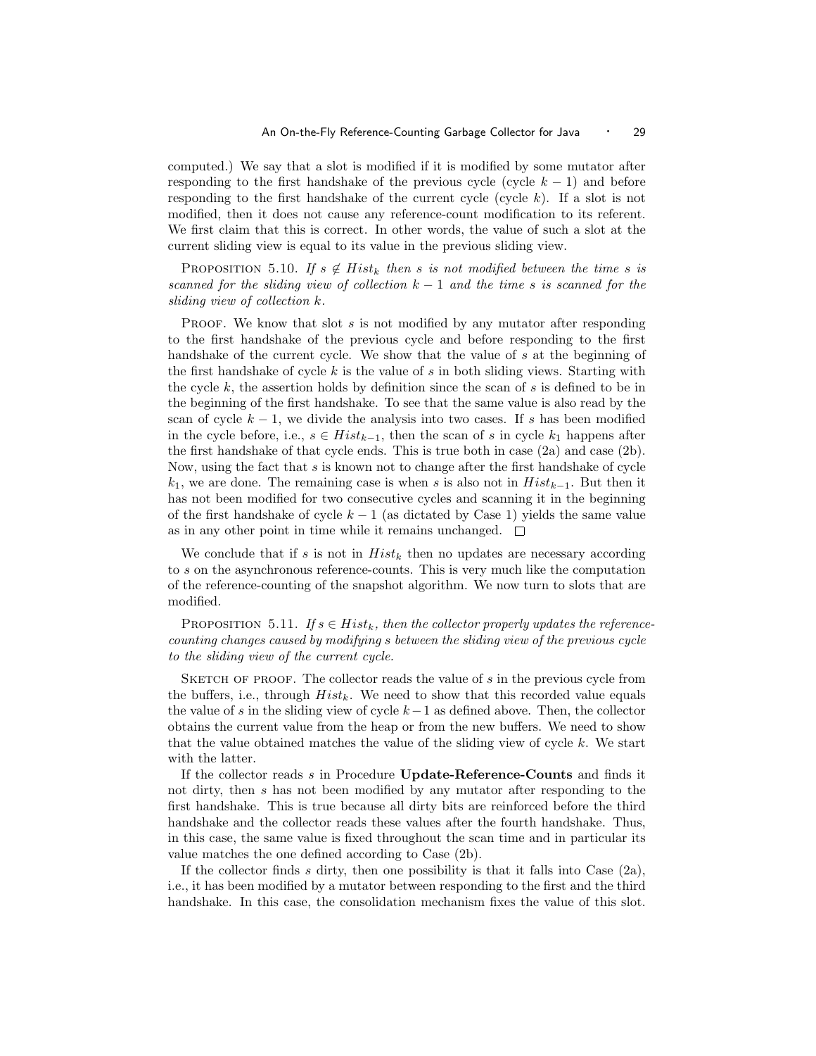computed.) We say that a slot is modified if it is modified by some mutator after responding to the first handshake of the previous cycle (cycle $k-1$) and before responding to the first handshake of the current cycle (cycle $k$). If a slot is not modified, then it does not cause any reference-count modification to its referent. We first claim that this is correct. In other words, the value of such a slot at the current sliding view is equal to its value in the previous sliding view.

PROPOSITION 5.10. *If $s \notin Hist_k$ then $s$ is not modified between the time $s$ is scanned for the sliding view of collection $k-1$ and the time $s$ is scanned for the sliding view of collection $k$.*

PROOF. We know that slot $s$ is not modified by any mutator after responding to the first handshake of the previous cycle and before responding to the first handshake of the current cycle. We show that the value of $s$ at the beginning of the first handshake of cycle $k$ is the value of $s$ in both sliding views. Starting with the cycle $k$, the assertion holds by definition since the scan of $s$ is defined to be in the beginning of the first handshake. To see that the same value is also read by the scan of cycle $k-1$, we divide the analysis into two cases. If $s$ has been modified in the cycle before, i.e., $s \in Hist_{k-1}$, then the scan of $s$ in cycle $k_1$ happens after the first handshake of that cycle ends. This is true both in case (2a) and case (2b). Now, using the fact that $s$ is known not to change after the first handshake of cycle $k_1$, we are done. The remaining case is when $s$ is also not in $Hist_{k-1}$. But then it has not been modified for two consecutive cycles and scanning it in the beginning of the first handshake of cycle $k-1$ (as dictated by Case 1) yields the same value as in any other point in time while it remains unchanged. □

We conclude that if $s$ is not in $Hist_k$ then no updates are necessary according to $s$ on the asynchronous reference-counts. This is very much like the computation of the reference-counting of the snapshot algorithm. We now turn to slots that are modified.

PROPOSITION 5.11. *If $s \in Hist_k$, then the collector properly updates the reference-counting changes caused by modifying $s$ between the sliding view of the previous cycle to the sliding view of the current cycle.*

SKETCH OF PROOF. The collector reads the value of $s$ in the previous cycle from the buffers, i.e., through $Hist_k$. We need to show that this recorded value equals the value of $s$ in the sliding view of cycle $k-1$ as defined above. Then, the collector obtains the current value from the heap or from the new buffers. We need to show that the value obtained matches the value of the sliding view of cycle $k$. We start with the latter.

If the collector reads $s$ in Procedure **Update-Reference-Counts** and finds it not dirty, then $s$ has not been modified by any mutator after responding to the first handshake. This is true because all dirty bits are reinforced before the third handshake and the collector reads these values after the fourth handshake. Thus, in this case, the same value is fixed throughout the scan time and in particular its value matches the one defined according to Case (2b).

If the collector finds $s$ dirty, then one possibility is that it falls into Case (2a), i.e., it has been modified by a mutator between responding to the first and the third handshake. In this case, the consolidation mechanism fixes the value of this slot.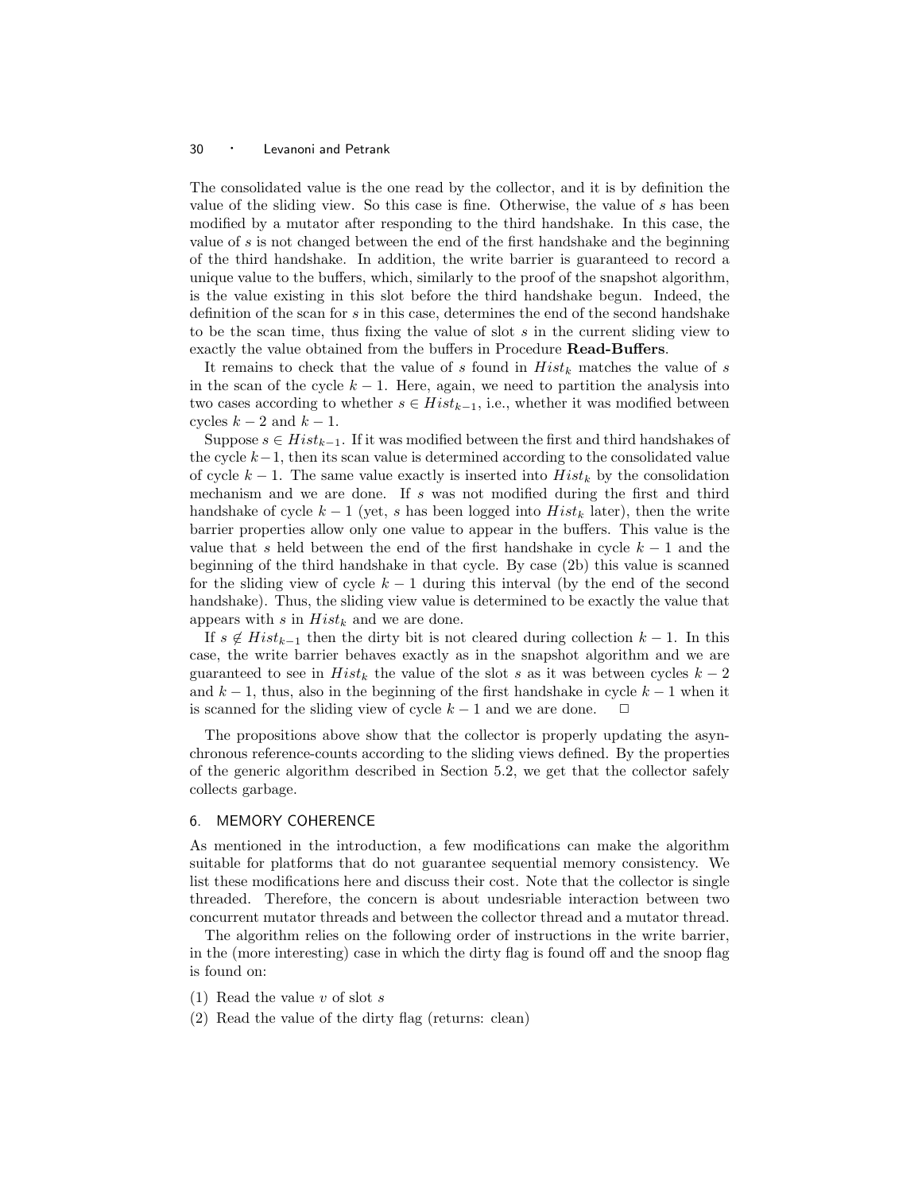The consolidated value is the one read by the collector, and it is by definition the value of the sliding view. So this case is fine. Otherwise, the value of $s$ has been modified by a mutator after responding to the third handshake. In this case, the value of $s$ is not changed between the end of the first handshake and the beginning of the third handshake. In addition, the write barrier is guaranteed to record a unique value to the buffers, which, similarly to the proof of the snapshot algorithm, is the value existing in this slot before the third handshake begun. Indeed, the definition of the scan for $s$ in this case, determines the end of the second handshake to be the scan time, thus fixing the value of slot $s$ in the current sliding view to exactly the value obtained from the buffers in Procedure **Read-Buffers**.

It remains to check that the value of $s$ found in $Hist_k$ matches the value of $s$ in the scan of the cycle $k-1$. Here, again, we need to partition the analysis into two cases according to whether $s \in Hist_{k-1}$, i.e., whether it was modified between cycles $k-2$ and $k-1$.

Suppose $s \in Hist_{k-1}$. If it was modified between the first and third handshakes of the cycle $k-1$, then its scan value is determined according to the consolidated value of cycle $k-1$. The same value exactly is inserted into $Hist_k$ by the consolidation mechanism and we are done. If $s$ was not modified during the first and third handshake of cycle $k-1$ (yet, $s$ has been logged into $Hist_k$ later), then the write barrier properties allow only one value to appear in the buffers. This value is the value that $s$ held between the end of the first handshake in cycle $k-1$ and the beginning of the third handshake in that cycle. By case (2b) this value is scanned for the sliding view of cycle $k-1$ during this interval (by the end of the second handshake). Thus, the sliding view value is determined to be exactly the value that appears with $s$ in $Hist_k$ and we are done.

If $s \notin Hist_{k-1}$ then the dirty bit is not cleared during collection $k-1$. In this case, the write barrier behaves exactly as in the snapshot algorithm and we are guaranteed to see in $Hist_k$ the value of the slot $s$ as it was between cycles $k-2$ and $k-1$, thus, also in the beginning of the first handshake in cycle $k-1$ when it is scanned for the sliding view of cycle $k-1$ and we are done. □

The propositions above show that the collector is properly updating the asynchronous reference-counts according to the sliding views defined. By the properties of the generic algorithm described in Section 5.2, we get that the collector safely collects garbage.

## 6. MEMORY COHERENCE

As mentioned in the introduction, a few modifications can make the algorithm suitable for platforms that do not guarantee sequential memory consistency. We list these modifications here and discuss their cost. Note that the collector is single threaded. Therefore, the concern is about undesriable interaction between two concurrent mutator threads and between the collector thread and a mutator thread.

The algorithm relies on the following order of instructions in the write barrier, in the (more interesting) case in which the dirty flag is found off and the snoop flag is found on:

(1) Read the value $v$ of slot $s$

(2) Read the value of the dirty flag (returns: clean)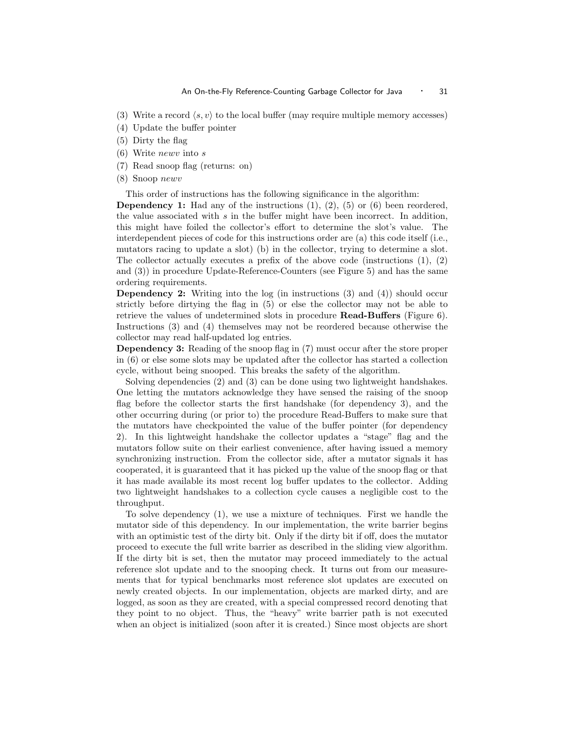(3) Write a record $\langle s, v \rangle$ to the local buffer (may require multiple memory accesses)
(4) Update the buffer pointer
(5) Dirty the flag
(6) Write *newv* into *s*
(7) Read snoop flag (returns: on)
(8) Snoop *newv*

This order of instructions has the following significance in the algorithm:

**Dependency 1:** Had any of the instructions (1), (2), (5) or (6) been reordered, the value associated with *s* in the buffer might have been incorrect. In addition, this might have foiled the collector's effort to determine the slot's value. The interdependent pieces of code for this instructions order are (a) this code itself (i.e., mutators racing to update a slot) (b) in the collector, trying to determine a slot. The collector actually executes a prefix of the above code (instructions (1), (2) and (3)) in procedure Update-Reference-Counters (see Figure 5) and has the same ordering requirements.

**Dependency 2:** Writing into the log (in instructions (3) and (4)) should occur strictly before dirtying the flag in (5) or else the collector may not be able to retrieve the values of undetermined slots in procedure **Read-Buffers** (Figure 6). Instructions (3) and (4) themselves may not be reordered because otherwise the collector may read half-updated log entries.

**Dependency 3:** Reading of the snoop flag in (7) must occur after the store proper in (6) or else some slots may be updated after the collector has started a collection cycle, without being snooped. This breaks the safety of the algorithm.

Solving dependencies (2) and (3) can be done using two lightweight handshakes. One letting the mutators acknowledge they have sensed the raising of the snoop flag before the collector starts the first handshake (for dependency 3), and the other occurring during (or prior to) the procedure Read-Buffers to make sure that the mutators have checkpointed the value of the buffer pointer (for dependency 2). In this lightweight handshake the collector updates a "stage" flag and the mutators follow suite on their earliest convenience, after having issued a memory synchronizing instruction. From the collector side, after a mutator signals it has cooperated, it is guaranteed that it has picked up the value of the snoop flag or that it has made available its most recent log buffer updates to the collector. Adding two lightweight handshakes to a collection cycle causes a negligible cost to the throughput.

To solve dependency (1), we use a mixture of techniques. First we handle the mutator side of this dependency. In our implementation, the write barrier begins with an optimistic test of the dirty bit. Only if the dirty bit if off, does the mutator proceed to execute the full write barrier as described in the sliding view algorithm. If the dirty bit is set, then the mutator may proceed immediately to the actual reference slot update and to the snooping check. It turns out from our measurements that for typical benchmarks most reference slot updates are executed on newly created objects. In our implementation, objects are marked dirty, and are logged, as soon as they are created, with a special compressed record denoting that they point to no object. Thus, the "heavy" write barrier path is not executed when an object is initialized (soon after it is created.) Since most objects are short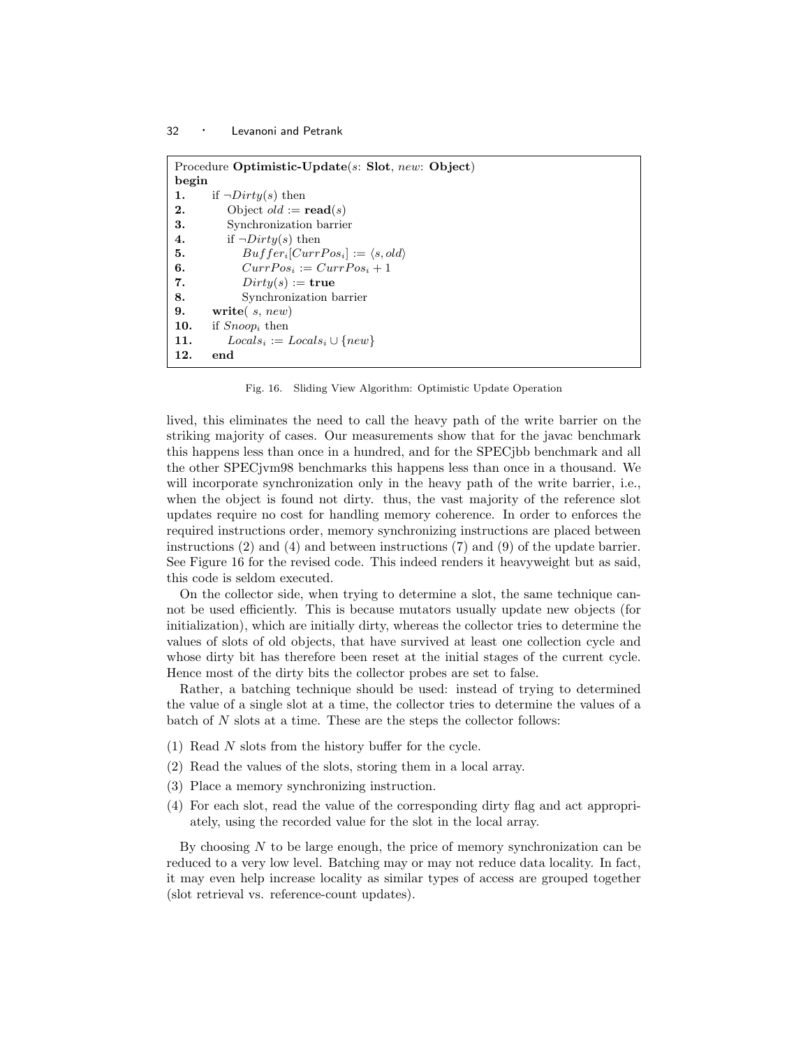```
Procedure Optimistic-Update(s: Slot, new: Object)
begin
1.     if ¬Dirty(s) then
2.        Object old := read(s)
3.        Synchronization barrier
4.        if ¬Dirty(s) then
5.           Buffer_i[CurrPos_i] := ⟨s, old⟩
6.           CurrPos_i := CurrPos_i + 1
7.           Dirty(s) := true
8.           Synchronization barrier
9.     write( s, new)
10.    if Snoop_i then
11.       Locals_i := Locals_i ∪ {new}
12. end
```

Fig. 16. Sliding View Algorithm: Optimistic Update Operation

lived, this eliminates the need to call the heavy path of the write barrier on the striking majority of cases. Our measurements show that for the javac benchmark this happens less than once in a hundred, and for the SPECjbb benchmark and all the other SPECjvm98 benchmarks this happens less than once in a thousand. We will incorporate synchronization only in the heavy path of the write barrier, i.e., when the object is found not dirty. thus, the vast majority of the reference slot updates require no cost for handling memory coherence. In order to enforces the required instructions order, memory synchronizing instructions are placed between instructions (2) and (4) and between instructions (7) and (9) of the update barrier. See Figure 16 for the revised code. This indeed renders it heavyweight but as said, this code is seldom executed.

On the collector side, when trying to determine a slot, the same technique cannot be used efficiently. This is because mutators usually update new objects (for initialization), which are initially dirty, whereas the collector tries to determine the values of slots of old objects, that have survived at least one collection cycle and whose dirty bit has therefore been reset at the initial stages of the current cycle. Hence most of the dirty bits the collector probes are set to false.

Rather, a batching technique should be used: instead of trying to determined the value of a single slot at a time, the collector tries to determine the values of a batch of $N$ slots at a time. These are the steps the collector follows:

(1) Read $N$ slots from the history buffer for the cycle.

(2) Read the values of the slots, storing them in a local array.

(3) Place a memory synchronizing instruction.

(4) For each slot, read the value of the corresponding dirty flag and act appropriately, using the recorded value for the slot in the local array.

By choosing $N$ to be large enough, the price of memory synchronization can be reduced to a very low level. Batching may or may not reduce data locality. In fact, it may even help increase locality as similar types of access are grouped together (slot retrieval vs. reference-count updates).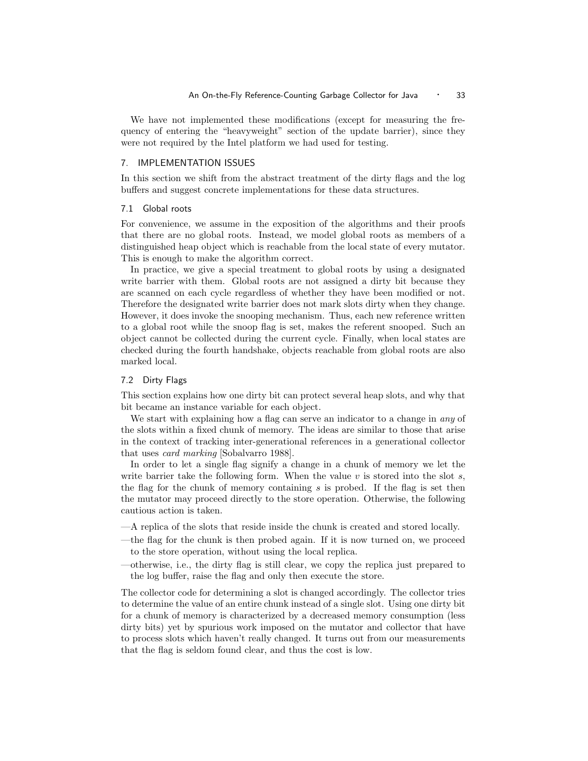We have not implemented these modifications (except for measuring the frequency of entering the "heavyweight" section of the update barrier), since they were not required by the Intel platform we had used for testing.

## 7. IMPLEMENTATION ISSUES

In this section we shift from the abstract treatment of the dirty flags and the log buffers and suggest concrete implementations for these data structures.

### 7.1 Global roots

For convenience, we assume in the exposition of the algorithms and their proofs that there are no global roots. Instead, we model global roots as members of a distinguished heap object which is reachable from the local state of every mutator. This is enough to make the algorithm correct.

In practice, we give a special treatment to global roots by using a designated write barrier with them. Global roots are not assigned a dirty bit because they are scanned on each cycle regardless of whether they have been modified or not. Therefore the designated write barrier does not mark slots dirty when they change. However, it does invoke the snooping mechanism. Thus, each new reference written to a global root while the snoop flag is set, makes the referent snooped. Such an object cannot be collected during the current cycle. Finally, when local states are checked during the fourth handshake, objects reachable from global roots are also marked local.

### 7.2 Dirty Flags

This section explains how one dirty bit can protect several heap slots, and why that bit became an instance variable for each object.

We start with explaining how a flag can serve an indicator to a change in *any* of the slots within a fixed chunk of memory. The ideas are similar to those that arise in the context of tracking inter-generational references in a generational collector that uses *card marking* [Sobalvarro 1988].

In order to let a single flag signify a change in a chunk of memory we let the write barrier take the following form. When the value $v$ is stored into the slot $s$, the flag for the chunk of memory containing $s$ is probed. If the flag is set then the mutator may proceed directly to the store operation. Otherwise, the following cautious action is taken.

—A replica of the slots that reside inside the chunk is created and stored locally.

—the flag for the chunk is then probed again. If it is now turned on, we proceed to the store operation, without using the local replica.

—otherwise, i.e., the dirty flag is still clear, we copy the replica just prepared to the log buffer, raise the flag and only then execute the store.

The collector code for determining a slot is changed accordingly. The collector tries to determine the value of an entire chunk instead of a single slot. Using one dirty bit for a chunk of memory is characterized by a decreased memory consumption (less dirty bits) yet by spurious work imposed on the mutator and collector that have to process slots which haven't really changed. It turns out from our measurements that the flag is seldom found clear, and thus the cost is low.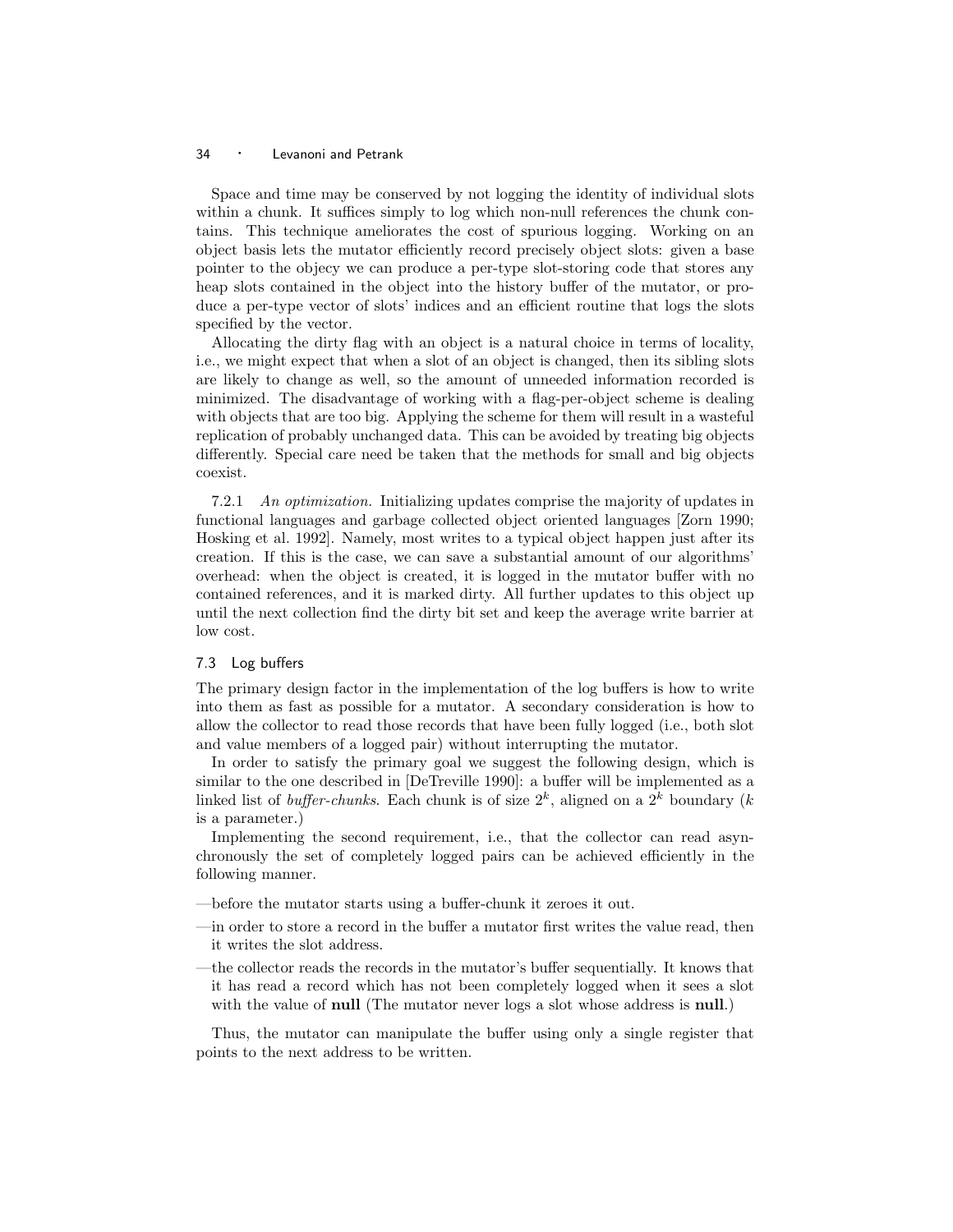Space and time may be conserved by not logging the identity of individual slots within a chunk. It suffices simply to log which non-null references the chunk contains. This technique ameliorates the cost of spurious logging. Working on an object basis lets the mutator efficiently record precisely object slots: given a base pointer to the objecy we can produce a per-type slot-storing code that stores any heap slots contained in the object into the history buffer of the mutator, or produce a per-type vector of slots' indices and an efficient routine that logs the slots specified by the vector.

Allocating the dirty flag with an object is a natural choice in terms of locality, i.e., we might expect that when a slot of an object is changed, then its sibling slots are likely to change as well, so the amount of unneeded information recorded is minimized. The disadvantage of working with a flag-per-object scheme is dealing with objects that are too big. Applying the scheme for them will result in a wasteful replication of probably unchanged data. This can be avoided by treating big objects differently. Special care need be taken that the methods for small and big objects coexist.

7.2.1 *An optimization.* Initializing updates comprise the majority of updates in functional languages and garbage collected object oriented languages [Zorn 1990; Hosking et al. 1992]. Namely, most writes to a typical object happen just after its creation. If this is the case, we can save a substantial amount of our algorithms' overhead: when the object is created, it is logged in the mutator buffer with no contained references, and it is marked dirty. All further updates to this object up until the next collection find the dirty bit set and keep the average write barrier at low cost.

### 7.3 Log buffers

The primary design factor in the implementation of the log buffers is how to write into them as fast as possible for a mutator. A secondary consideration is how to allow the collector to read those records that have been fully logged (i.e., both slot and value members of a logged pair) without interrupting the mutator.

In order to satisfy the primary goal we suggest the following design, which is similar to the one described in [DeTreville 1990]: a buffer will be implemented as a linked list of *buffer-chunks*. Each chunk is of size $2^k$, aligned on a $2^k$ boundary ($k$ is a parameter.)

Implementing the second requirement, i.e., that the collector can read asynchronously the set of completely logged pairs can be achieved efficiently in the following manner.

—before the mutator starts using a buffer-chunk it zeroes it out.

—in order to store a record in the buffer a mutator first writes the value read, then it writes the slot address.

—the collector reads the records in the mutator's buffer sequentially. It knows that it has read a record which has not been completely logged when it sees a slot with the value of **null** (The mutator never logs a slot whose address is **null**.)

Thus, the mutator can manipulate the buffer using only a single register that points to the next address to be written.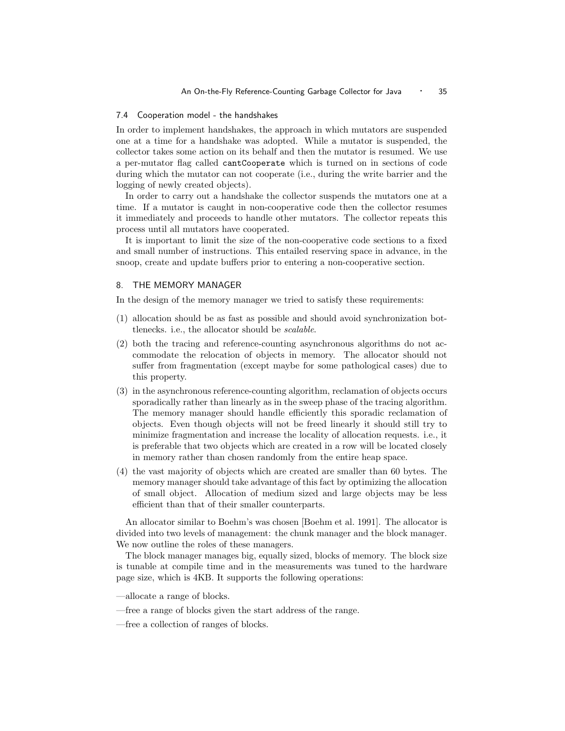### 7.4 Cooperation model - the handshakes

In order to implement handshakes, the approach in which mutators are suspended one at a time for a handshake was adopted. While a mutator is suspended, the collector takes some action on its behalf and then the mutator is resumed. We use a per-mutator flag called `cantCooperate` which is turned on in sections of code during which the mutator can not cooperate (i.e., during the write barrier and the logging of newly created objects).

In order to carry out a handshake the collector suspends the mutators one at a time. If a mutator is caught in non-cooperative code then the collector resumes it immediately and proceeds to handle other mutators. The collector repeats this process until all mutators have cooperated.

It is important to limit the size of the non-cooperative code sections to a fixed and small number of instructions. This entailed reserving space in advance, in the snoop, create and update buffers prior to entering a non-cooperative section.

## 8. THE MEMORY MANAGER

In the design of the memory manager we tried to satisfy these requirements:

(1) allocation should be as fast as possible and should avoid synchronization bottlenecks. i.e., the allocator should be *scalable*.

(2) both the tracing and reference-counting asynchronous algorithms do not accommodate the relocation of objects in memory. The allocator should not suffer from fragmentation (except maybe for some pathological cases) due to this property.

(3) in the asynchronous reference-counting algorithm, reclamation of objects occurs sporadically rather than linearly as in the sweep phase of the tracing algorithm. The memory manager should handle efficiently this sporadic reclamation of objects. Even though objects will not be freed linearly it should still try to minimize fragmentation and increase the locality of allocation requests. i.e., it is preferable that two objects which are created in a row will be located closely in memory rather than chosen randomly from the entire heap space.

(4) the vast majority of objects which are created are smaller than 60 bytes. The memory manager should take advantage of this fact by optimizing the allocation of small object. Allocation of medium sized and large objects may be less efficient than that of their smaller counterparts.

An allocator similar to Boehm's was chosen [Boehm et al. 1991]. The allocator is divided into two levels of management: the chunk manager and the block manager. We now outline the roles of these managers.

The block manager manages big, equally sized, blocks of memory. The block size is tunable at compile time and in the measurements was tuned to the hardware page size, which is 4KB. It supports the following operations:

—allocate a range of blocks.

—free a range of blocks given the start address of the range.

—free a collection of ranges of blocks.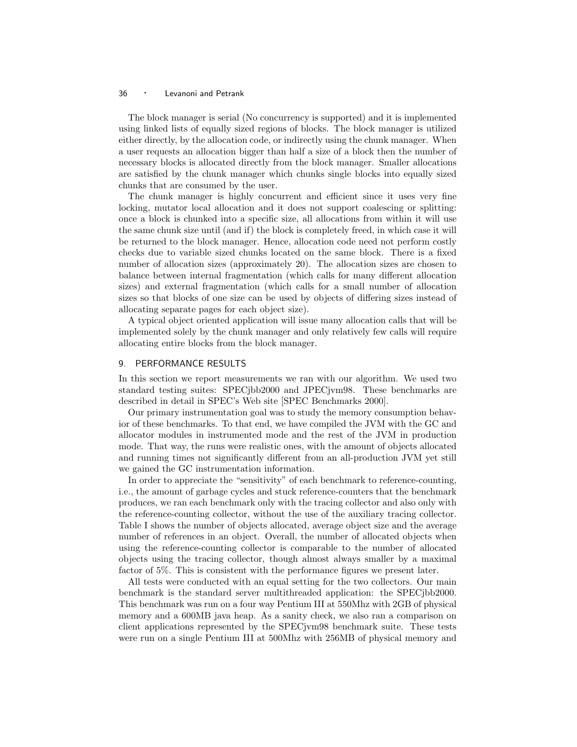The block manager is serial (No concurrency is supported) and it is implemented using linked lists of equally sized regions of blocks. The block manager is utilized either directly, by the allocation code, or indirectly using the chunk manager. When a user requests an allocation bigger than half a size of a block then the number of necessary blocks is allocated directly from the block manager. Smaller allocations are satisfied by the chunk manager which chunks single blocks into equally sized chunks that are consumed by the user.

The chunk manager is highly concurrent and efficient since it uses very fine locking, mutator local allocation and it does not support coalescing or splitting: once a block is chunked into a specific size, all allocations from within it will use the same chunk size until (and if) the block is completely freed, in which case it will be returned to the block manager. Hence, allocation code need not perform costly checks due to variable sized chunks located on the same block. There is a fixed number of allocation sizes (approximately 20). The allocation sizes are chosen to balance between internal fragmentation (which calls for many different allocation sizes) and external fragmentation (which calls for a small number of allocation sizes so that blocks of one size can be used by objects of differing sizes instead of allocating separate pages for each object size).

A typical object oriented application will issue many allocation calls that will be implemented solely by the chunk manager and only relatively few calls will require allocating entire blocks from the block manager.

## 9. PERFORMANCE RESULTS

In this section we report measurements we ran with our algorithm. We used two standard testing suites: SPECjbb2000 and JPECjvm98. These benchmarks are described in detail in SPEC's Web site [SPEC Benchmarks 2000].

Our primary instrumentation goal was to study the memory consumption behavior of these benchmarks. To that end, we have compiled the JVM with the GC and allocator modules in instrumented mode and the rest of the JVM in production mode. That way, the runs were realistic ones, with the amount of objects allocated and running times not significantly different from an all-production JVM yet still we gained the GC instrumentation information.

In order to appreciate the "sensitivity" of each benchmark to reference-counting, i.e., the amount of garbage cycles and stuck reference-counters that the benchmark produces, we ran each benchmark only with the tracing collector and also only with the reference-counting collector, without the use of the auxiliary tracing collector. Table I shows the number of objects allocated, average object size and the average number of references in an object. Overall, the number of allocated objects when using the reference-counting collector is comparable to the number of allocated objects using the tracing collector, though almost always smaller by a maximal factor of 5%. This is consistent with the performance figures we present later.

All tests were conducted with an equal setting for the two collectors. Our main benchmark is the standard server multithreaded application: the SPECjbb2000. This benchmark was run on a four way Pentium III at 550Mhz with 2GB of physical memory and a 600MB java heap. As a sanity check, we also ran a comparison on client applications represented by the SPECjvm98 benchmark suite. These tests were run on a single Pentium III at 500Mhz with 256MB of physical memory and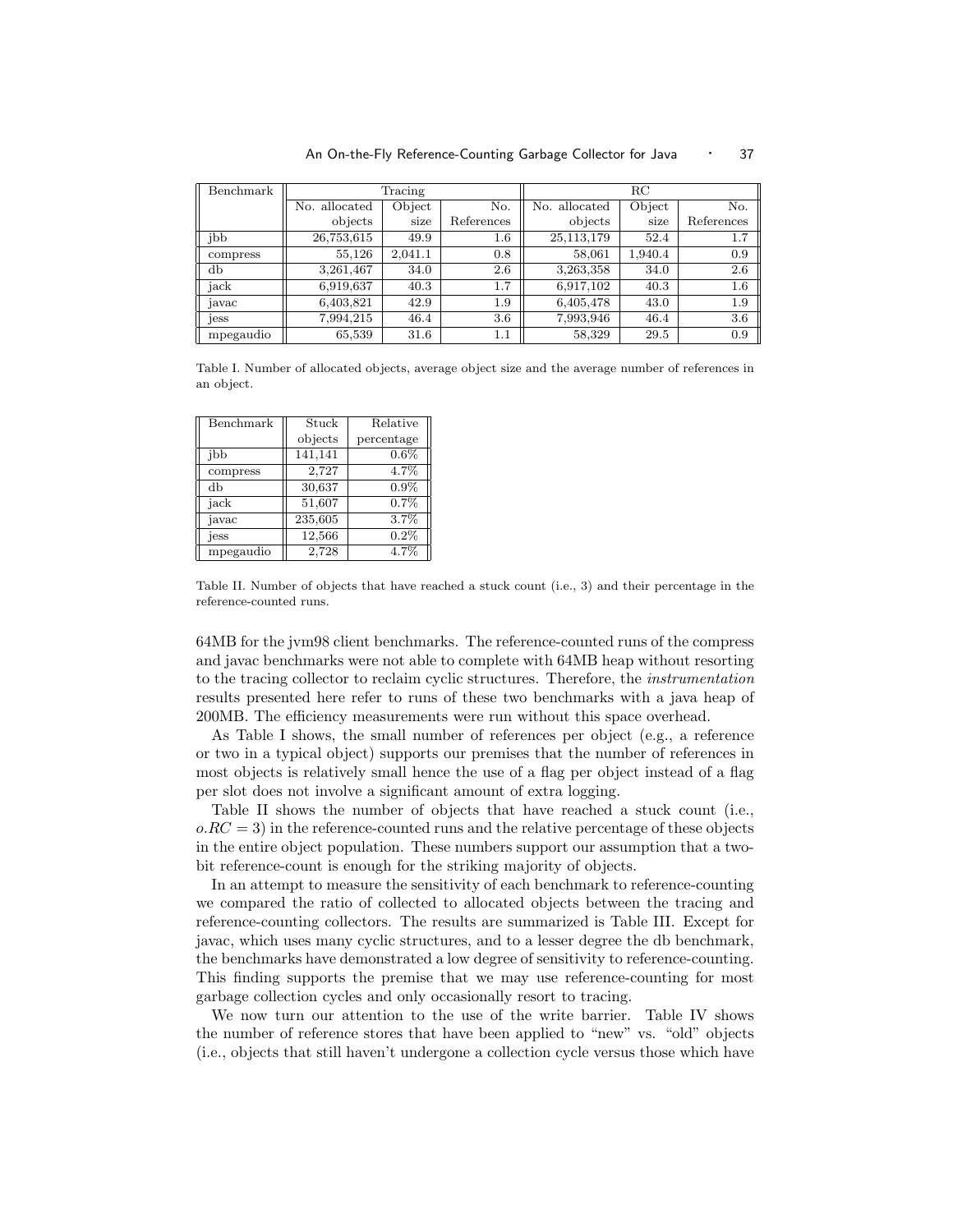| Benchmark | Tracing | | | RC | | |
|---|---|---|---|---|---|---|
| | No. allocated objects | Object size | No. References | No. allocated objects | Object size | No. References |
| jbb | 26,753,615 | 49.9 | 1.6 | 25,113,179 | 52.4 | 1.7 |
| compress | 55,126 | 2,041.1 | 0.8 | 58,061 | 1,940.4 | 0.9 |
| db | 3,261,467 | 34.0 | 2.6 | 3,263,358 | 34.0 | 2.6 |
| jack | 6,919,637 | 40.3 | 1.7 | 6,917,102 | 40.3 | 1.6 |
| javac | 6,403,821 | 42.9 | 1.9 | 6,405,478 | 43.0 | 1.9 |
| jess | 7,994,215 | 46.4 | 3.6 | 7,993,946 | 46.4 | 3.6 |
| mpegaudio | 65,539 | 31.6 | 1.1 | 58,329 | 29.5 | 0.9 |

Table I. Number of allocated objects, average object size and the average number of references in an object.

| Benchmark | Stuck objects | Relative percentage |
|---|---|---|
| jbb | 141,141 | 0.6% |
| compress | 2,727 | 4.7% |
| db | 30,637 | 0.9% |
| jack | 51,607 | 0.7% |
| javac | 235,605 | 3.7% |
| jess | 12,566 | 0.2% |
| mpegaudio | 2,728 | 4.7% |

Table II. Number of objects that have reached a stuck count (i.e., 3) and their percentage in the reference-counted runs.

64MB for the jvm98 client benchmarks. The reference-counted runs of the compress and javac benchmarks were not able to complete with 64MB heap without resorting to the tracing collector to reclaim cyclic structures. Therefore, the *instrumentation* results presented here refer to runs of these two benchmarks with a java heap of 200MB. The efficiency measurements were run without this space overhead.

As Table I shows, the small number of references per object (e.g., a reference or two in a typical object) supports our premises that the number of references in most objects is relatively small hence the use of a flag per object instead of a flag per slot does not involve a significant amount of extra logging.

Table II shows the number of objects that have reached a stuck count (i.e., $o.RC = 3$) in the reference-counted runs and the relative percentage of these objects in the entire object population. These numbers support our assumption that a two-bit reference-count is enough for the striking majority of objects.

In an attempt to measure the sensitivity of each benchmark to reference-counting we compared the ratio of collected to allocated objects between the tracing and reference-counting collectors. The results are summarized is Table III. Except for javac, which uses many cyclic structures, and to a lesser degree the db benchmark, the benchmarks have demonstrated a low degree of sensitivity to reference-counting. This finding supports the premise that we may use reference-counting for most garbage collection cycles and only occasionally resort to tracing.

We now turn our attention to the use of the write barrier. Table IV shows the number of reference stores that have been applied to "new" vs. "old" objects (i.e., objects that still haven't undergone a collection cycle versus those which have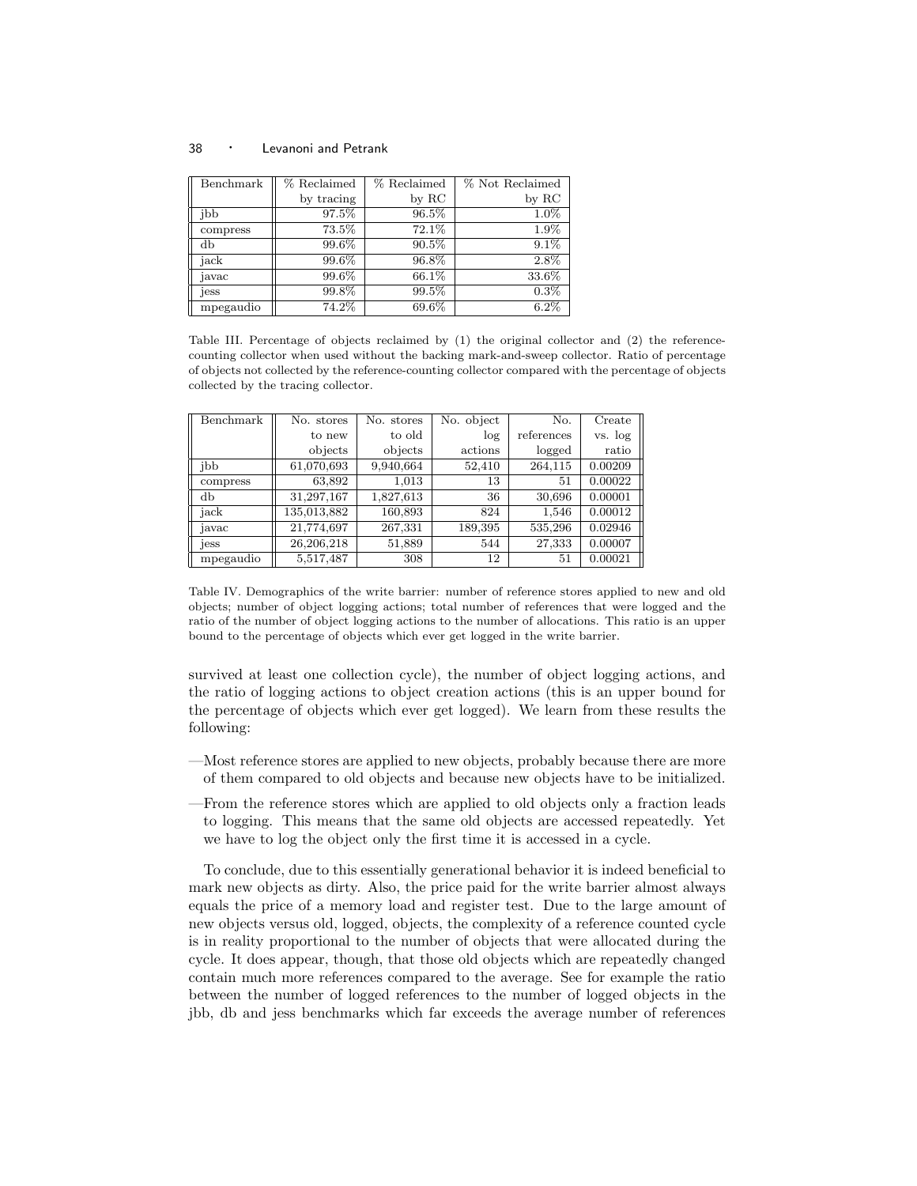| Benchmark | % Reclaimed by tracing | % Reclaimed by RC | % Not Reclaimed by RC |
|---|---|---|---|
| jbb | 97.5% | 96.5% | 1.0% |
| compress | 73.5% | 72.1% | 1.9% |
| db | 99.6% | 90.5% | 9.1% |
| jack | 99.6% | 96.8% | 2.8% |
| javac | 99.6% | 66.1% | 33.6% |
| jess | 99.8% | 99.5% | 0.3% |
| mpegaudio | 74.2% | 69.6% | 6.2% |

Table III. Percentage of objects reclaimed by (1) the original collector and (2) the reference-counting collector when used without the backing mark-and-sweep collector. Ratio of percentage of objects not collected by the reference-counting collector compared with the percentage of objects collected by the tracing collector.

| Benchmark | No. stores to new objects | No. stores to old objects | No. object log actions | No. references logged | Create vs. log ratio |
|---|---|---|---|---|---|
| jbb | 61,070,693 | 9,940,664 | 52,410 | 264,115 | 0.00209 |
| compress | 63,892 | 1,013 | 13 | 51 | 0.00022 |
| db | 31,297,167 | 1,827,613 | 36 | 30,696 | 0.00001 |
| jack | 135,013,882 | 160,893 | 824 | 1,546 | 0.00012 |
| javac | 21,774,697 | 267,331 | 189,395 | 535,296 | 0.02946 |
| jess | 26,206,218 | 51,889 | 544 | 27,333 | 0.00007 |
| mpegaudio | 5,517,487 | 308 | 12 | 51 | 0.00021 |

Table IV. Demographics of the write barrier: number of reference stores applied to new and old objects; number of object logging actions; total number of references that were logged and the ratio of the number of object logging actions to the number of allocations. This ratio is an upper bound to the percentage of objects which ever get logged in the write barrier.

survived at least one collection cycle), the number of object logging actions, and the ratio of logging actions to object creation actions (this is an upper bound for the percentage of objects which ever get logged). We learn from these results the following:

—Most reference stores are applied to new objects, probably because there are more of them compared to old objects and because new objects have to be initialized.

—From the reference stores which are applied to old objects only a fraction leads to logging. This means that the same old objects are accessed repeatedly. Yet we have to log the object only the first time it is accessed in a cycle.

To conclude, due to this essentially generational behavior it is indeed beneficial to mark new objects as dirty. Also, the price paid for the write barrier almost always equals the price of a memory load and register test. Due to the large amount of new objects versus old, logged, objects, the complexity of a reference counted cycle is in reality proportional to the number of objects that were allocated during the cycle. It does appear, though, that those old objects which are repeatedly changed contain much more references compared to the average. See for example the ratio between the number of logged references to the number of logged objects in the jbb, db and jess benchmarks which far exceeds the average number of references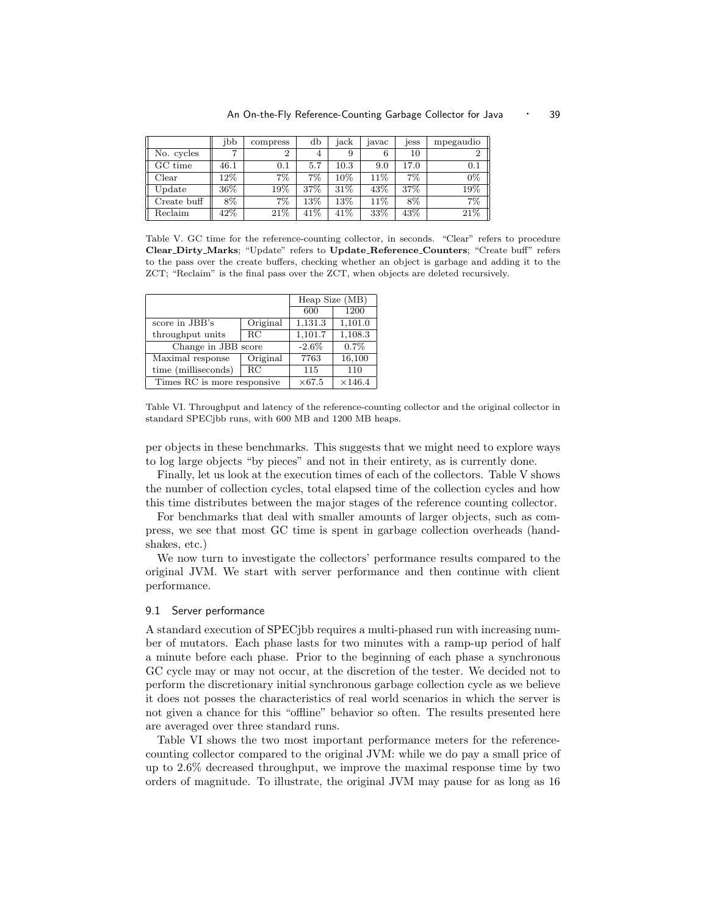|  | jbb | compress | db | jack | javac | jess | mpegaudio |
|---|---|---|---|---|---|---|---|
| No. cycles | 7 | 2 | 4 | 9 | 6 | 10 | 2 |
| GC time | 46.1 | 0.1 | 5.7 | 10.3 | 9.0 | 17.0 | 0.1 |
| Clear | 12% | 7% | 7% | 10% | 11% | 7% | 0% |
| Update | 36% | 19% | 37% | 31% | 43% | 37% | 19% |
| Create buff | 8% | 7% | 13% | 13% | 11% | 8% | 7% |
| Reclaim | 42% | 21% | 41% | 41% | 33% | 43% | 21% |

Table V. GC time for the reference-counting collector, in seconds. "Clear" refers to procedure **Clear_Dirty_Marks**; "Update" refers to **Update_Reference_Counters**; "Create buff" refers to the pass over the create buffers, checking whether an object is garbage and adding it to the ZCT; "Reclaim" is the final pass over the ZCT, when objects are deleted recursively.

|  |  | Heap Size (MB) |  |
|---|---|---|---|
|  |  | 600 | 1200 |
| score in JBB's throughput units | Original | 1,131.3 | 1,101.0 |
|  | RC | 1,101.7 | 1,108.3 |
| Change in JBB score |  | -2.6% | 0.7% |
| Maximal response time (milliseconds) | Original | 7763 | 16,100 |
|  | RC | 115 | 110 |
| Times RC is more responsive |  | ×67.5 | ×146.4 |

Table VI. Throughput and latency of the reference-counting collector and the original collector in standard SPECjbb runs, with 600 MB and 1200 MB heaps.

per objects in these benchmarks. This suggests that we might need to explore ways to log large objects "by pieces" and not in their entirety, as is currently done.

Finally, let us look at the execution times of each of the collectors. Table V shows the number of collection cycles, total elapsed time of the collection cycles and how this time distributes between the major stages of the reference counting collector.

For benchmarks that deal with smaller amounts of larger objects, such as compress, we see that most GC time is spent in garbage collection overheads (handshakes, etc.)

We now turn to investigate the collectors' performance results compared to the original JVM. We start with server performance and then continue with client performance.

### 9.1 Server performance

A standard execution of SPECjbb requires a multi-phased run with increasing number of mutators. Each phase lasts for two minutes with a ramp-up period of half a minute before each phase. Prior to the beginning of each phase a synchronous GC cycle may or may not occur, at the discretion of the tester. We decided not to perform the discretionary initial synchronous garbage collection cycle as we believe it does not posses the characteristics of real world scenarios in which the server is not given a chance for this "offline" behavior so often. The results presented here are averaged over three standard runs.

Table VI shows the two most important performance meters for the reference-counting collector compared to the original JVM: while we do pay a small price of up to 2.6% decreased throughput, we improve the maximal response time by two orders of magnitude. To illustrate, the original JVM may pause for as long as 16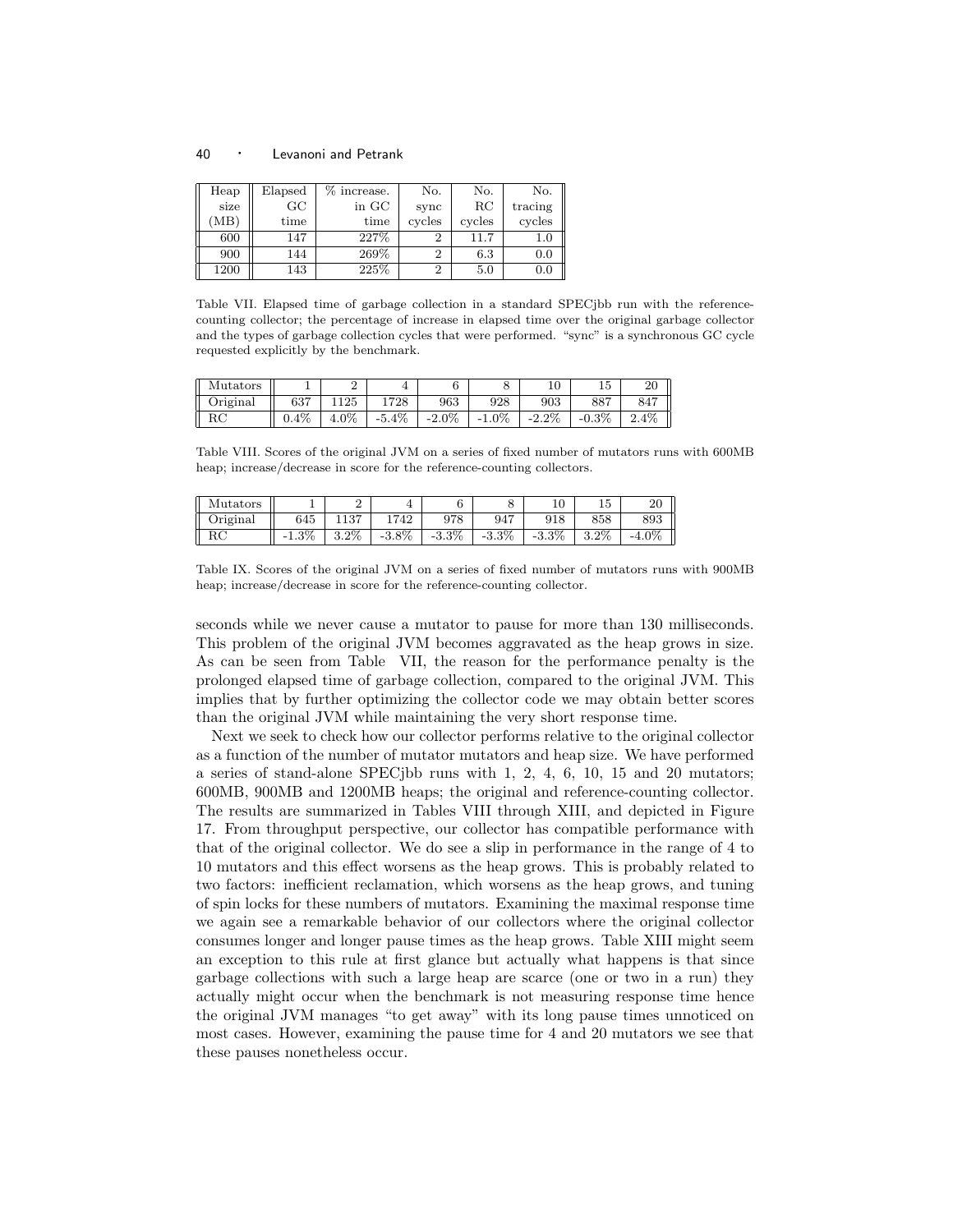| Heap size (MB) | Elapsed GC time | % increase. in GC time | No. sync cycles | No. RC cycles | No. tracing cycles |
|---|---|---|---|---|---|
| 600 | 147 | 227% | 2 | 11.7 | 1.0 |
| 900 | 144 | 269% | 2 | 6.3 | 0.0 |
| 1200 | 143 | 225% | 2 | 5.0 | 0.0 |

Table VII. Elapsed time of garbage collection in a standard SPECjbb run with the reference-counting collector; the percentage of increase in elapsed time over the original garbage collector and the types of garbage collection cycles that were performed. "sync" is a synchronous GC cycle requested explicitly by the benchmark.

| Mutators | 1 | 2 | 4 | 6 | 8 | 10 | 15 | 20 |
|---|---|---|---|---|---|---|---|---|
| Original | 637 | 1125 | 1728 | 963 | 928 | 903 | 887 | 847 |
| RC | 0.4% | 4.0% | -5.4% | -2.0% | -1.0% | -2.2% | -0.3% | 2.4% |

Table VIII. Scores of the original JVM on a series of fixed number of mutators runs with 600MB heap; increase/decrease in score for the reference-counting collectors.

| Mutators | 1 | 2 | 4 | 6 | 8 | 10 | 15 | 20 |
|---|---|---|---|---|---|---|---|---|
| Original | 645 | 1137 | 1742 | 978 | 947 | 918 | 858 | 893 |
| RC | -1.3% | 3.2% | -3.8% | -3.3% | -3.3% | -3.3% | 3.2% | -4.0% |

Table IX. Scores of the original JVM on a series of fixed number of mutators runs with 900MB heap; increase/decrease in score for the reference-counting collector.

seconds while we never cause a mutator to pause for more than 130 milliseconds. This problem of the original JVM becomes aggravated as the heap grows in size. As can be seen from Table VII, the reason for the performance penalty is the prolonged elapsed time of garbage collection, compared to the original JVM. This implies that by further optimizing the collector code we may obtain better scores than the original JVM while maintaining the very short response time.

Next we seek to check how our collector performs relative to the original collector as a function of the number of mutator mutators and heap size. We have performed a series of stand-alone SPECjbb runs with 1, 2, 4, 6, 10, 15 and 20 mutators; 600MB, 900MB and 1200MB heaps; the original and reference-counting collector. The results are summarized in Tables VIII through XIII, and depicted in Figure 17. From throughput perspective, our collector has compatible performance with that of the original collector. We do see a slip in performance in the range of 4 to 10 mutators and this effect worsens as the heap grows. This is probably related to two factors: inefficient reclamation, which worsens as the heap grows, and tuning of spin locks for these numbers of mutators. Examining the maximal response time we again see a remarkable behavior of our collectors where the original collector consumes longer and longer pause times as the heap grows. Table XIII might seem an exception to this rule at first glance but actually what happens is that since garbage collections with such a large heap are scarce (one or two in a run) they actually might occur when the benchmark is not measuring response time hence the original JVM manages "to get away" with its long pause times unnoticed on most cases. However, examining the pause time for 4 and 20 mutators we see that these pauses nonetheless occur.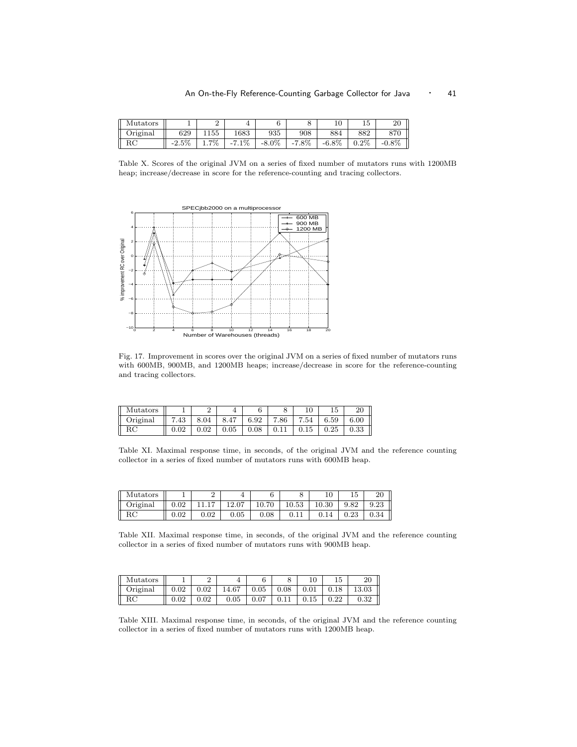| Mutators | 1 | 2 | 4 | 6 | 8 | 10 | 15 | 20 |
|---|---|---|---|---|---|---|---|---|
| Original | 629 | 1155 | 1683 | 935 | 908 | 884 | 882 | 870 |
| RC | -2.5% | 1.7% | -7.1% | -8.0% | -7.8% | -6.8% | 0.2% | -0.8% |

Table X. Scores of the original JVM on a series of fixed number of mutators runs with 1200MB heap; increase/decrease in score for the reference-counting and tracing collectors.

Fig. 17. Improvement in scores over the original JVM on a series of fixed number of mutators runs with 600MB, 900MB, and 1200MB heaps; increase/decrease in score for the reference-counting and tracing collectors.

| Mutators | 1 | 2 | 4 | 6 | 8 | 10 | 15 | 20 |
|---|---|---|---|---|---|---|---|---|
| Original | 7.43 | 8.04 | 8.47 | 6.92 | 7.86 | 7.54 | 6.59 | 6.00 |
| RC | 0.02 | 0.02 | 0.05 | 0.08 | 0.11 | 0.15 | 0.25 | 0.33 |

Table XI. Maximal response time, in seconds, of the original JVM and the reference counting collector in a series of fixed number of mutators runs with 600MB heap.

| Mutators | 1 | 2 | 4 | 6 | 8 | 10 | 15 | 20 |
|---|---|---|---|---|---|---|---|---|
| Original | 0.02 | 11.17 | 12.07 | 10.70 | 10.53 | 10.30 | 9.82 | 9.23 |
| RC | 0.02 | 0.02 | 0.05 | 0.08 | 0.11 | 0.14 | 0.23 | 0.34 |

Table XII. Maximal response time, in seconds, of the original JVM and the reference counting collector in a series of fixed number of mutators runs with 900MB heap.

| Mutators | 1 | 2 | 4 | 6 | 8 | 10 | 15 | 20 |
|---|---|---|---|---|---|---|---|---|
| Original | 0.02 | 0.02 | 14.67 | 0.05 | 0.08 | 0.01 | 0.18 | 13.03 |
| RC | 0.02 | 0.02 | 0.05 | 0.07 | 0.11 | 0.15 | 0.22 | 0.32 |

Table XIII. Maximal response time, in seconds, of the original JVM and the reference counting collector in a series of fixed number of mutators runs with 1200MB heap.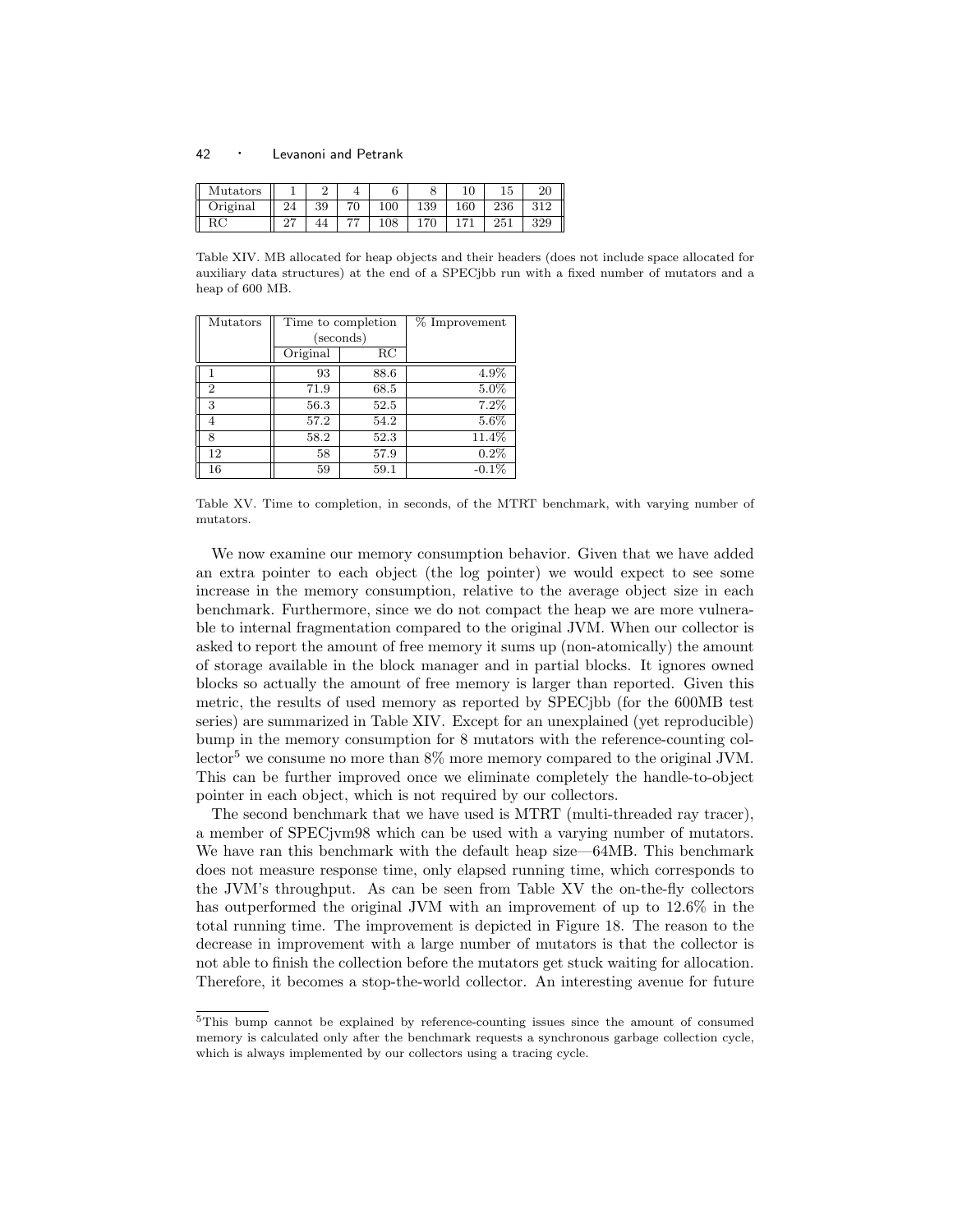| Mutators | 1 | 2 | 4 | 6 | 8 | 10 | 15 | 20 |
|---|---|---|---|---|---|---|---|---|
| Original | 24 | 39 | 70 | 100 | 139 | 160 | 236 | 312 |
| RC | 27 | 44 | 77 | 108 | 170 | 171 | 251 | 329 |

Table XIV. MB allocated for heap objects and their headers (does not include space allocated for auxiliary data structures) at the end of a SPECjbb run with a fixed number of mutators and a heap of 600 MB.

| Mutators | Time to completion (seconds) | | % Improvement |
|---|---|---|---|
| | Original | RC | |
| 1 | 93 | 88.6 | 4.9% |
| 2 | 71.9 | 68.5 | 5.0% |
| 3 | 56.3 | 52.5 | 7.2% |
| 4 | 57.2 | 54.2 | 5.6% |
| 8 | 58.2 | 52.3 | 11.4% |
| 12 | 58 | 57.9 | 0.2% |
| 16 | 59 | 59.1 | -0.1% |

Table XV. Time to completion, in seconds, of the MTRT benchmark, with varying number of mutators.

We now examine our memory consumption behavior. Given that we have added an extra pointer to each object (the log pointer) we would expect to see some increase in the memory consumption, relative to the average object size in each benchmark. Furthermore, since we do not compact the heap we are more vulnerable to internal fragmentation compared to the original JVM. When our collector is asked to report the amount of free memory it sums up (non-atomically) the amount of storage available in the block manager and in partial blocks. It ignores owned blocks so actually the amount of free memory is larger than reported. Given this metric, the results of used memory as reported by SPECjbb (for the 600MB test series) are summarized in Table XIV. Except for an unexplained (yet reproducible) bump in the memory consumption for 8 mutators with the reference-counting collector[5] we consume no more than 8% more memory compared to the original JVM. This can be further improved once we eliminate completely the handle-to-object pointer in each object, which is not required by our collectors.

The second benchmark that we have used is MTRT (multi-threaded ray tracer), a member of SPECjvm98 which can be used with a varying number of mutators. We have ran this benchmark with the default heap size—64MB. This benchmark does not measure response time, only elapsed running time, which corresponds to the JVM's throughput. As can be seen from Table XV the on-the-fly collectors has outperformed the original JVM with an improvement of up to 12.6% in the total running time. The improvement is depicted in Figure 18. The reason to the decrease in improvement with a large number of mutators is that the collector is not able to finish the collection before the mutators get stuck waiting for allocation. Therefore, it becomes a stop-the-world collector. An interesting avenue for future

[5]This bump cannot be explained by reference-counting issues since the amount of consumed memory is calculated only after the benchmark requests a synchronous garbage collection cycle, which is always implemented by our collectors using a tracing cycle.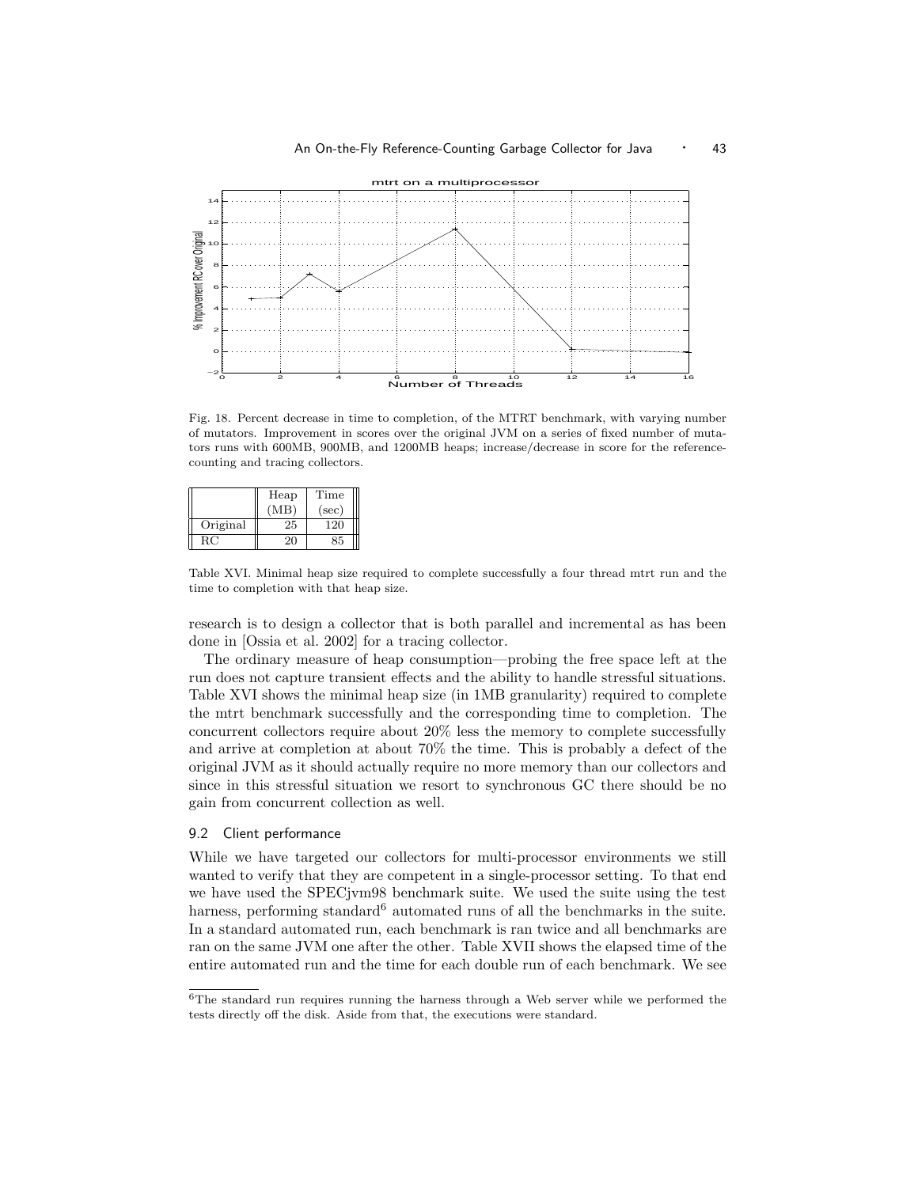Fig. 18. Percent decrease in time to completion, of the MTRT benchmark, with varying number of mutators. Improvement in scores over the original JVM on a series of fixed number of mutators runs with 600MB, 900MB, and 1200MB heaps; increase/decrease in score for the reference-counting and tracing collectors.

| | Heap (MB) | Time (sec) |
|---|---|---|
| Original | 25 | 120 |
| RC | 20 | 85 |

Table XVI. Minimal heap size required to complete successfully a four thread mtrt run and the time to completion with that heap size.

research is to design a collector that is both parallel and incremental as has been done in [Ossia et al. 2002] for a tracing collector.

The ordinary measure of heap consumption—probing the free space left at the run does not capture transient effects and the ability to handle stressful situations. Table XVI shows the minimal heap size (in 1MB granularity) required to complete the mtrt benchmark successfully and the corresponding time to completion. The concurrent collectors require about 20% less the memory to complete successfully and arrive at completion at about 70% the time. This is probably a defect of the original JVM as it should actually require no more memory than our collectors and since in this stressful situation we resort to synchronous GC there should be no gain from concurrent collection as well.

### 9.2 Client performance

While we have targeted our collectors for multi-processor environments we still wanted to verify that they are competent in a single-processor setting. To that end we have used the SPECjvm98 benchmark suite. We used the suite using the test harness, performing standard[6] automated runs of all the benchmarks in the suite. In a standard automated run, each benchmark is ran twice and all benchmarks are ran on the same JVM one after the other. Table XVII shows the elapsed time of the entire automated run and the time for each double run of each benchmark. We see

[6] The standard run requires running the harness through a Web server while we performed the tests directly off the disk. Aside from that, the executions were standard.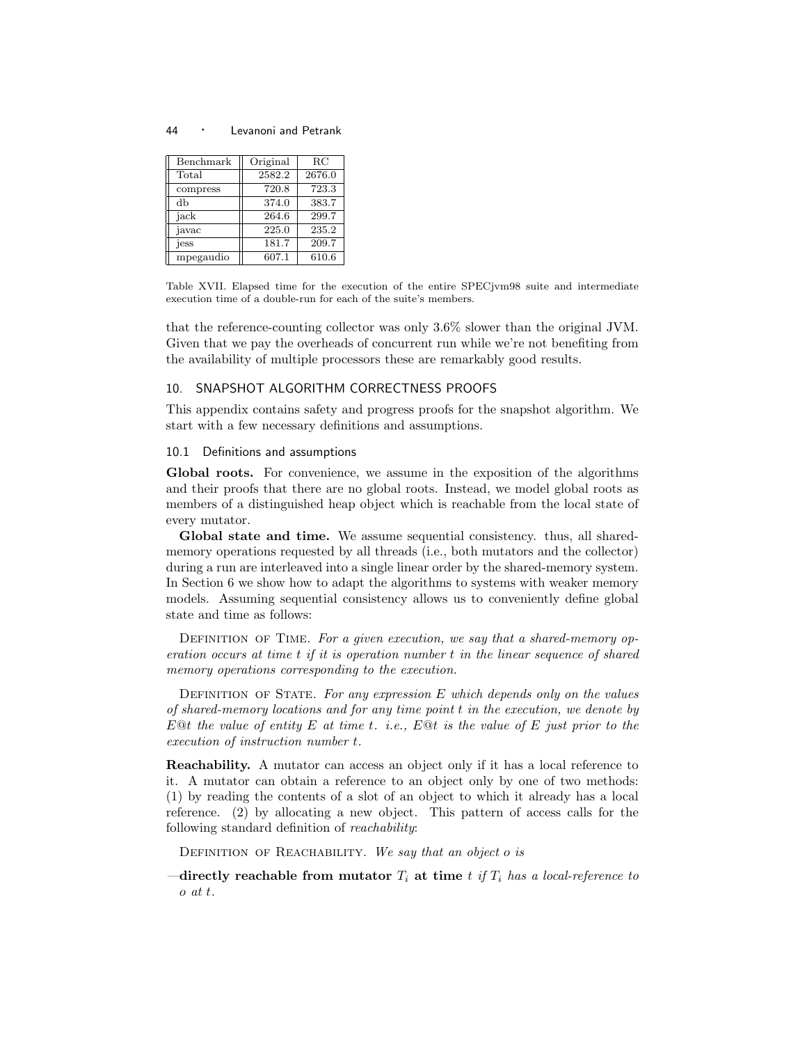| Benchmark | Original | RC |
|---|---|---|
| Total | 2582.2 | 2676.0 |
| compress | 720.8 | 723.3 |
| db | 374.0 | 383.7 |
| jack | 264.6 | 299.7 |
| javac | 225.0 | 235.2 |
| jess | 181.7 | 209.7 |
| mpegaudio | 607.1 | 610.6 |

Table XVII. Elapsed time for the execution of the entire SPECjvm98 suite and intermediate execution time of a double-run for each of the suite's members.

that the reference-counting collector was only 3.6% slower than the original JVM. Given that we pay the overheads of concurrent run while we're not benefiting from the availability of multiple processors these are remarkably good results.

## 10. SNAPSHOT ALGORITHM CORRECTNESS PROOFS

This appendix contains safety and progress proofs for the snapshot algorithm. We start with a few necessary definitions and assumptions.

### 10.1 Definitions and assumptions

**Global roots.** For convenience, we assume in the exposition of the algorithms and their proofs that there are no global roots. Instead, we model global roots as members of a distinguished heap object which is reachable from the local state of every mutator.

**Global state and time.** We assume sequential consistency. thus, all shared-memory operations requested by all threads (i.e., both mutators and the collector) during a run are interleaved into a single linear order by the shared-memory system. In Section 6 we show how to adapt the algorithms to systems with weaker memory models. Assuming sequential consistency allows us to conveniently define global state and time as follows:

Definition of Time. *For a given execution, we say that a shared-memory operation occurs at time $t$ if it is operation number $t$ in the linear sequence of shared memory operations corresponding to the execution.*

Definition of State. *For any expression $E$ which depends only on the values of shared-memory locations and for any time point $t$ in the execution, we denote by $E@t$ the value of entity $E$ at time $t$. i.e., $E@t$ is the value of $E$ just prior to the execution of instruction number $t$.*

**Reachability.** A mutator can access an object only if it has a local reference to it. A mutator can obtain a reference to an object only by one of two methods: (1) by reading the contents of a slot of an object to which it already has a local reference. (2) by allocating a new object. This pattern of access calls for the following standard definition of *reachability*:

Definition of Reachability. *We say that an object $o$ is*

—**directly reachable from mutator $T_i$ at time $t$** *if $T_i$ has a local-reference to $o$ at $t$.*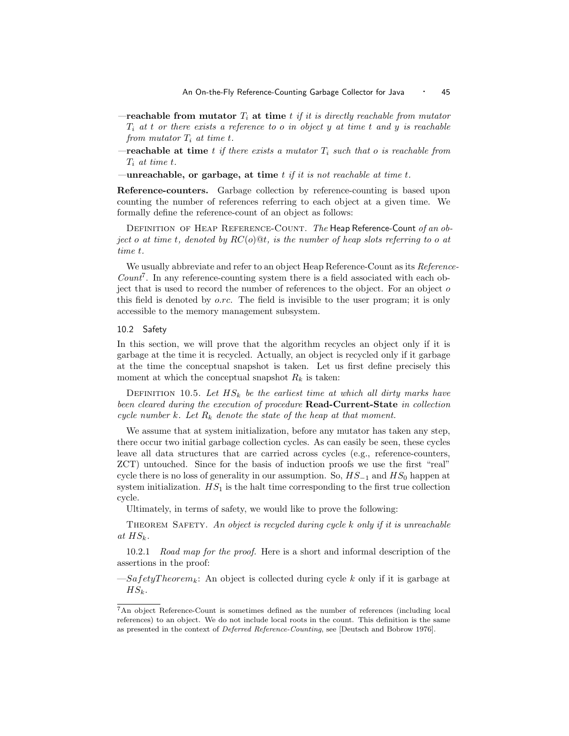—**reachable from mutator $T_i$ at time** $t$ *if it is directly reachable from mutator $T_i$ at $t$ or there exists a reference to $o$ in object $y$ at time $t$ and $y$ is reachable from mutator $T_i$ at time $t$.*

—**reachable at time** $t$ *if there exists a mutator $T_i$ such that $o$ is reachable from $T_i$ at time $t$.*

—**unreachable, or garbage, at time** $t$ *if it is not reachable at time $t$.*

**Reference-counters.** Garbage collection by reference-counting is based upon counting the number of references referring to each object at a given time. We formally define the reference-count of an object as follows:

Definition of Heap Reference-Count. *The* Heap Reference-Count *of an object $o$ at time $t$, denoted by $RC(o)@t$, is the number of heap slots referring to $o$ at time $t$.*

We usually abbreviate and refer to an object Heap Reference-Count as its *Reference-Count*[7]. In any reference-counting system there is a field associated with each object that is used to record the number of references to the object. For an object $o$ this field is denoted by $o.rc$. The field is invisible to the user program; it is only accessible to the memory management subsystem.

### 10.2 Safety

In this section, we will prove that the algorithm recycles an object only if it is garbage at the time it is recycled. Actually, an object is recycled only if it garbage at the time the conceptual snapshot is taken. Let us first define precisely this moment at which the conceptual snapshot $R_k$ is taken:

Definition 10.5. *Let $HS_k$ be the earliest time at which all dirty marks have been cleared during the execution of procedure* **Read-Current-State** *in collection cycle number $k$. Let $R_k$ denote the state of the heap at that moment.*

We assume that at system initialization, before any mutator has taken any step, there occur two initial garbage collection cycles. As can easily be seen, these cycles leave all data structures that are carried across cycles (e.g., reference-counters, ZCT) untouched. Since for the basis of induction proofs we use the first "real" cycle there is no loss of generality in our assumption. So, $HS_{-1}$ and $HS_0$ happen at system initialization. $HS_1$ is the halt time corresponding to the first true collection cycle.

Ultimately, in terms of safety, we would like to prove the following:

Theorem Safety. *An object is recycled during cycle $k$ only if it is unreachable at $HS_k$.*

10.2.1 *Road map for the proof.* Here is a short and informal description of the assertions in the proof:

—$SafetyTheorem_k$: An object is collected during cycle $k$ only if it is garbage at $HS_k$.

---

[7] An object Reference-Count is sometimes defined as the number of references (including local references) to an object. We do not include local roots in the count. This definition is the same as presented in the context of *Deferred Reference-Counting*, see [Deutsch and Bobrow 1976].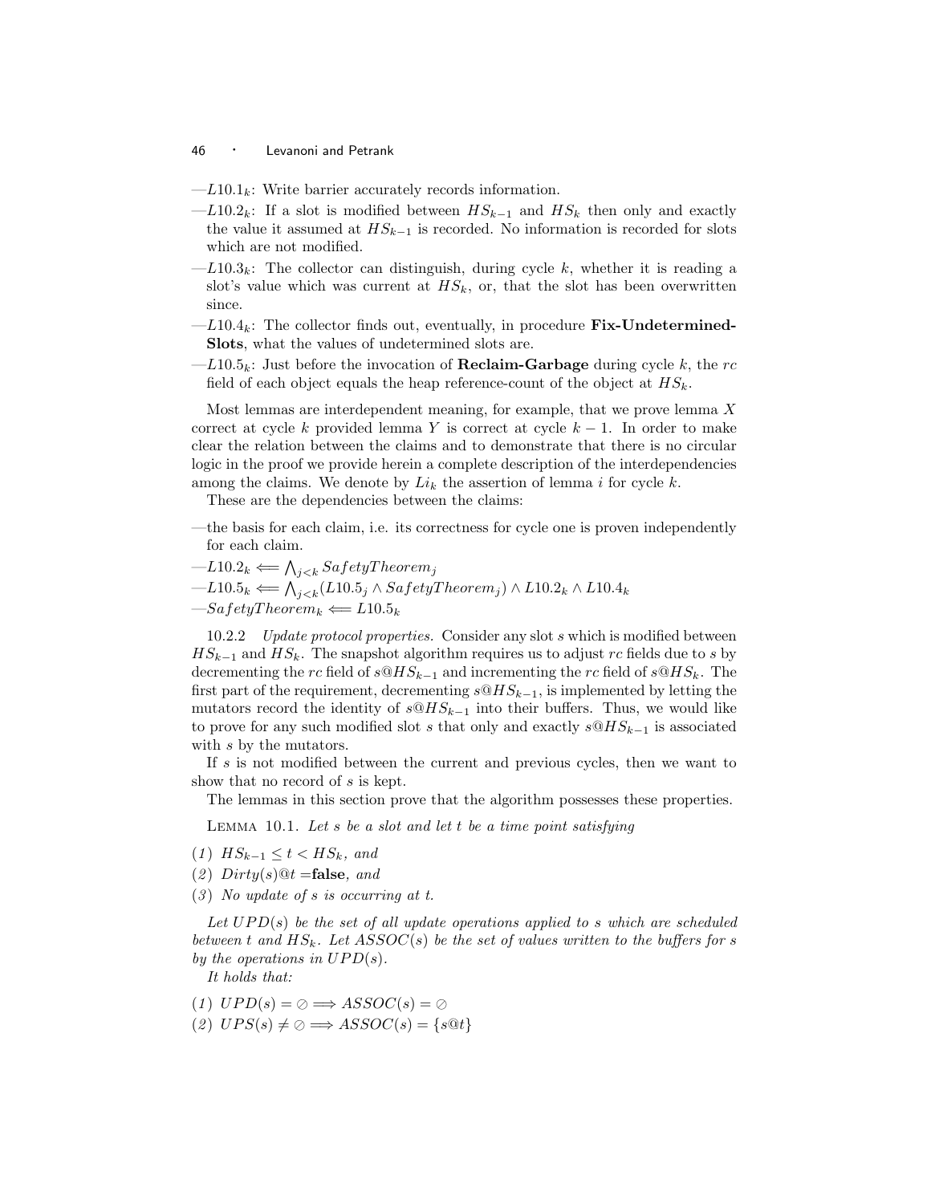—$L10.1_k$: Write barrier accurately records information.

—$L10.2_k$: If a slot is modified between $HS_{k-1}$ and $HS_k$ then only and exactly the value it assumed at $HS_{k-1}$ is recorded. No information is recorded for slots which are not modified.

—$L10.3_k$: The collector can distinguish, during cycle $k$, whether it is reading a slot's value which was current at $HS_k$, or, that the slot has been overwritten since.

—$L10.4_k$: The collector finds out, eventually, in procedure **Fix-Undetermined-Slots**, what the values of undetermined slots are.

—$L10.5_k$: Just before the invocation of **Reclaim-Garbage** during cycle $k$, the $rc$ field of each object equals the heap reference-count of the object at $HS_k$.

Most lemmas are interdependent meaning, for example, that we prove lemma $X$ correct at cycle $k$ provided lemma $Y$ is correct at cycle $k-1$. In order to make clear the relation between the claims and to demonstrate that there is no circular logic in the proof we provide herein a complete description of the interdependencies among the claims. We denote by $Li_k$ the assertion of lemma $i$ for cycle $k$.

These are the dependencies between the claims:

—the basis for each claim, i.e. its correctness for cycle one is proven independently for each claim.

—$L10.2_k \Longleftarrow \bigwedge_{j<k} SafetyTheorem_j$

—$L10.5_k \Longleftarrow \bigwedge_{j<k}(L10.5_j \wedge SafetyTheorem_j) \wedge L10.2_k \wedge L10.4_k$

—$SafetyTheorem_k \Longleftarrow L10.5_k$

10.2.2 *Update protocol properties.* Consider any slot $s$ which is modified between $HS_{k-1}$ and $HS_k$. The snapshot algorithm requires us to adjust $rc$ fields due to $s$ by decrementing the $rc$ field of $s@HS_{k-1}$ and incrementing the $rc$ field of $s@HS_k$. The first part of the requirement, decrementing $s@HS_{k-1}$, is implemented by letting the mutators record the identity of $s@HS_{k-1}$ into their buffers. Thus, we would like to prove for any such modified slot $s$ that only and exactly $s@HS_{k-1}$ is associated with $s$ by the mutators.

If $s$ is not modified between the current and previous cycles, then we want to show that no record of $s$ is kept.

The lemmas in this section prove that the algorithm possesses these properties.

Lemma 10.1. *Let $s$ be a slot and let $t$ be a time point satisfying*

(1) $HS_{k-1} \leq t < HS_k$, *and*

(2) $Dirty(s)@t =$**false**, *and*

(3) *No update of $s$ is occurring at $t$.*

*Let $UPD(s)$ be the set of all update operations applied to $s$ which are scheduled between $t$ and $HS_k$. Let $ASSOC(s)$ be the set of values written to the buffers for $s$ by the operations in $UPD(s)$.*

*It holds that:*

(1) $UPD(s) = \oslash \Longrightarrow ASSOC(s) = \oslash$

(2) $UPS(s) \neq \oslash \Longrightarrow ASSOC(s) = \{s@t\}$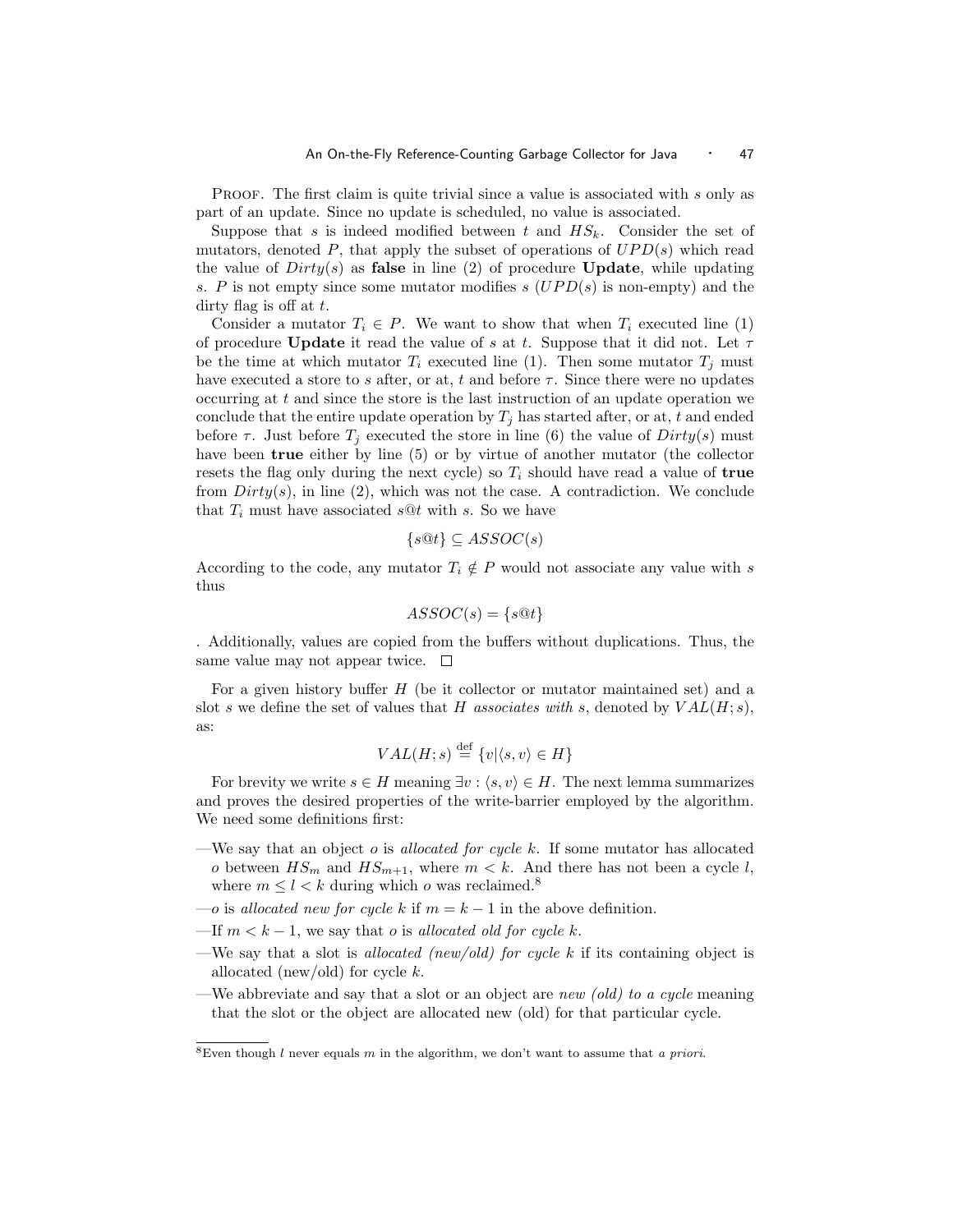Proof. The first claim is quite trivial since a value is associated with $s$ only as part of an update. Since no update is scheduled, no value is associated.

Suppose that $s$ is indeed modified between $t$ and $HS_k$. Consider the set of mutators, denoted $P$, that apply the subset of operations of $UPD(s)$ which read the value of $Dirty(s)$ as **false** in line (2) of procedure **Update**, while updating $s$. $P$ is not empty since some mutator modifies $s$ ($UPD(s)$ is non-empty) and the dirty flag is off at $t$.

Consider a mutator $T_i \in P$. We want to show that when $T_i$ executed line (1) of procedure **Update** it read the value of $s$ at $t$. Suppose that it did not. Let $\tau$ be the time at which mutator $T_i$ executed line (1). Then some mutator $T_j$ must have executed a store to $s$ after, or at, $t$ and before $\tau$. Since there were no updates occurring at $t$ and since the store is the last instruction of an update operation we conclude that the entire update operation by $T_j$ has started after, or at, $t$ and ended before $\tau$. Just before $T_j$ executed the store in line (6) the value of $Dirty(s)$ must have been **true** either by line (5) or by virtue of another mutator (the collector resets the flag only during the next cycle) so $T_i$ should have read a value of **true** from $Dirty(s)$, in line (2), which was not the case. A contradiction. We conclude that $T_i$ must have associated $s@t$ with $s$. So we have

$$\{s@t\} \subseteq ASSOC(s)$$

According to the code, any mutator $T_i \notin P$ would not associate any value with $s$ thus

$$ASSOC(s) = \{s@t\}$$

. Additionally, values are copied from the buffers without duplications. Thus, the same value may not appear twice. □

For a given history buffer $H$ (be it collector or mutator maintained set) and a slot $s$ we define the set of values that $H$ *associates with* $s$, denoted by $VAL(H; s)$, as:

$$VAL(H; s) \stackrel{\text{def}}{=} \{v | \langle s, v \rangle \in H\}$$

For brevity we write $s \in H$ meaning $\exists v : \langle s, v \rangle \in H$. The next lemma summarizes and proves the desired properties of the write-barrier employed by the algorithm. We need some definitions first:

—We say that an object $o$ is *allocated for cycle* $k$. If some mutator has allocated $o$ between $HS_m$ and $HS_{m+1}$, where $m < k$. And there has not been a cycle $l$, where $m \leq l < k$ during which $o$ was reclaimed.[8]

—$o$ is *allocated new for cycle* $k$ if $m = k - 1$ in the above definition.

—If $m < k - 1$, we say that $o$ is *allocated old for cycle* $k$.

—We say that a slot is *allocated (new/old) for cycle* $k$ if its containing object is allocated (new/old) for cycle $k$.

—We abbreviate and say that a slot or an object are *new (old) to a cycle* meaning that the slot or the object are allocated new (old) for that particular cycle.

[8] Even though $l$ never equals $m$ in the algorithm, we don't want to assume that *a priori*.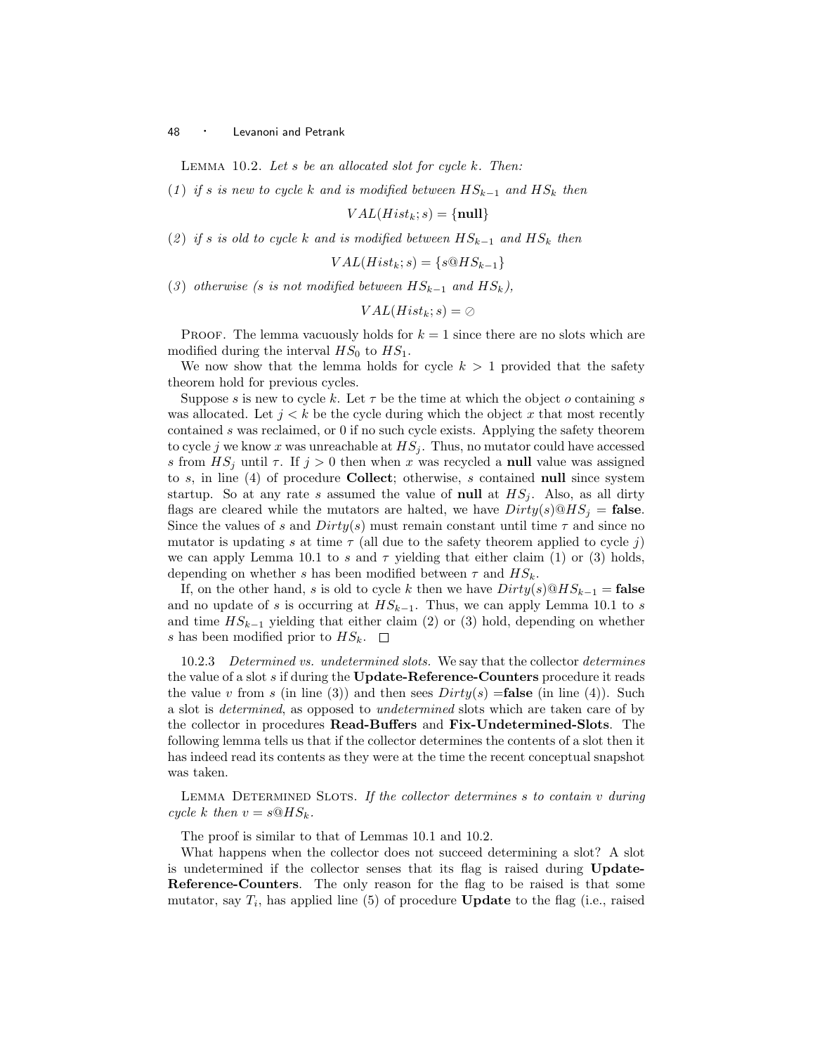Lemma 10.2. *Let $s$ be an allocated slot for cycle $k$. Then:*

(1) *if $s$ is new to cycle $k$ and is modified between $HS_{k-1}$ and $HS_k$ then*

$$VAL(Hist_k; s) = \{\textbf{null}\}$$

(2) *if $s$ is old to cycle $k$ and is modified between $HS_{k-1}$ and $HS_k$ then*

$$VAL(Hist_k; s) = \{s@HS_{k-1}\}$$

(3) *otherwise ($s$ is not modified between $HS_{k-1}$ and $HS_k$),*

$$VAL(Hist_k; s) = \oslash$$

Proof. The lemma vacuously holds for $k = 1$ since there are no slots which are modified during the interval $HS_0$ to $HS_1$.

We now show that the lemma holds for cycle $k > 1$ provided that the safety theorem hold for previous cycles.

Suppose $s$ is new to cycle $k$. Let $\tau$ be the time at which the object $o$ containing $s$ was allocated. Let $j < k$ be the cycle during which the object $x$ that most recently contained $s$ was reclaimed, or 0 if no such cycle exists. Applying the safety theorem to cycle $j$ we know $x$ was unreachable at $HS_j$. Thus, no mutator could have accessed $s$ from $HS_j$ until $\tau$. If $j > 0$ then when $x$ was recycled a **null** value was assigned to $s$, in line (4) of procedure **Collect**; otherwise, $s$ contained **null** since system startup. So at any rate $s$ assumed the value of **null** at $HS_j$. Also, as all dirty flags are cleared while the mutators are halted, we have $Dirty(s)@HS_j = \textbf{false}$. Since the values of $s$ and $Dirty(s)$ must remain constant until time $\tau$ and since no mutator is updating $s$ at time $\tau$ (all due to the safety theorem applied to cycle $j$) we can apply Lemma 10.1 to $s$ and $\tau$ yielding that either claim (1) or (3) holds, depending on whether $s$ has been modified between $\tau$ and $HS_k$.

If, on the other hand, $s$ is old to cycle $k$ then we have $Dirty(s)@HS_{k-1} = \textbf{false}$ and no update of $s$ is occurring at $HS_{k-1}$. Thus, we can apply Lemma 10.1 to $s$ and time $HS_{k-1}$ yielding that either claim (2) or (3) hold, depending on whether $s$ has been modified prior to $HS_k$. □

10.2.3 *Determined vs. undetermined slots.* We say that the collector *determines* the value of a slot $s$ if during the **Update-Reference-Counters** procedure it reads the value $v$ from $s$ (in line (3)) and then sees $Dirty(s)$ =**false** (in line (4)). Such a slot is *determined*, as opposed to *undetermined* slots which are taken care of by the collector in procedures **Read-Buffers** and **Fix-Undetermined-Slots**. The following lemma tells us that if the collector determines the contents of a slot then it has indeed read its contents as they were at the time the recent conceptual snapshot was taken.

Lemma Determined Slots. *If the collector determines $s$ to contain $v$ during cycle $k$ then $v = s@HS_k$.*

The proof is similar to that of Lemmas 10.1 and 10.2.

What happens when the collector does not succeed determining a slot? A slot is undetermined if the collector senses that its flag is raised during **Update-Reference-Counters**. The only reason for the flag to be raised is that some mutator, say $T_i$, has applied line (5) of procedure **Update** to the flag (i.e., raised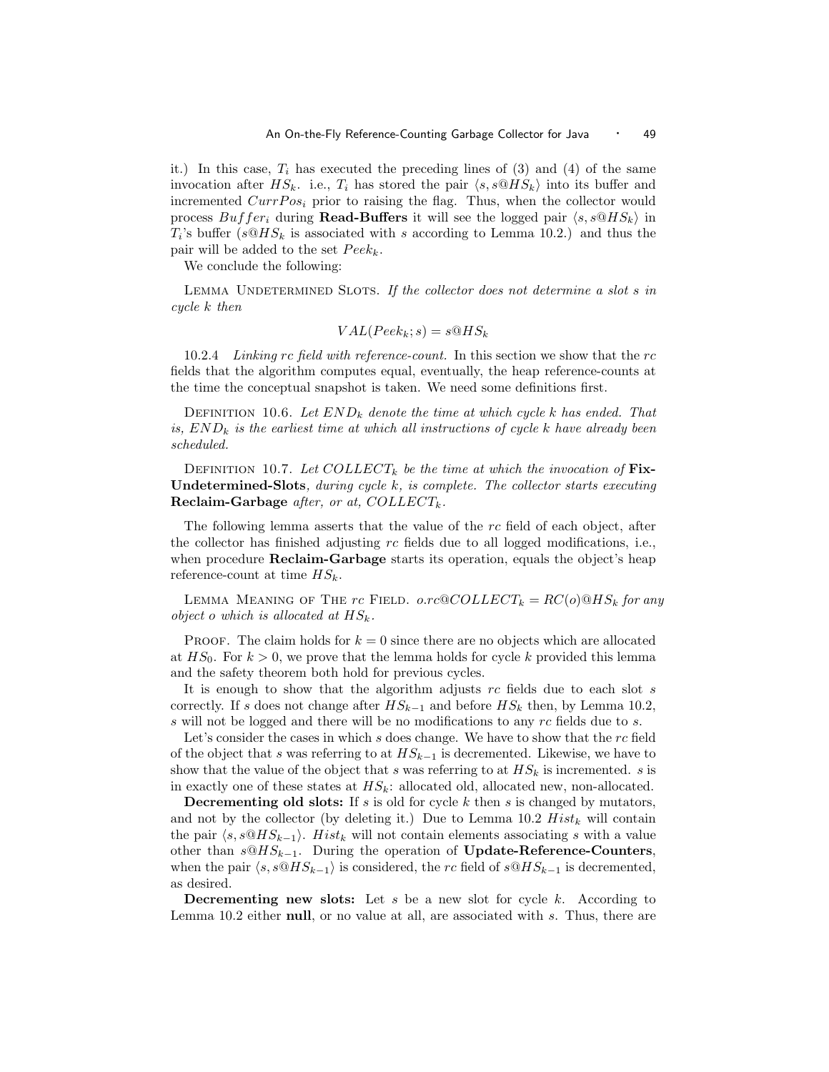it.) In this case, $T_i$ has executed the preceding lines of (3) and (4) of the same invocation after $HS_k$. i.e., $T_i$ has stored the pair $\langle s, s@HS_k \rangle$ into its buffer and incremented $CurrPos_i$ prior to raising the flag. Thus, when the collector would process $Buffer_i$ during **Read-Buffers** it will see the logged pair $\langle s, s@HS_k \rangle$ in $T_i$'s buffer ($s@HS_k$ is associated with $s$ according to Lemma 10.2.) and thus the pair will be added to the set $Peek_k$.

We conclude the following:

Lemma Undetermined Slots. *If the collector does not determine a slot $s$ in cycle $k$ then*

$$VAL(Peek_k; s) = s@HS_k$$

10.2.4 *Linking rc field with reference-count.* In this section we show that the $rc$ fields that the algorithm computes equal, eventually, the heap reference-counts at the time the conceptual snapshot is taken. We need some definitions first.

Definition 10.6. *Let $END_k$ denote the time at which cycle $k$ has ended. That is, $END_k$ is the earliest time at which all instructions of cycle $k$ have already been scheduled.*

Definition 10.7. *Let $COLLECT_k$ be the time at which the invocation of* **Fix-Undetermined-Slots***, during cycle $k$, is complete. The collector starts executing* **Reclaim-Garbage** *after, or at, $COLLECT_k$.*

The following lemma asserts that the value of the $rc$ field of each object, after the collector has finished adjusting $rc$ fields due to all logged modifications, i.e., when procedure **Reclaim-Garbage** starts its operation, equals the object's heap reference-count at time $HS_k$.

Lemma Meaning of The $rc$ Field. *$o.rc@COLLECT_k = RC(o)@HS_k$ for any object $o$ which is allocated at $HS_k$.*

Proof. The claim holds for $k = 0$ since there are no objects which are allocated at $HS_0$. For $k > 0$, we prove that the lemma holds for cycle $k$ provided this lemma and the safety theorem both hold for previous cycles.

It is enough to show that the algorithm adjusts $rc$ fields due to each slot $s$ correctly. If $s$ does not change after $HS_{k-1}$ and before $HS_k$ then, by Lemma 10.2, $s$ will not be logged and there will be no modifications to any $rc$ fields due to $s$.

Let's consider the cases in which $s$ does change. We have to show that the $rc$ field of the object that $s$ was referring to at $HS_{k-1}$ is decremented. Likewise, we have to show that the value of the object that $s$ was referring to at $HS_k$ is incremented. $s$ is in exactly one of these states at $HS_k$: allocated old, allocated new, non-allocated.

**Decrementing old slots:** If $s$ is old for cycle $k$ then $s$ is changed by mutators, and not by the collector (by deleting it.) Due to Lemma 10.2 $Hist_k$ will contain the pair $\langle s, s@HS_{k-1} \rangle$. $Hist_k$ will not contain elements associating $s$ with a value other than $s@HS_{k-1}$. During the operation of **Update-Reference-Counters**, when the pair $\langle s, s@HS_{k-1} \rangle$ is considered, the $rc$ field of $s@HS_{k-1}$ is decremented, as desired.

**Decrementing new slots:** Let $s$ be a new slot for cycle $k$. According to Lemma 10.2 either **null**, or no value at all, are associated with $s$. Thus, there are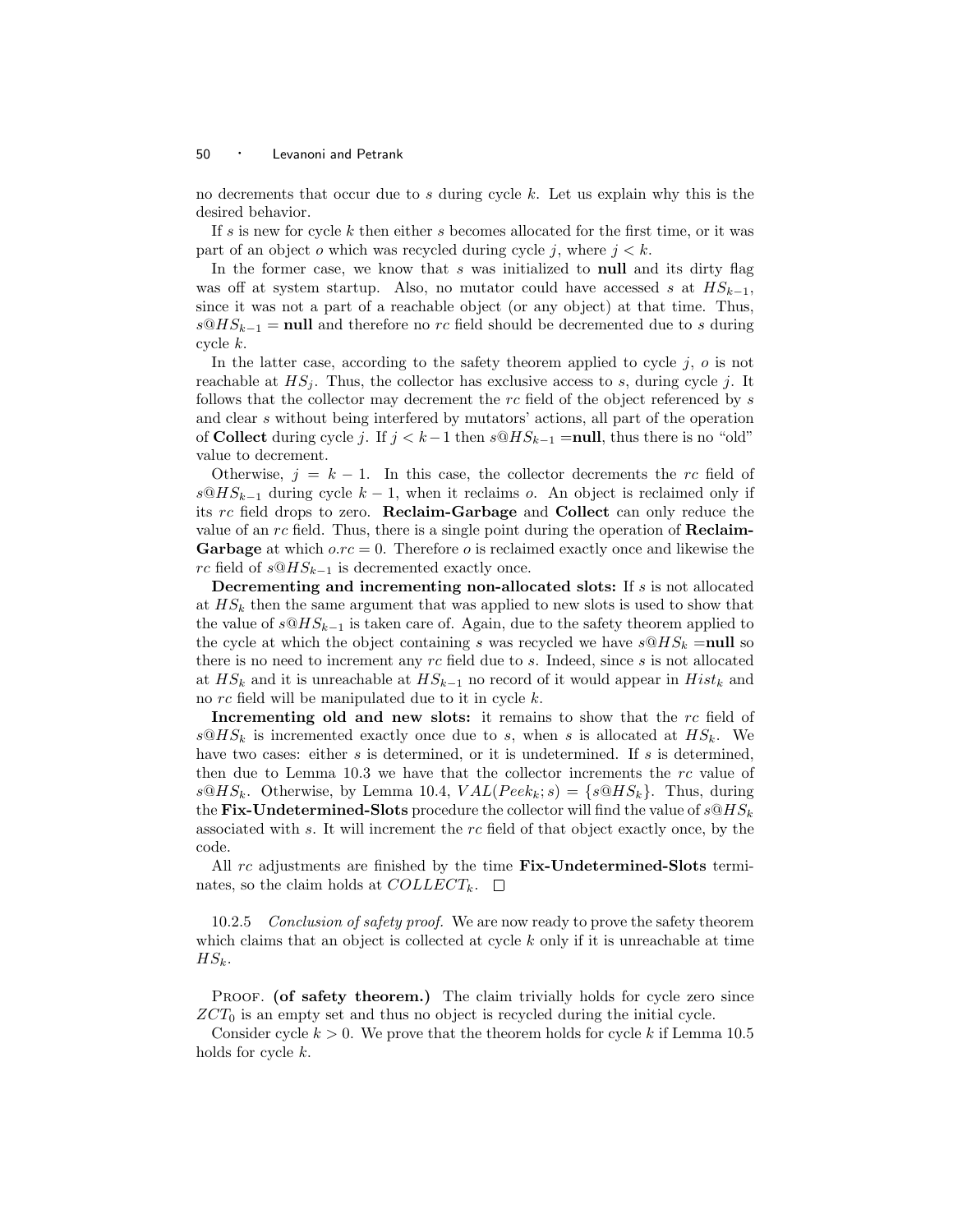no decrements that occur due to $s$ during cycle $k$. Let us explain why this is the desired behavior.

If $s$ is new for cycle $k$ then either $s$ becomes allocated for the first time, or it was part of an object $o$ which was recycled during cycle $j$, where $j < k$.

In the former case, we know that $s$ was initialized to **null** and its dirty flag was off at system startup. Also, no mutator could have accessed $s$ at $HS_{k-1}$, since it was not a part of a reachable object (or any object) at that time. Thus, $s@HS_{k-1} = \textbf{null}$ and therefore no $rc$ field should be decremented due to $s$ during cycle $k$.

In the latter case, according to the safety theorem applied to cycle $j$, $o$ is not reachable at $HS_j$. Thus, the collector has exclusive access to $s$, during cycle $j$. It follows that the collector may decrement the $rc$ field of the object referenced by $s$ and clear $s$ without being interfered by mutators' actions, all part of the operation of **Collect** during cycle $j$. If $j < k-1$ then $s@HS_{k-1} = \textbf{null}$, thus there is no "old" value to decrement.

Otherwise, $j = k - 1$. In this case, the collector decrements the $rc$ field of $s@HS_{k-1}$ during cycle $k-1$, when it reclaims $o$. An object is reclaimed only if its $rc$ field drops to zero. **Reclaim-Garbage** and **Collect** can only reduce the value of an $rc$ field. Thus, there is a single point during the operation of **Reclaim-Garbage** at which $o.rc = 0$. Therefore $o$ is reclaimed exactly once and likewise the $rc$ field of $s@HS_{k-1}$ is decremented exactly once.

**Decrementing and incrementing non-allocated slots:** If $s$ is not allocated at $HS_k$ then the same argument that was applied to new slots is used to show that the value of $s@HS_{k-1}$ is taken care of. Again, due to the safety theorem applied to the cycle at which the object containing $s$ was recycled we have $s@HS_k = \textbf{null}$ so there is no need to increment any $rc$ field due to $s$. Indeed, since $s$ is not allocated at $HS_k$ and it is unreachable at $HS_{k-1}$ no record of it would appear in $Hist_k$ and no $rc$ field will be manipulated due to it in cycle $k$.

**Incrementing old and new slots:** it remains to show that the $rc$ field of $s@HS_k$ is incremented exactly once due to $s$, when $s$ is allocated at $HS_k$. We have two cases: either $s$ is determined, or it is undetermined. If $s$ is determined, then due to Lemma 10.3 we have that the collector increments the $rc$ value of $s@HS_k$. Otherwise, by Lemma 10.4, $VAL(Peek_k; s) = \{s@HS_k\}$. Thus, during the **Fix-Undetermined-Slots** procedure the collector will find the value of $s@HS_k$ associated with $s$. It will increment the $rc$ field of that object exactly once, by the code.

All $rc$ adjustments are finished by the time **Fix-Undetermined-Slots** terminates, so the claim holds at $COLLECT_k$. $\square$

10.2.5 *Conclusion of safety proof.* We are now ready to prove the safety theorem which claims that an object is collected at cycle $k$ only if it is unreachable at time $HS_k$.

Proof. **(of safety theorem.)** The claim trivially holds for cycle zero since $ZCT_0$ is an empty set and thus no object is recycled during the initial cycle.

Consider cycle $k > 0$. We prove that the theorem holds for cycle $k$ if Lemma 10.5 holds for cycle $k$.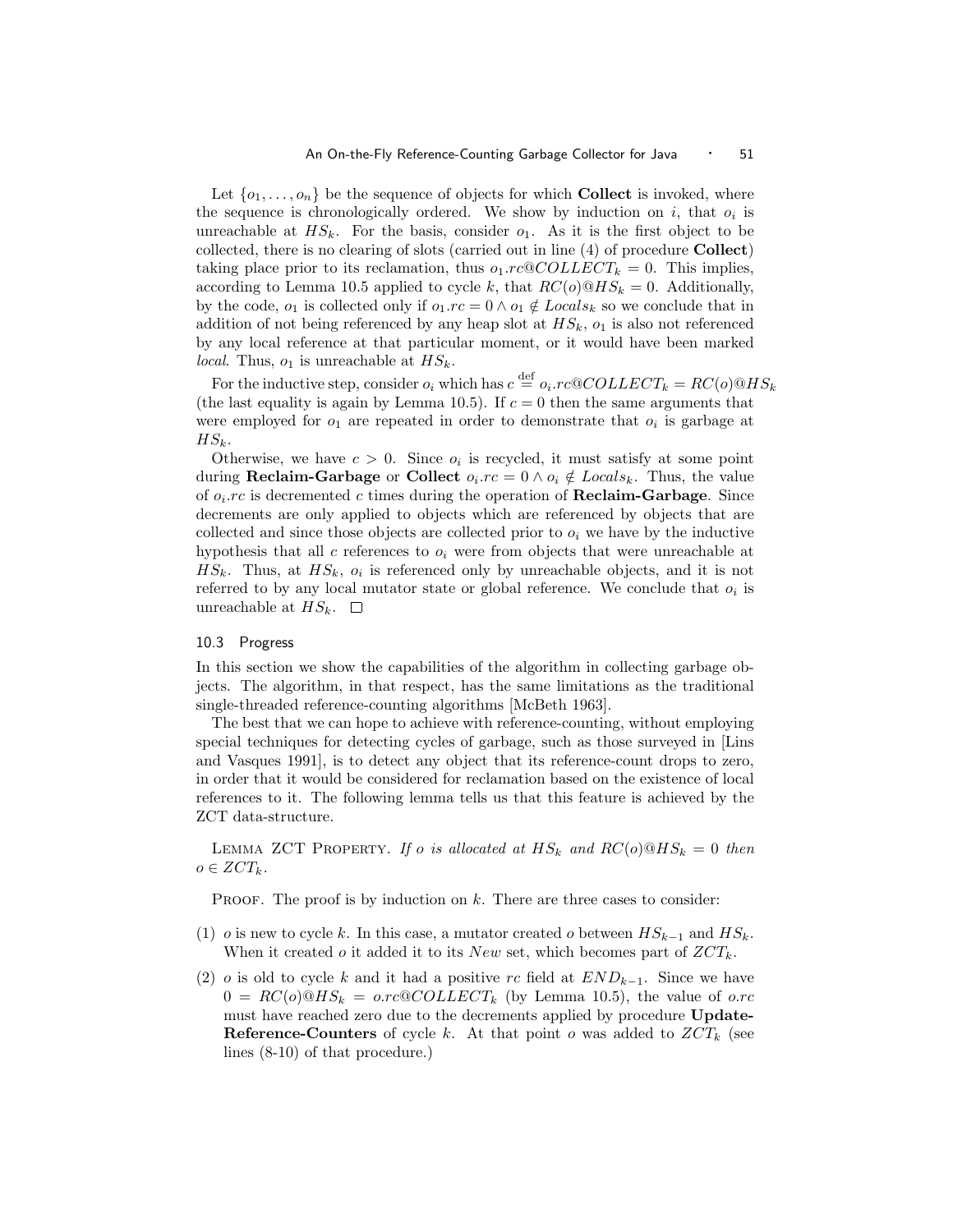Let $\{o_1, \ldots, o_n\}$ be the sequence of objects for which **Collect** is invoked, where the sequence is chronologically ordered. We show by induction on $i$, that $o_i$ is unreachable at $HS_k$. For the basis, consider $o_1$. As it is the first object to be collected, there is no clearing of slots (carried out in line (4) of procedure **Collect**) taking place prior to its reclamation, thus $o_1.rc@COLLECT_k = 0$. This implies, according to Lemma 10.5 applied to cycle $k$, that $RC(o)@HS_k = 0$. Additionally, by the code, $o_1$ is collected only if $o_1.rc = 0 \wedge o_1 \notin Locals_k$ so we conclude that in addition of not being referenced by any heap slot at $HS_k$, $o_1$ is also not referenced by any local reference at that particular moment, or it would have been marked *local*. Thus, $o_1$ is unreachable at $HS_k$.

For the inductive step, consider $o_i$ which has $c \stackrel{\text{def}}{=} o_i.rc@COLLECT_k = RC(o)@HS_k$ (the last equality is again by Lemma 10.5). If $c = 0$ then the same arguments that were employed for $o_1$ are repeated in order to demonstrate that $o_i$ is garbage at $HS_k$.

Otherwise, we have $c > 0$. Since $o_i$ is recycled, it must satisfy at some point during **Reclaim-Garbage** or **Collect** $o_i.rc = 0 \wedge o_i \notin Locals_k$. Thus, the value of $o_i.rc$ is decremented $c$ times during the operation of **Reclaim-Garbage**. Since decrements are only applied to objects which are referenced by objects that are collected and since those objects are collected prior to $o_i$ we have by the inductive hypothesis that all $c$ references to $o_i$ were from objects that were unreachable at $HS_k$. Thus, at $HS_k$, $o_i$ is referenced only by unreachable objects, and it is not referred to by any local mutator state or global reference. We conclude that $o_i$ is unreachable at $HS_k$. □

## 10.3 Progress

In this section we show the capabilities of the algorithm in collecting garbage objects. The algorithm, in that respect, has the same limitations as the traditional single-threaded reference-counting algorithms [McBeth 1963].

The best that we can hope to achieve with reference-counting, without employing special techniques for detecting cycles of garbage, such as those surveyed in [Lins and Vasques 1991], is to detect any object that its reference-count drops to zero, in order that it would be considered for reclamation based on the existence of local references to it. The following lemma tells us that this feature is achieved by the ZCT data-structure.

Lemma ZCT Property. *If $o$ is allocated at $HS_k$ and $RC(o)@HS_k = 0$ then $o \in ZCT_k$.*

Proof. The proof is by induction on $k$. There are three cases to consider:

(1) $o$ is new to cycle $k$. In this case, a mutator created $o$ between $HS_{k-1}$ and $HS_k$. When it created $o$ it added it to its $New$ set, which becomes part of $ZCT_k$.

(2) $o$ is old to cycle $k$ and it had a positive $rc$ field at $END_{k-1}$. Since we have $0 = RC(o)@HS_k = o.rc@COLLECT_k$ (by Lemma 10.5), the value of $o.rc$ must have reached zero due to the decrements applied by procedure **Update-Reference-Counters** of cycle $k$. At that point $o$ was added to $ZCT_k$ (see lines (8-10) of that procedure.)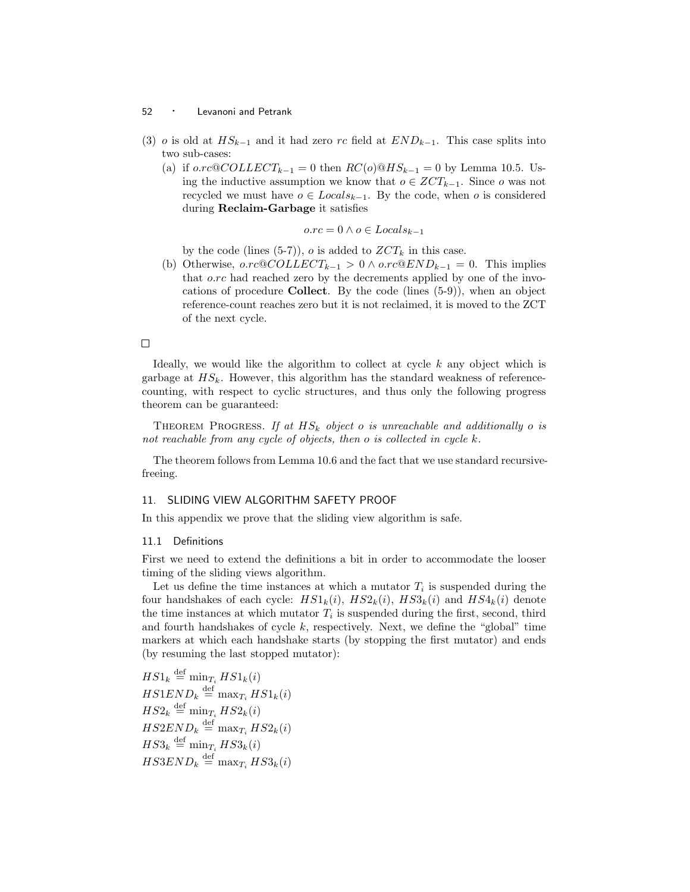(3) $o$ is old at $HS_{k-1}$ and it had zero $rc$ field at $END_{k-1}$. This case splits into two sub-cases:

   (a) if $o.rc@COLLECT_{k-1} = 0$ then $RC(o)@HS_{k-1} = 0$ by Lemma 10.5. Using the inductive assumption we know that $o \in ZCT_{k-1}$. Since $o$ was not recycled we must have $o \in Locals_{k-1}$. By the code, when $o$ is considered during **Reclaim-Garbage** it satisfies

$$o.rc = 0 \wedge o \in Locals_{k-1}$$

   by the code (lines (5-7)), $o$ is added to $ZCT_k$ in this case.

   (b) Otherwise, $o.rc@COLLECT_{k-1} > 0 \wedge o.rc@END_{k-1} = 0$. This implies that $o.rc$ had reached zero by the decrements applied by one of the invocations of procedure **Collect**. By the code (lines (5-9)), when an object reference-count reaches zero but it is not reclaimed, it is moved to the ZCT of the next cycle.

□

Ideally, we would like the algorithm to collect at cycle $k$ any object which is garbage at $HS_k$. However, this algorithm has the standard weakness of reference-counting, with respect to cyclic structures, and thus only the following progress theorem can be guaranteed:

THEOREM PROGRESS. *If at $HS_k$ object $o$ is unreachable and additionally $o$ is not reachable from any cycle of objects, then $o$ is collected in cycle $k$.*

The theorem follows from Lemma 10.6 and the fact that we use standard recursive-freeing.

## 11. SLIDING VIEW ALGORITHM SAFETY PROOF

In this appendix we prove that the sliding view algorithm is safe.

### 11.1 Definitions

First we need to extend the definitions a bit in order to accommodate the looser timing of the sliding views algorithm.

Let us define the time instances at which a mutator $T_i$ is suspended during the four handshakes of each cycle: $HS1_k(i)$, $HS2_k(i)$, $HS3_k(i)$ and $HS4_k(i)$ denote the time instances at which mutator $T_i$ is suspended during the first, second, third and fourth handshakes of cycle $k$, respectively. Next, we define the "global" time markers at which each handshake starts (by stopping the first mutator) and ends (by resuming the last stopped mutator):

$HS1_k \stackrel{\text{def}}{=} \min_{T_i} HS1_k(i)$
$HS1END_k \stackrel{\text{def}}{=} \max_{T_i} HS1_k(i)$
$HS2_k \stackrel{\text{def}}{=} \min_{T_i} HS2_k(i)$
$HS2END_k \stackrel{\text{def}}{=} \max_{T_i} HS2_k(i)$
$HS3_k \stackrel{\text{def}}{=} \min_{T_i} HS3_k(i)$
$HS3END_k \stackrel{\text{def}}{=} \max_{T_i} HS3_k(i)$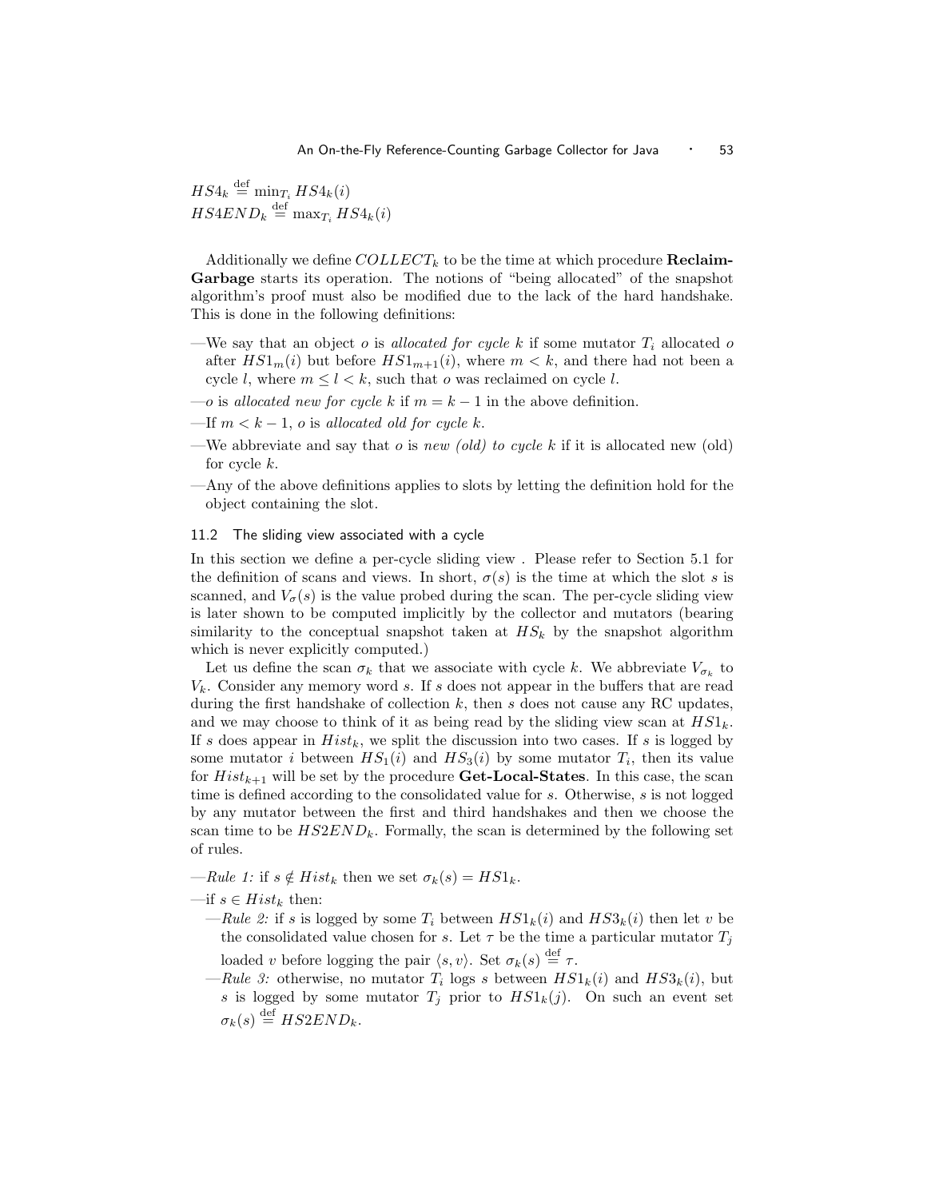$HS4_k \stackrel{\text{def}}{=} \min_{T_i} HS4_k(i)$
$HS4END_k \stackrel{\text{def}}{=} \max_{T_i} HS4_k(i)$

Additionally we define $COLLECT_k$ to be the time at which procedure **Reclaim-Garbage** starts its operation. The notions of "being allocated" of the snapshot algorithm's proof must also be modified due to the lack of the hard handshake. This is done in the following definitions:

—We say that an object $o$ is *allocated for cycle* $k$ if some mutator $T_i$ allocated $o$ after $HS1_m(i)$ but before $HS1_{m+1}(i)$, where $m < k$, and there had not been a cycle $l$, where $m \leq l < k$, such that $o$ was reclaimed on cycle $l$.

—$o$ is *allocated new for cycle* $k$ if $m = k - 1$ in the above definition.

—If $m < k - 1$, $o$ is *allocated old for cycle* $k$.

—We abbreviate and say that $o$ is *new (old) to cycle* $k$ if it is allocated new (old) for cycle $k$.

—Any of the above definitions applies to slots by letting the definition hold for the object containing the slot.

### 11.2 The sliding view associated with a cycle

In this section we define a per-cycle sliding view . Please refer to Section 5.1 for the definition of scans and views. In short, $\sigma(s)$ is the time at which the slot $s$ is scanned, and $V_\sigma(s)$ is the value probed during the scan. The per-cycle sliding view is later shown to be computed implicitly by the collector and mutators (bearing similarity to the conceptual snapshot taken at $HS_k$ by the snapshot algorithm which is never explicitly computed.)

Let us define the scan $\sigma_k$ that we associate with cycle $k$. We abbreviate $V_{\sigma_k}$ to $V_k$. Consider any memory word $s$. If $s$ does not appear in the buffers that are read during the first handshake of collection $k$, then $s$ does not cause any RC updates, and we may choose to think of it as being read by the sliding view scan at $HS1_k$. If $s$ does appear in $Hist_k$, we split the discussion into two cases. If $s$ is logged by some mutator $i$ between $HS_1(i)$ and $HS_3(i)$ by some mutator $T_i$, then its value for $Hist_{k+1}$ will be set by the procedure **Get-Local-States**. In this case, the scan time is defined according to the consolidated value for $s$. Otherwise, $s$ is not logged by any mutator between the first and third handshakes and then we choose the scan time to be $HS2END_k$. Formally, the scan is determined by the following set of rules.

—*Rule 1:* if $s \notin Hist_k$ then we set $\sigma_k(s) = HS1_k$.

—if $s \in Hist_k$ then:

  —*Rule 2:* if $s$ is logged by some $T_i$ between $HS1_k(i)$ and $HS3_k(i)$ then let $v$ be the consolidated value chosen for $s$. Let $\tau$ be the time a particular mutator $T_j$ loaded $v$ before logging the pair $\langle s, v \rangle$. Set $\sigma_k(s) \stackrel{\text{def}}{=} \tau$.

  —*Rule 3:* otherwise, no mutator $T_i$ logs $s$ between $HS1_k(i)$ and $HS3_k(i)$, but $s$ is logged by some mutator $T_j$ prior to $HS1_k(j)$. On such an event set $\sigma_k(s) \stackrel{\text{def}}{=} HS2END_k$.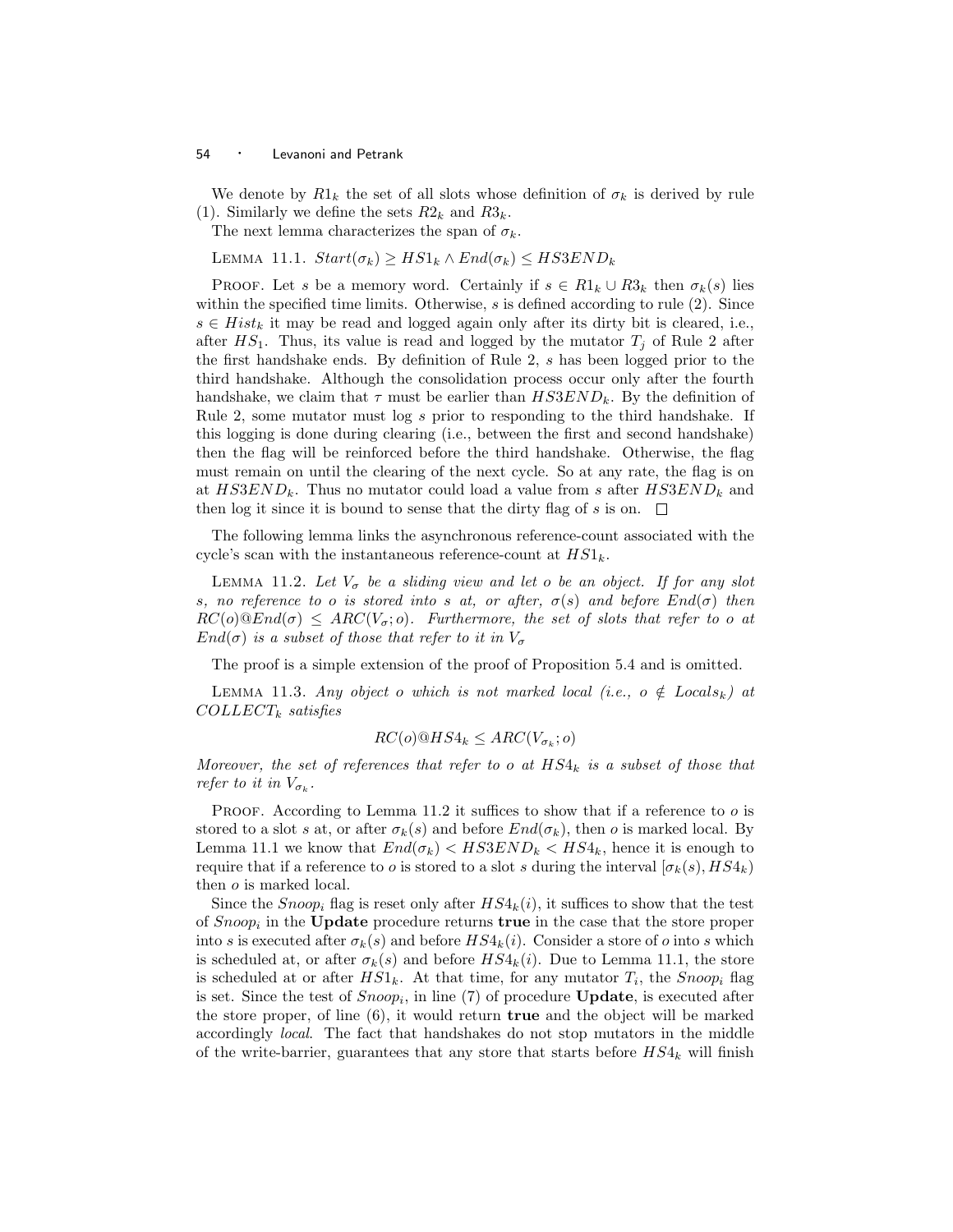We denote by $R1_k$ the set of all slots whose definition of $\sigma_k$ is derived by rule (1). Similarly we define the sets $R2_k$ and $R3_k$.

The next lemma characterizes the span of $\sigma_k$.

LEMMA 11.1. $Start(\sigma_k) \geq HS1_k \wedge End(\sigma_k) \leq HS3END_k$

PROOF. Let $s$ be a memory word. Certainly if $s \in R1_k \cup R3_k$ then $\sigma_k(s)$ lies within the specified time limits. Otherwise, $s$ is defined according to rule (2). Since $s \in Hist_k$ it may be read and logged again only after its dirty bit is cleared, i.e., after $HS_1$. Thus, its value is read and logged by the mutator $T_j$ of Rule 2 after the first handshake ends. By definition of Rule 2, $s$ has been logged prior to the third handshake. Although the consolidation process occur only after the fourth handshake, we claim that $\tau$ must be earlier than $HS3END_k$. By the definition of Rule 2, some mutator must log $s$ prior to responding to the third handshake. If this logging is done during clearing (i.e., between the first and second handshake) then the flag will be reinforced before the third handshake. Otherwise, the flag must remain on until the clearing of the next cycle. So at any rate, the flag is on at $HS3END_k$. Thus no mutator could load a value from $s$ after $HS3END_k$ and then log it since it is bound to sense that the dirty flag of $s$ is on. □

The following lemma links the asynchronous reference-count associated with the cycle's scan with the instantaneous reference-count at $HS1_k$.

LEMMA 11.2. *Let $V_\sigma$ be a sliding view and let $o$ be an object. If for any slot $s$, no reference to $o$ is stored into $s$ at, or after, $\sigma(s)$ and before $End(\sigma)$ then $RC(o)@End(\sigma) \leq ARC(V_\sigma; o)$. Furthermore, the set of slots that refer to $o$ at $End(\sigma)$ is a subset of those that refer to it in $V_\sigma$*

The proof is a simple extension of the proof of Proposition 5.4 and is omitted.

LEMMA 11.3. *Any object $o$ which is not marked local (i.e., $o \notin Locals_k$) at $COLLECT_k$ satisfies*

$$RC(o)@HS4_k \leq ARC(V_{\sigma_k}; o)$$

*Moreover, the set of references that refer to $o$ at $HS4_k$ is a subset of those that refer to it in $V_{\sigma_k}$.*

PROOF. According to Lemma 11.2 it suffices to show that if a reference to $o$ is stored to a slot $s$ at, or after $\sigma_k(s)$ and before $End(\sigma_k)$, then $o$ is marked local. By Lemma 11.1 we know that $End(\sigma_k) < HS3END_k < HS4_k$, hence it is enough to require that if a reference to $o$ is stored to a slot $s$ during the interval $[\sigma_k(s), HS4_k)$ then $o$ is marked local.

Since the $Snoop_i$ flag is reset only after $HS4_k(i)$, it suffices to show that the test of $Snoop_i$ in the **Update** procedure returns **true** in the case that the store proper into $s$ is executed after $\sigma_k(s)$ and before $HS4_k(i)$. Consider a store of $o$ into $s$ which is scheduled at, or after $\sigma_k(s)$ and before $HS4_k(i)$. Due to Lemma 11.1, the store is scheduled at or after $HS1_k$. At that time, for any mutator $T_i$, the $Snoop_i$ flag is set. Since the test of $Snoop_i$, in line (7) of procedure **Update**, is executed after the store proper, of line (6), it would return **true** and the object will be marked accordingly *local*. The fact that handshakes do not stop mutators in the middle of the write-barrier, guarantees that any store that starts before $HS4_k$ will finish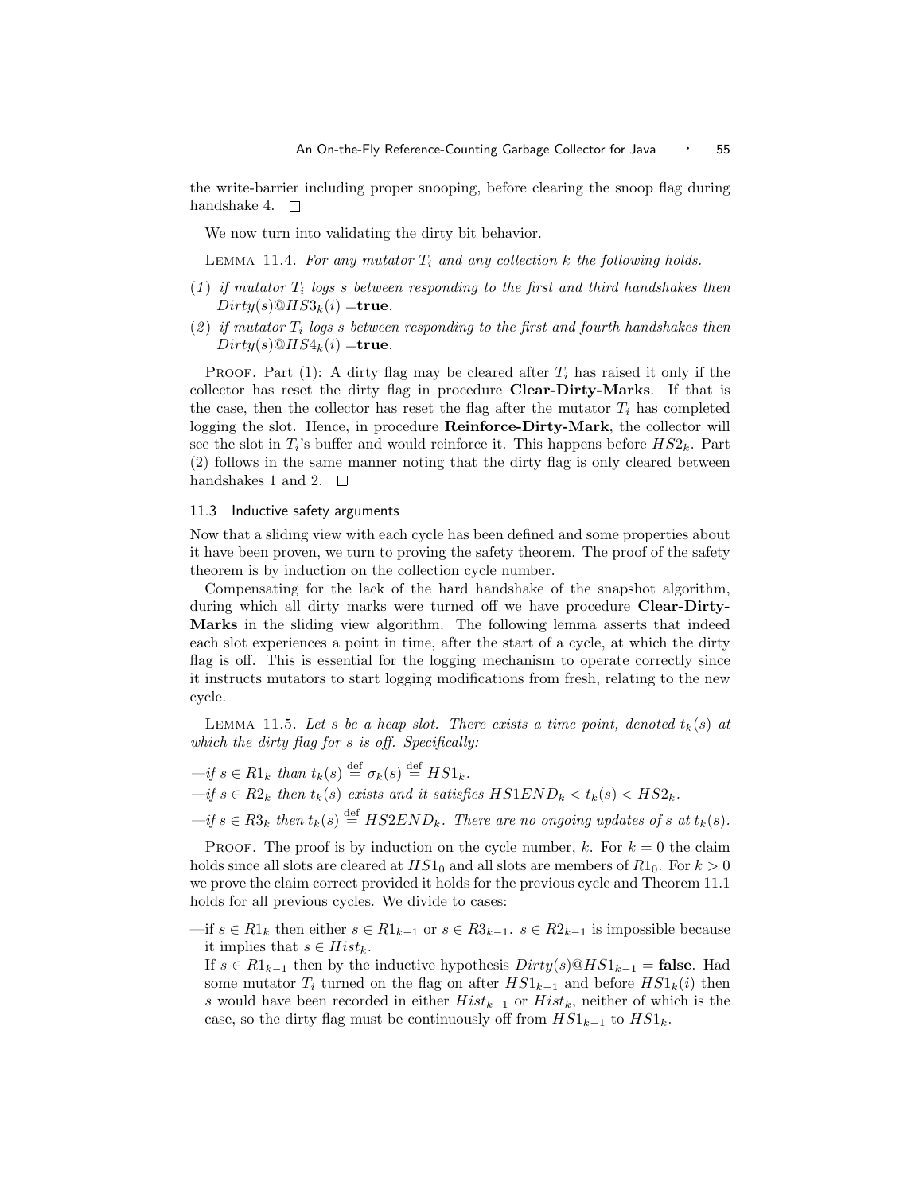the write-barrier including proper snooping, before clearing the snoop flag during handshake 4. □

We now turn into validating the dirty bit behavior.

LEMMA 11.4. *For any mutator $T_i$ and any collection $k$ the following holds.*

(1) *if mutator $T_i$ logs $s$ between responding to the first and third handshakes then* $Dirty(s)@HS3_k(i) =$**true**.

(2) *if mutator $T_i$ logs $s$ between responding to the first and fourth handshakes then* $Dirty(s)@HS4_k(i) =$**true**.

PROOF. Part (1): A dirty flag may be cleared after $T_i$ has raised it only if the collector has reset the dirty flag in procedure **Clear-Dirty-Marks**. If that is the case, then the collector has reset the flag after the mutator $T_i$ has completed logging the slot. Hence, in procedure **Reinforce-Dirty-Mark**, the collector will see the slot in $T_i$'s buffer and would reinforce it. This happens before $HS2_k$. Part (2) follows in the same manner noting that the dirty flag is only cleared between handshakes 1 and 2. □

### 11.3 Inductive safety arguments

Now that a sliding view with each cycle has been defined and some properties about it have been proven, we turn to proving the safety theorem. The proof of the safety theorem is by induction on the collection cycle number.

Compensating for the lack of the hard handshake of the snapshot algorithm, during which all dirty marks were turned off we have procedure **Clear-Dirty-Marks** in the sliding view algorithm. The following lemma asserts that indeed each slot experiences a point in time, after the start of a cycle, at which the dirty flag is off. This is essential for the logging mechanism to operate correctly since it instructs mutators to start logging modifications from fresh, relating to the new cycle.

LEMMA 11.5. *Let $s$ be a heap slot. There exists a time point, denoted $t_k(s)$ at which the dirty flag for $s$ is off. Specifically:*

—*if $s \in R1_k$ than $t_k(s) \stackrel{\text{def}}{=} \sigma_k(s) \stackrel{\text{def}}{=} HS1_k$.*

—*if $s \in R2_k$ then $t_k(s)$ exists and it satisfies $HS1END_k < t_k(s) < HS2_k$.*

—*if $s \in R3_k$ then $t_k(s) \stackrel{\text{def}}{=} HS2END_k$. There are no ongoing updates of $s$ at $t_k(s)$.*

PROOF. The proof is by induction on the cycle number, $k$. For $k = 0$ the claim holds since all slots are cleared at $HS1_0$ and all slots are members of $R1_0$. For $k > 0$ we prove the claim correct provided it holds for the previous cycle and Theorem 11.1 holds for all previous cycles. We divide to cases:

—if $s \in R1_k$ then either $s \in R1_{k-1}$ or $s \in R3_{k-1}$. $s \in R2_{k-1}$ is impossible because it implies that $s \in Hist_k$.

If $s \in R1_{k-1}$ then by the inductive hypothesis $Dirty(s)@HS1_{k-1} =$ **false**. Had some mutator $T_i$ turned on the flag on after $HS1_{k-1}$ and before $HS1_k(i)$ then $s$ would have been recorded in either $Hist_{k-1}$ or $Hist_k$, neither of which is the case, so the dirty flag must be continuously off from $HS1_{k-1}$ to $HS1_k$.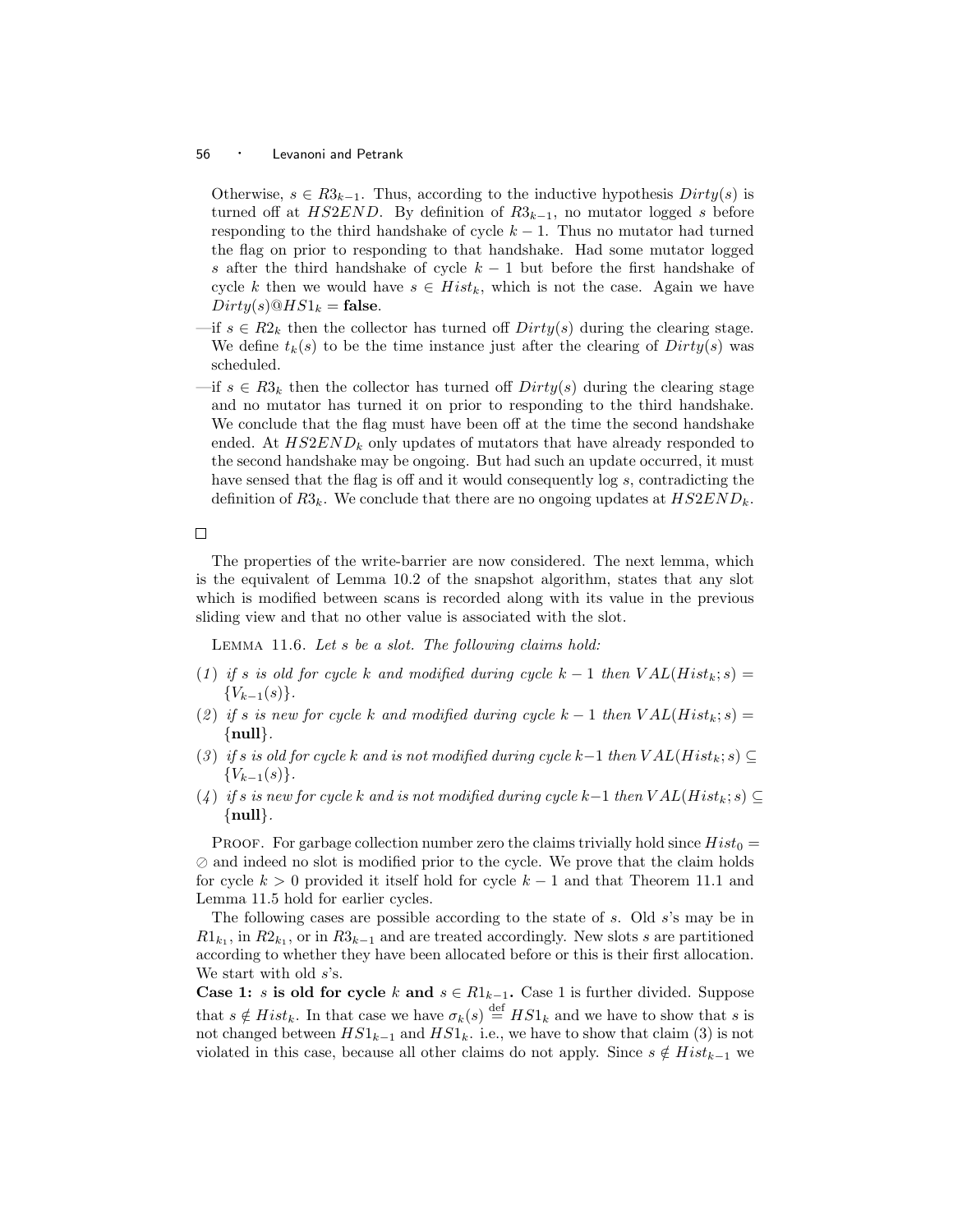Otherwise, $s \in R3_{k-1}$. Thus, according to the inductive hypothesis $Dirty(s)$ is turned off at $HS2END$. By definition of $R3_{k-1}$, no mutator logged $s$ before responding to the third handshake of cycle $k-1$. Thus no mutator had turned the flag on prior to responding to that handshake. Had some mutator logged $s$ after the third handshake of cycle $k-1$ but before the first handshake of cycle $k$ then we would have $s \in Hist_k$, which is not the case. Again we have $Dirty(s)@HS1_k = \textbf{false}$.

—if $s \in R2_k$ then the collector has turned off $Dirty(s)$ during the clearing stage. We define $t_k(s)$ to be the time instance just after the clearing of $Dirty(s)$ was scheduled.

—if $s \in R3_k$ then the collector has turned off $Dirty(s)$ during the clearing stage and no mutator has turned it on prior to responding to the third handshake. We conclude that the flag must have been off at the time the second handshake ended. At $HS2END_k$ only updates of mutators that have already responded to the second handshake may be ongoing. But had such an update occurred, it must have sensed that the flag is off and it would consequently log $s$, contradicting the definition of $R3_k$. We conclude that there are no ongoing updates at $HS2END_k$.

□

The properties of the write-barrier are now considered. The next lemma, which is the equivalent of Lemma 10.2 of the snapshot algorithm, states that any slot which is modified between scans is recorded along with its value in the previous sliding view and that no other value is associated with the slot.

Lemma 11.6. *Let $s$ be a slot. The following claims hold:*

(1) *if $s$ is old for cycle $k$ and modified during cycle $k-1$ then $VAL(Hist_k; s) = \{V_{k-1}(s)\}$.*

(2) *if $s$ is new for cycle $k$ and modified during cycle $k-1$ then $VAL(Hist_k; s) = \{\textbf{null}\}$.*

(3) *if $s$ is old for cycle $k$ and is not modified during cycle $k-1$ then $VAL(Hist_k; s) \subseteq \{V_{k-1}(s)\}$.*

(4) *if $s$ is new for cycle $k$ and is not modified during cycle $k-1$ then $VAL(Hist_k; s) \subseteq \{\textbf{null}\}$.*

Proof. For garbage collection number zero the claims trivially hold since $Hist_0 = \oslash$ and indeed no slot is modified prior to the cycle. We prove that the claim holds for cycle $k > 0$ provided it itself hold for cycle $k-1$ and that Theorem 11.1 and Lemma 11.5 hold for earlier cycles.

The following cases are possible according to the state of $s$. Old $s$'s may be in $R1_{k_1}$, in $R2_{k_1}$, or in $R3_{k-1}$ and are treated accordingly. New slots $s$ are partitioned according to whether they have been allocated before or this is their first allocation. We start with old $s$'s.

**Case 1: $s$ is old for cycle $k$ and $s \in R1_{k-1}$.** Case 1 is further divided. Suppose that $s \notin Hist_k$. In that case we have $\sigma_k(s) \stackrel{\text{def}}{=} HS1_k$ and we have to show that $s$ is not changed between $HS1_{k-1}$ and $HS1_k$. i.e., we have to show that claim (3) is not violated in this case, because all other claims do not apply. Since $s \notin Hist_{k-1}$ we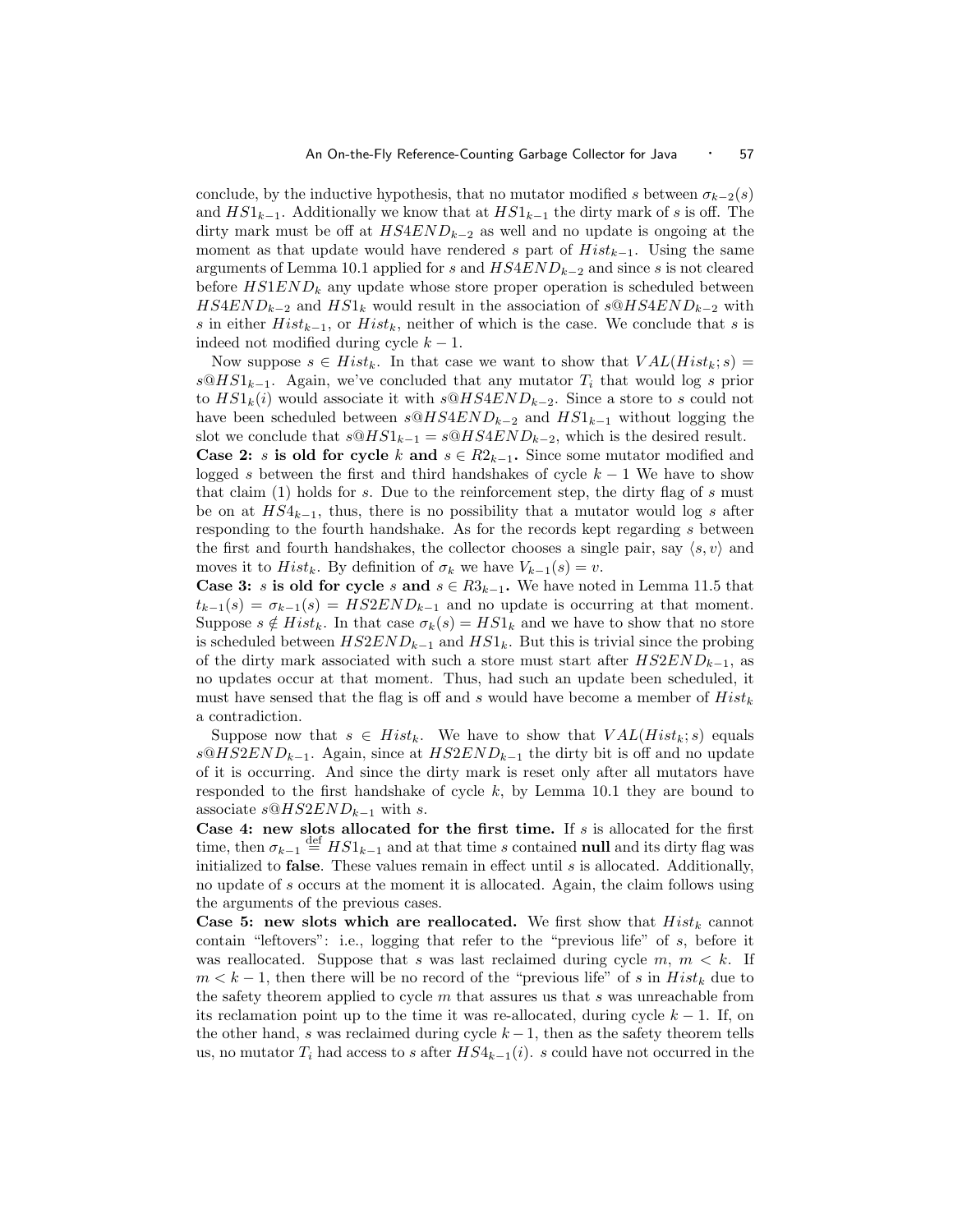conclude, by the inductive hypothesis, that no mutator modified $s$ between $\sigma_{k-2}(s)$ and $HS1_{k-1}$. Additionally we know that at $HS1_{k-1}$ the dirty mark of $s$ is off. The dirty mark must be off at $HS4END_{k-2}$ as well and no update is ongoing at the moment as that update would have rendered $s$ part of $Hist_{k-1}$. Using the same arguments of Lemma 10.1 applied for $s$ and $HS4END_{k-2}$ and since $s$ is not cleared before $HS1END_k$ any update whose store proper operation is scheduled between $HS4END_{k-2}$ and $HS1_k$ would result in the association of $s@HS4END_{k-2}$ with $s$ in either $Hist_{k-1}$, or $Hist_k$, neither of which is the case. We conclude that $s$ is indeed not modified during cycle $k-1$.

Now suppose $s \in Hist_k$. In that case we want to show that $VAL(Hist_k; s) = s@HS1_{k-1}$. Again, we've concluded that any mutator $T_i$ that would log $s$ prior to $HS1_k(i)$ would associate it with $s@HS4END_{k-2}$. Since a store to $s$ could not have been scheduled between $s@HS4END_{k-2}$ and $HS1_{k-1}$ without logging the slot we conclude that $s@HS1_{k-1} = s@HS4END_{k-2}$, which is the desired result.

**Case 2: $s$ is old for cycle $k$ and $s \in R2_{k-1}$.** Since some mutator modified and logged $s$ between the first and third handshakes of cycle $k-1$ We have to show that claim (1) holds for $s$. Due to the reinforcement step, the dirty flag of $s$ must be on at $HS4_{k-1}$, thus, there is no possibility that a mutator would log $s$ after responding to the fourth handshake. As for the records kept regarding $s$ between the first and fourth handshakes, the collector chooses a single pair, say $\langle s, v\rangle$ and moves it to $Hist_k$. By definition of $\sigma_k$ we have $V_{k-1}(s) = v$.

**Case 3: $s$ is old for cycle $s$ and $s \in R3_{k-1}$.** We have noted in Lemma 11.5 that $t_{k-1}(s) = \sigma_{k-1}(s) = HS2END_{k-1}$ and no update is occurring at that moment. Suppose $s \notin Hist_k$. In that case $\sigma_k(s) = HS1_k$ and we have to show that no store is scheduled between $HS2END_{k-1}$ and $HS1_k$. But this is trivial since the probing of the dirty mark associated with such a store must start after $HS2END_{k-1}$, as no updates occur at that moment. Thus, had such an update been scheduled, it must have sensed that the flag is off and $s$ would have become a member of $Hist_k$ a contradiction.

Suppose now that $s \in Hist_k$. We have to show that $VAL(Hist_k; s)$ equals $s@HS2END_{k-1}$. Again, since at $HS2END_{k-1}$ the dirty bit is off and no update of it is occurring. And since the dirty mark is reset only after all mutators have responded to the first handshake of cycle $k$, by Lemma 10.1 they are bound to associate $s@HS2END_{k-1}$ with $s$.

**Case 4: new slots allocated for the first time.** If $s$ is allocated for the first time, then $\sigma_{k-1} \stackrel{\text{def}}{=} HS1_{k-1}$ and at that time $s$ contained **null** and its dirty flag was initialized to **false**. These values remain in effect until $s$ is allocated. Additionally, no update of $s$ occurs at the moment it is allocated. Again, the claim follows using the arguments of the previous cases.

**Case 5: new slots which are reallocated.** We first show that $Hist_k$ cannot contain "leftovers": i.e., logging that refer to the "previous life" of $s$, before it was reallocated. Suppose that $s$ was last reclaimed during cycle $m$, $m < k$. If $m < k-1$, then there will be no record of the "previous life" of $s$ in $Hist_k$ due to the safety theorem applied to cycle $m$ that assures us that $s$ was unreachable from its reclamation point up to the time it was re-allocated, during cycle $k-1$. If, on the other hand, $s$ was reclaimed during cycle $k-1$, then as the safety theorem tells us, no mutator $T_i$ had access to $s$ after $HS4_{k-1}(i)$. $s$ could have not occurred in the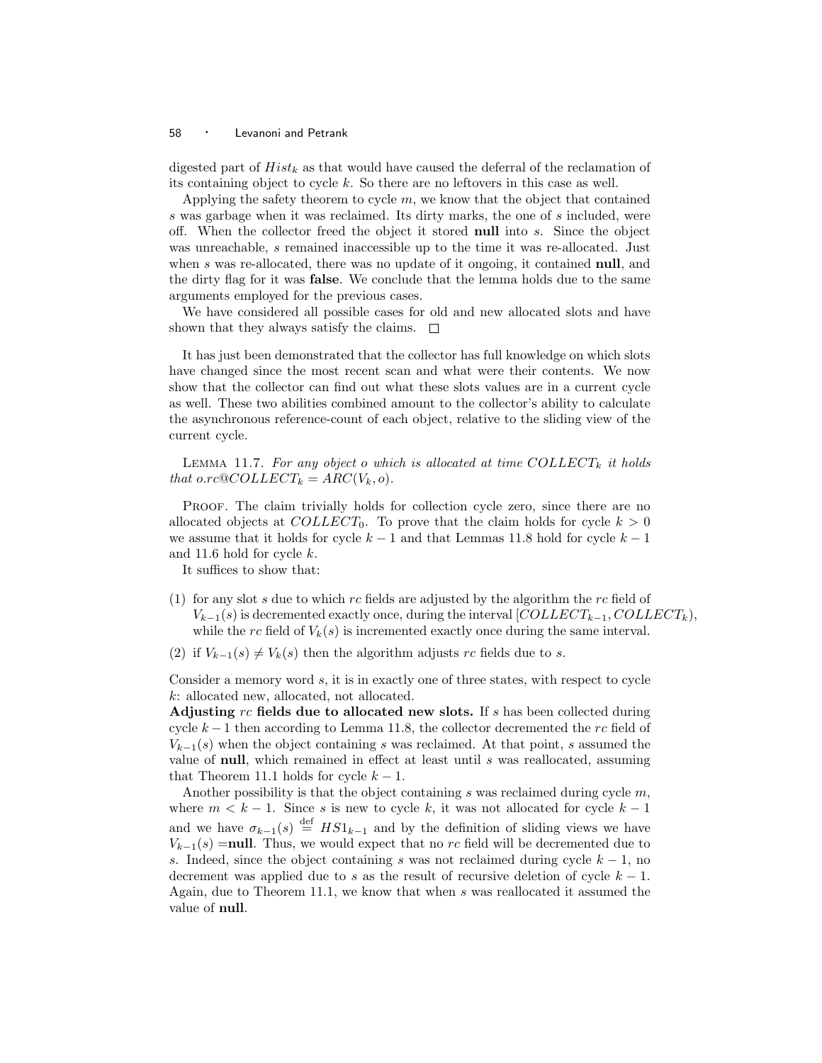digested part of $Hist_k$ as that would have caused the deferral of the reclamation of its containing object to cycle $k$. So there are no leftovers in this case as well.

Applying the safety theorem to cycle $m$, we know that the object that contained $s$ was garbage when it was reclaimed. Its dirty marks, the one of $s$ included, were off. When the collector freed the object it stored **null** into $s$. Since the object was unreachable, $s$ remained inaccessible up to the time it was re-allocated. Just when $s$ was re-allocated, there was no update of it ongoing, it contained **null**, and the dirty flag for it was **false**. We conclude that the lemma holds due to the same arguments employed for the previous cases.

We have considered all possible cases for old and new allocated slots and have shown that they always satisfy the claims. □

It has just been demonstrated that the collector has full knowledge on which slots have changed since the most recent scan and what were their contents. We now show that the collector can find out what these slots values are in a current cycle as well. These two abilities combined amount to the collector's ability to calculate the asynchronous reference-count of each object, relative to the sliding view of the current cycle.

Lemma 11.7. *For any object $o$ which is allocated at time $COLLECT_k$ it holds that $o.rc@COLLECT_k = ARC(V_k, o)$.*

Proof. The claim trivially holds for collection cycle zero, since there are no allocated objects at $COLLECT_0$. To prove that the claim holds for cycle $k > 0$ we assume that it holds for cycle $k-1$ and that Lemmas 11.8 hold for cycle $k-1$ and 11.6 hold for cycle $k$.

It suffices to show that:

(1) for any slot $s$ due to which $rc$ fields are adjusted by the algorithm the $rc$ field of $V_{k-1}(s)$ is decremented exactly once, during the interval $[COLLECT_{k-1}, COLLECT_k)$, while the $rc$ field of $V_k(s)$ is incremented exactly once during the same interval.

(2) if $V_{k-1}(s) \neq V_k(s)$ then the algorithm adjusts $rc$ fields due to $s$.

Consider a memory word $s$, it is in exactly one of three states, with respect to cycle $k$: allocated new, allocated, not allocated.

**Adjusting $rc$ fields due to allocated new slots.** If $s$ has been collected during cycle $k-1$ then according to Lemma 11.8, the collector decremented the $rc$ field of $V_{k-1}(s)$ when the object containing $s$ was reclaimed. At that point, $s$ assumed the value of **null**, which remained in effect at least until $s$ was reallocated, assuming that Theorem 11.1 holds for cycle $k-1$.

Another possibility is that the object containing $s$ was reclaimed during cycle $m$, where $m < k-1$. Since $s$ is new to cycle $k$, it was not allocated for cycle $k-1$ and we have $\sigma_{k-1}(s) \stackrel{\text{def}}{=} HS1_{k-1}$ and by the definition of sliding views we have $V_{k-1}(s) =$**null**. Thus, we would expect that no $rc$ field will be decremented due to $s$. Indeed, since the object containing $s$ was not reclaimed during cycle $k-1$, no decrement was applied due to $s$ as the result of recursive deletion of cycle $k-1$. Again, due to Theorem 11.1, we know that when $s$ was reallocated it assumed the value of **null**.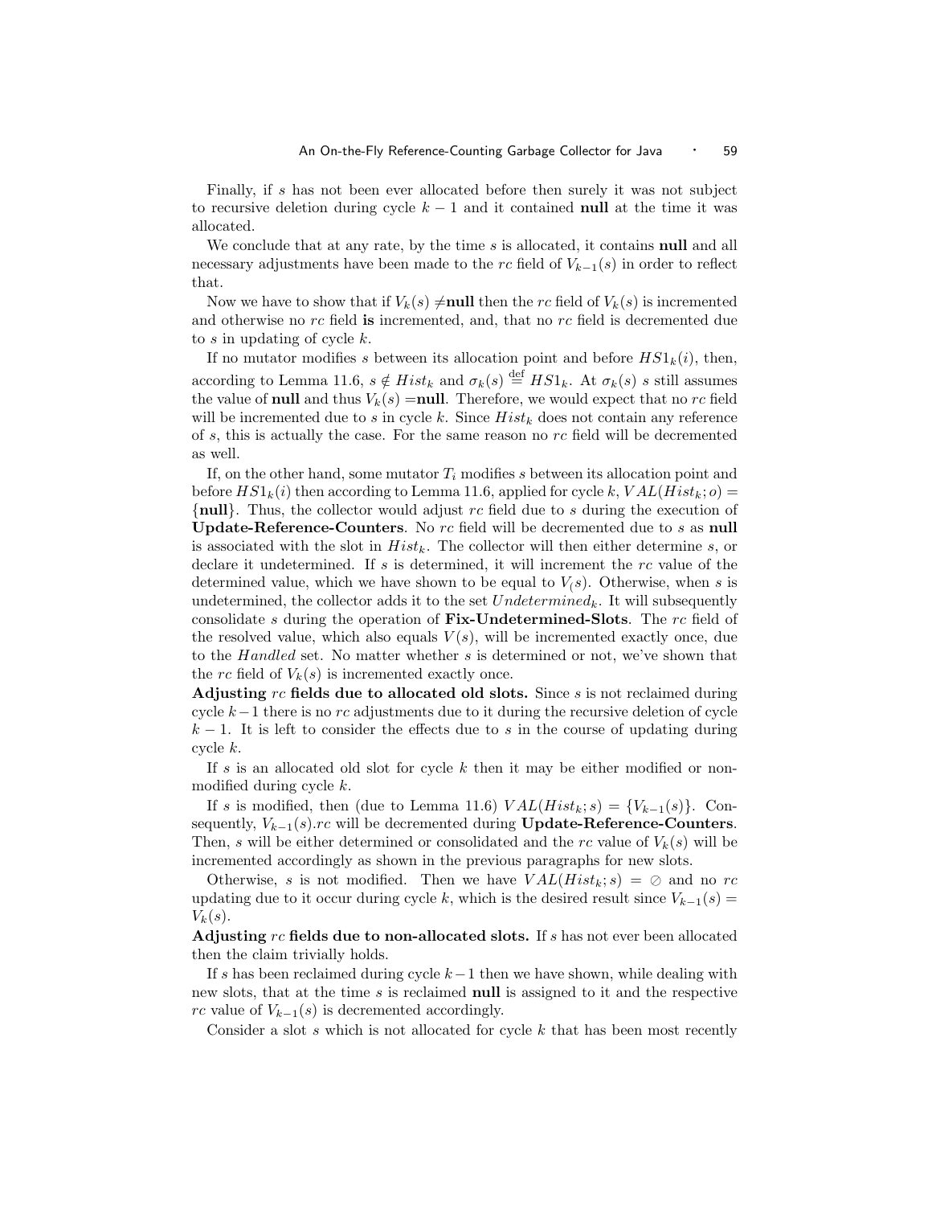Finally, if $s$ has not been ever allocated before then surely it was not subject to recursive deletion during cycle $k-1$ and it contained **null** at the time it was allocated.

We conclude that at any rate, by the time $s$ is allocated, it contains **null** and all necessary adjustments have been made to the $rc$ field of $V_{k-1}(s)$ in order to reflect that.

Now we have to show that if $V_k(s) \neq$**null** then the $rc$ field of $V_k(s)$ is incremented and otherwise no $rc$ field **is** incremented, and, that no $rc$ field is decremented due to $s$ in updating of cycle $k$.

If no mutator modifies $s$ between its allocation point and before $HS1_k(i)$, then, according to Lemma 11.6, $s \notin Hist_k$ and $\sigma_k(s) \stackrel{\text{def}}{=} HS1_k$. At $\sigma_k(s)$ $s$ still assumes the value of **null** and thus $V_k(s) =$**null**. Therefore, we would expect that no $rc$ field will be incremented due to $s$ in cycle $k$. Since $Hist_k$ does not contain any reference of $s$, this is actually the case. For the same reason no $rc$ field will be decremented as well.

If, on the other hand, some mutator $T_i$ modifies $s$ between its allocation point and before $HS1_k(i)$ then according to Lemma 11.6, applied for cycle $k$, $VAL(Hist_k; o) = \{\textbf{null}\}$. Thus, the collector would adjust $rc$ field due to $s$ during the execution of **Update-Reference-Counters**. No $rc$ field will be decremented due to $s$ as **null** is associated with the slot in $Hist_k$. The collector will then either determine $s$, or declare it undetermined. If $s$ is determined, it will increment the $rc$ value of the determined value, which we have shown to be equal to $V_(s)$. Otherwise, when $s$ is undetermined, the collector adds it to the set $Undetermined_k$. It will subsequently consolidate $s$ during the operation of **Fix-Undetermined-Slots**. The $rc$ field of the resolved value, which also equals $V(s)$, will be incremented exactly once, due to the $Handled$ set. No matter whether $s$ is determined or not, we've shown that the $rc$ field of $V_k(s)$ is incremented exactly once.

**Adjusting $rc$ fields due to allocated old slots.** Since $s$ is not reclaimed during cycle $k-1$ there is no $rc$ adjustments due to it during the recursive deletion of cycle $k-1$. It is left to consider the effects due to $s$ in the course of updating during cycle $k$.

If $s$ is an allocated old slot for cycle $k$ then it may be either modified or non-modified during cycle $k$.

If $s$ is modified, then (due to Lemma 11.6) $VAL(Hist_k; s) = \{V_{k-1}(s)\}$. Consequently, $V_{k-1}(s).rc$ will be decremented during **Update-Reference-Counters**. Then, $s$ will be either determined or consolidated and the $rc$ value of $V_k(s)$ will be incremented accordingly as shown in the previous paragraphs for new slots.

Otherwise, $s$ is not modified. Then we have $VAL(Hist_k; s) = \oslash$ and no $rc$ updating due to it occur during cycle $k$, which is the desired result since $V_{k-1}(s) = V_k(s)$.

**Adjusting $rc$ fields due to non-allocated slots.** If $s$ has not ever been allocated then the claim trivially holds.

If $s$ has been reclaimed during cycle $k-1$ then we have shown, while dealing with new slots, that at the time $s$ is reclaimed **null** is assigned to it and the respective $rc$ value of $V_{k-1}(s)$ is decremented accordingly.

Consider a slot $s$ which is not allocated for cycle $k$ that has been most recently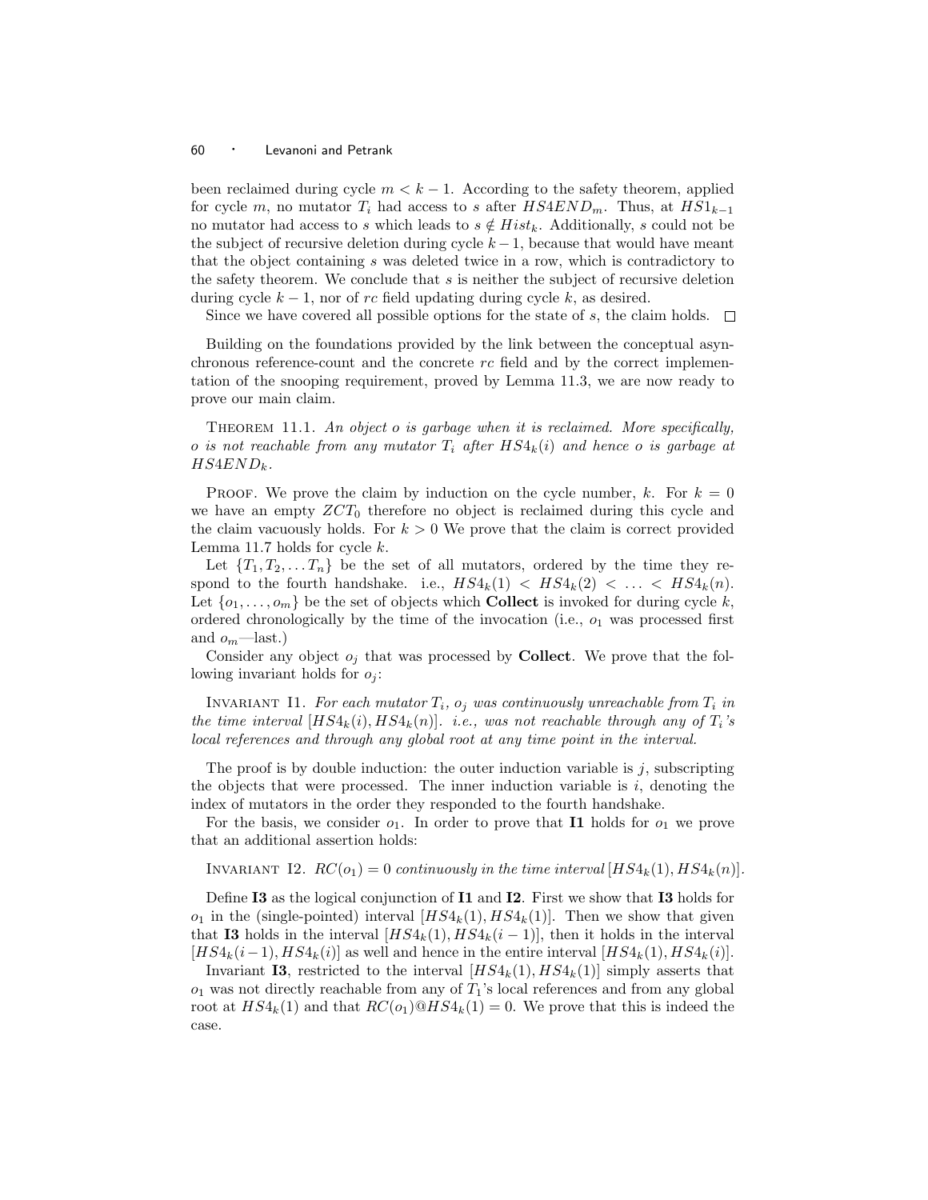been reclaimed during cycle $m < k-1$. According to the safety theorem, applied for cycle $m$, no mutator $T_i$ had access to $s$ after $HS4END_m$. Thus, at $HS1_{k-1}$ no mutator had access to $s$ which leads to $s \notin Hist_k$. Additionally, $s$ could not be the subject of recursive deletion during cycle $k-1$, because that would have meant that the object containing $s$ was deleted twice in a row, which is contradictory to the safety theorem. We conclude that $s$ is neither the subject of recursive deletion during cycle $k-1$, nor of $rc$ field updating during cycle $k$, as desired.

Since we have covered all possible options for the state of $s$, the claim holds. □

Building on the foundations provided by the link between the conceptual asynchronous reference-count and the concrete $rc$ field and by the correct implementation of the snooping requirement, proved by Lemma 11.3, we are now ready to prove our main claim.

THEOREM 11.1. *An object $o$ is garbage when it is reclaimed. More specifically, $o$ is not reachable from any mutator $T_i$ after $HS4_k(i)$ and hence $o$ is garbage at $HS4END_k$.*

PROOF. We prove the claim by induction on the cycle number, $k$. For $k = 0$ we have an empty $ZCT_0$ therefore no object is reclaimed during this cycle and the claim vacuously holds. For $k > 0$ We prove that the claim is correct provided Lemma 11.7 holds for cycle $k$.

Let $\{T_1, T_2, \ldots T_n\}$ be the set of all mutators, ordered by the time they respond to the fourth handshake. i.e., $HS4_k(1) < HS4_k(2) < \ldots < HS4_k(n)$. Let $\{o_1, \ldots, o_m\}$ be the set of objects which **Collect** is invoked for during cycle $k$, ordered chronologically by the time of the invocation (i.e., $o_1$ was processed first and $o_m$—last.)

Consider any object $o_j$ that was processed by **Collect**. We prove that the following invariant holds for $o_j$:

INVARIANT I1. *For each mutator $T_i$, $o_j$ was continuously unreachable from $T_i$ in the time interval $[HS4_k(i), HS4_k(n)]$. i.e., was not reachable through any of $T_i$'s local references and through any global root at any time point in the interval.*

The proof is by double induction: the outer induction variable is $j$, subscripting the objects that were processed. The inner induction variable is $i$, denoting the index of mutators in the order they responded to the fourth handshake.

For the basis, we consider $o_1$. In order to prove that **I1** holds for $o_1$ we prove that an additional assertion holds:

INVARIANT I2. *$RC(o_1) = 0$ continuously in the time interval $[HS4_k(1), HS4_k(n)]$.*

Define **I3** as the logical conjunction of **I1** and **I2**. First we show that **I3** holds for $o_1$ in the (single-pointed) interval $[HS4_k(1), HS4_k(1)]$. Then we show that given that **I3** holds in the interval $[HS4_k(1), HS4_k(i-1)]$, then it holds in the interval $[HS4_k(i-1), HS4_k(i)]$ as well and hence in the entire interval $[HS4_k(1), HS4_k(i)]$.

Invariant **I3**, restricted to the interval $[HS4_k(1), HS4_k(1)]$ simply asserts that $o_1$ was not directly reachable from any of $T_1$'s local references and from any global root at $HS4_k(1)$ and that $RC(o_1)@HS4_k(1) = 0$. We prove that this is indeed the case.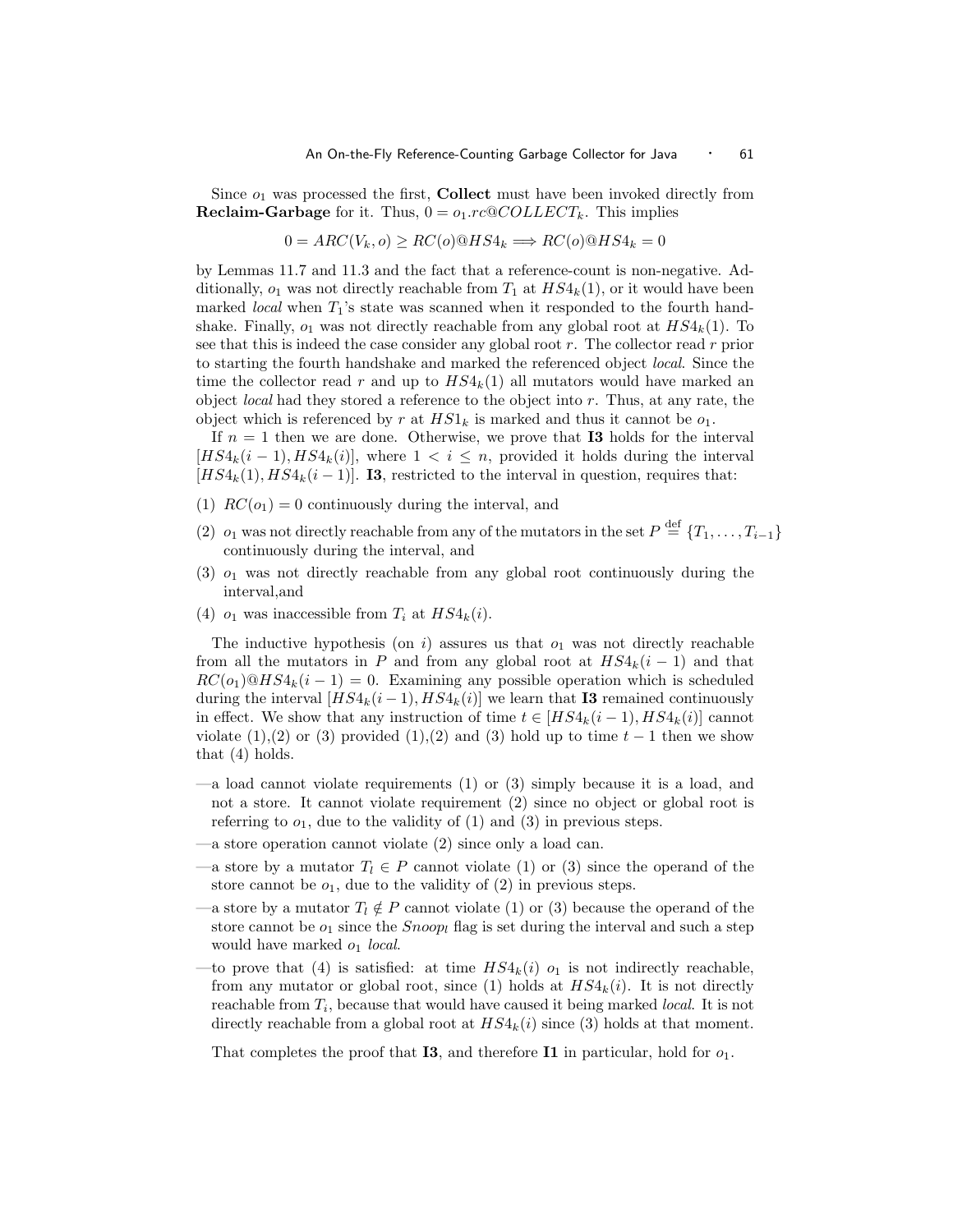Since $o_1$ was processed the first, **Collect** must have been invoked directly from **Reclaim-Garbage** for it. Thus, $0 = o_1.rc@COLLECT_k$. This implies

$$0 = ARC(V_k, o) \geq RC(o)@HS4_k \Longrightarrow RC(o)@HS4_k = 0$$

by Lemmas 11.7 and 11.3 and the fact that a reference-count is non-negative. Additionally, $o_1$ was not directly reachable from $T_1$ at $HS4_k(1)$, or it would have been marked *local* when $T_1$'s state was scanned when it responded to the fourth handshake. Finally, $o_1$ was not directly reachable from any global root at $HS4_k(1)$. To see that this is indeed the case consider any global root $r$. The collector read $r$ prior to starting the fourth handshake and marked the referenced object *local*. Since the time the collector read $r$ and up to $HS4_k(1)$ all mutators would have marked an object *local* had they stored a reference to the object into $r$. Thus, at any rate, the object which is referenced by $r$ at $HS1_k$ is marked and thus it cannot be $o_1$.

If $n = 1$ then we are done. Otherwise, we prove that **I3** holds for the interval $[HS4_k(i-1), HS4_k(i)]$, where $1 < i \leq n$, provided it holds during the interval $[HS4_k(1), HS4_k(i-1)]$. **I3**, restricted to the interval in question, requires that:

(1) $RC(o_1) = 0$ continuously during the interval, and

(2) $o_1$ was not directly reachable from any of the mutators in the set $P \stackrel{\text{def}}{=} \{T_1, \ldots, T_{i-1}\}$ continuously during the interval, and

(3) $o_1$ was not directly reachable from any global root continuously during the interval,and

(4) $o_1$ was inaccessible from $T_i$ at $HS4_k(i)$.

The inductive hypothesis (on $i$) assures us that $o_1$ was not directly reachable from all the mutators in $P$ and from any global root at $HS4_k(i-1)$ and that $RC(o_1)@HS4_k(i-1) = 0$. Examining any possible operation which is scheduled during the interval $[HS4_k(i-1), HS4_k(i)]$ we learn that **I3** remained continuously in effect. We show that any instruction of time $t \in [HS4_k(i-1), HS4_k(i)]$ cannot violate (1),(2) or (3) provided (1),(2) and (3) hold up to time $t-1$ then we show that (4) holds.

—a load cannot violate requirements (1) or (3) simply because it is a load, and not a store. It cannot violate requirement (2) since no object or global root is referring to $o_1$, due to the validity of (1) and (3) in previous steps.

—a store operation cannot violate (2) since only a load can.

—a store by a mutator $T_l \in P$ cannot violate (1) or (3) since the operand of the store cannot be $o_1$, due to the validity of (2) in previous steps.

—a store by a mutator $T_l \notin P$ cannot violate (1) or (3) because the operand of the store cannot be $o_1$ since the $Snoop_l$ flag is set during the interval and such a step would have marked $o_1$ *local*.

—to prove that (4) is satisfied: at time $HS4_k(i)$ $o_1$ is not indirectly reachable, from any mutator or global root, since (1) holds at $HS4_k(i)$. It is not directly reachable from $T_i$, because that would have caused it being marked *local*. It is not directly reachable from a global root at $HS4_k(i)$ since (3) holds at that moment.

That completes the proof that **I3**, and therefore **I1** in particular, hold for $o_1$.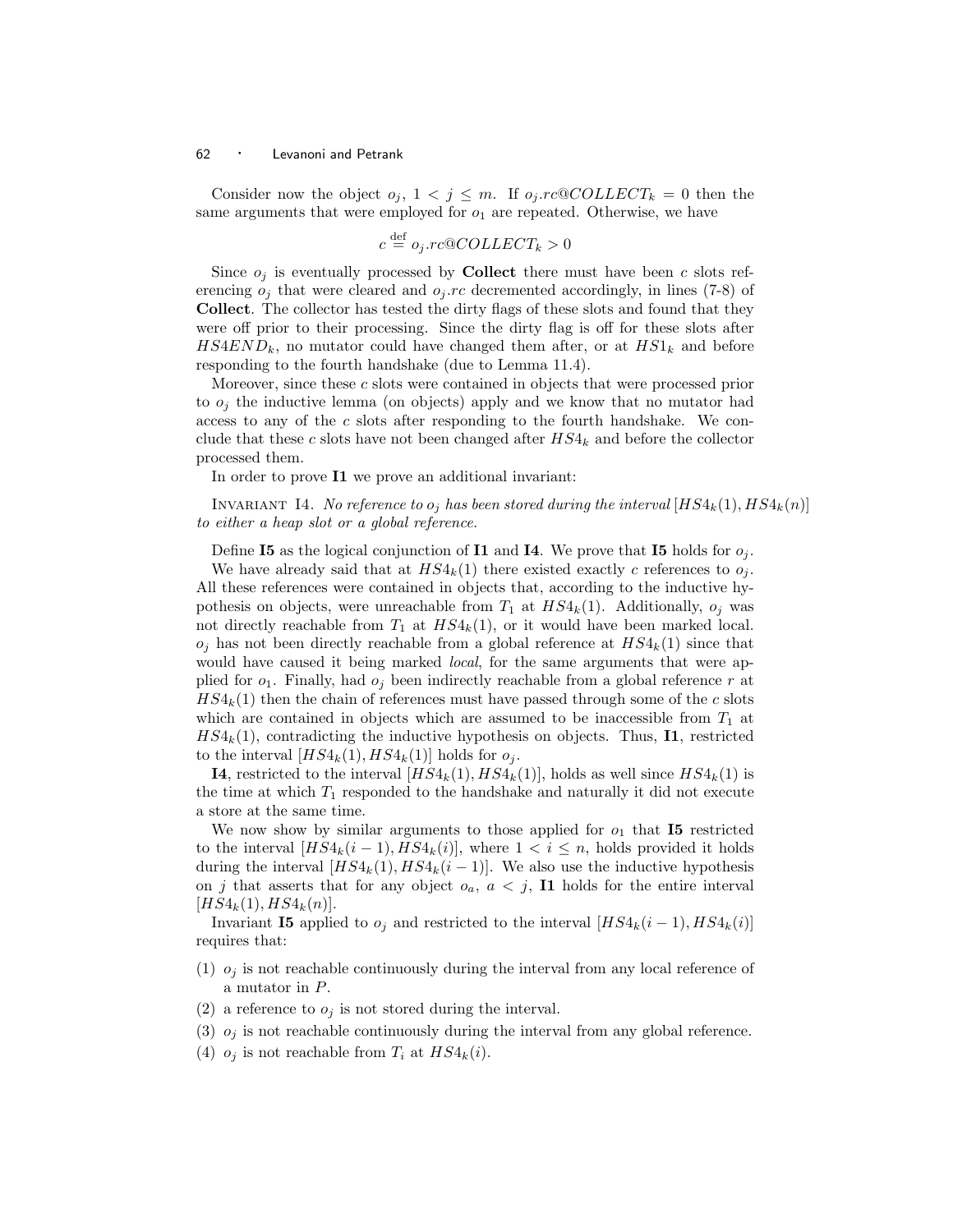Consider now the object $o_j$, $1 < j \leq m$. If $o_j.rc@COLLECT_k = 0$ then the same arguments that were employed for $o_1$ are repeated. Otherwise, we have

$$c \stackrel{\text{def}}{=} o_j.rc@COLLECT_k > 0$$

Since $o_j$ is eventually processed by **Collect** there must have been $c$ slots referencing $o_j$ that were cleared and $o_j.rc$ decremented accordingly, in lines (7-8) of **Collect**. The collector has tested the dirty flags of these slots and found that they were off prior to their processing. Since the dirty flag is off for these slots after $HS4END_k$, no mutator could have changed them after, or at $HS1_k$ and before responding to the fourth handshake (due to Lemma 11.4).

Moreover, since these $c$ slots were contained in objects that were processed prior to $o_j$ the inductive lemma (on objects) apply and we know that no mutator had access to any of the $c$ slots after responding to the fourth handshake. We conclude that these $c$ slots have not been changed after $HS4_k$ and before the collector processed them.

In order to prove **I1** we prove an additional invariant:

Invariant I4. *No reference to $o_j$ has been stored during the interval $[HS4_k(1), HS4_k(n)]$ to either a heap slot or a global reference.*

Define **I5** as the logical conjunction of **I1** and **I4**. We prove that **I5** holds for $o_j$.

We have already said that at $HS4_k(1)$ there existed exactly $c$ references to $o_j$. All these references were contained in objects that, according to the inductive hypothesis on objects, were unreachable from $T_1$ at $HS4_k(1)$. Additionally, $o_j$ was not directly reachable from $T_1$ at $HS4_k(1)$, or it would have been marked local. $o_j$ has not been directly reachable from a global reference at $HS4_k(1)$ since that would have caused it being marked *local*, for the same arguments that were applied for $o_1$. Finally, had $o_j$ been indirectly reachable from a global reference $r$ at $HS4_k(1)$ then the chain of references must have passed through some of the $c$ slots which are contained in objects which are assumed to be inaccessible from $T_1$ at $HS4_k(1)$, contradicting the inductive hypothesis on objects. Thus, **I1**, restricted to the interval $[HS4_k(1), HS4_k(1)]$ holds for $o_j$.

**I4**, restricted to the interval $[HS4_k(1), HS4_k(1)]$, holds as well since $HS4_k(1)$ is the time at which $T_1$ responded to the handshake and naturally it did not execute a store at the same time.

We now show by similar arguments to those applied for $o_1$ that **I5** restricted to the interval $[HS4_k(i-1), HS4_k(i)]$, where $1 < i \leq n$, holds provided it holds during the interval $[HS4_k(1), HS4_k(i-1)]$. We also use the inductive hypothesis on $j$ that asserts that for any object $o_a$, $a < j$, **I1** holds for the entire interval $[HS4_k(1), HS4_k(n)]$.

Invariant **I5** applied to $o_j$ and restricted to the interval $[HS4_k(i-1), HS4_k(i)]$ requires that:

(1) $o_j$ is not reachable continuously during the interval from any local reference of a mutator in $P$.

(2) a reference to $o_j$ is not stored during the interval.

(3) $o_j$ is not reachable continuously during the interval from any global reference.

(4) $o_j$ is not reachable from $T_i$ at $HS4_k(i)$.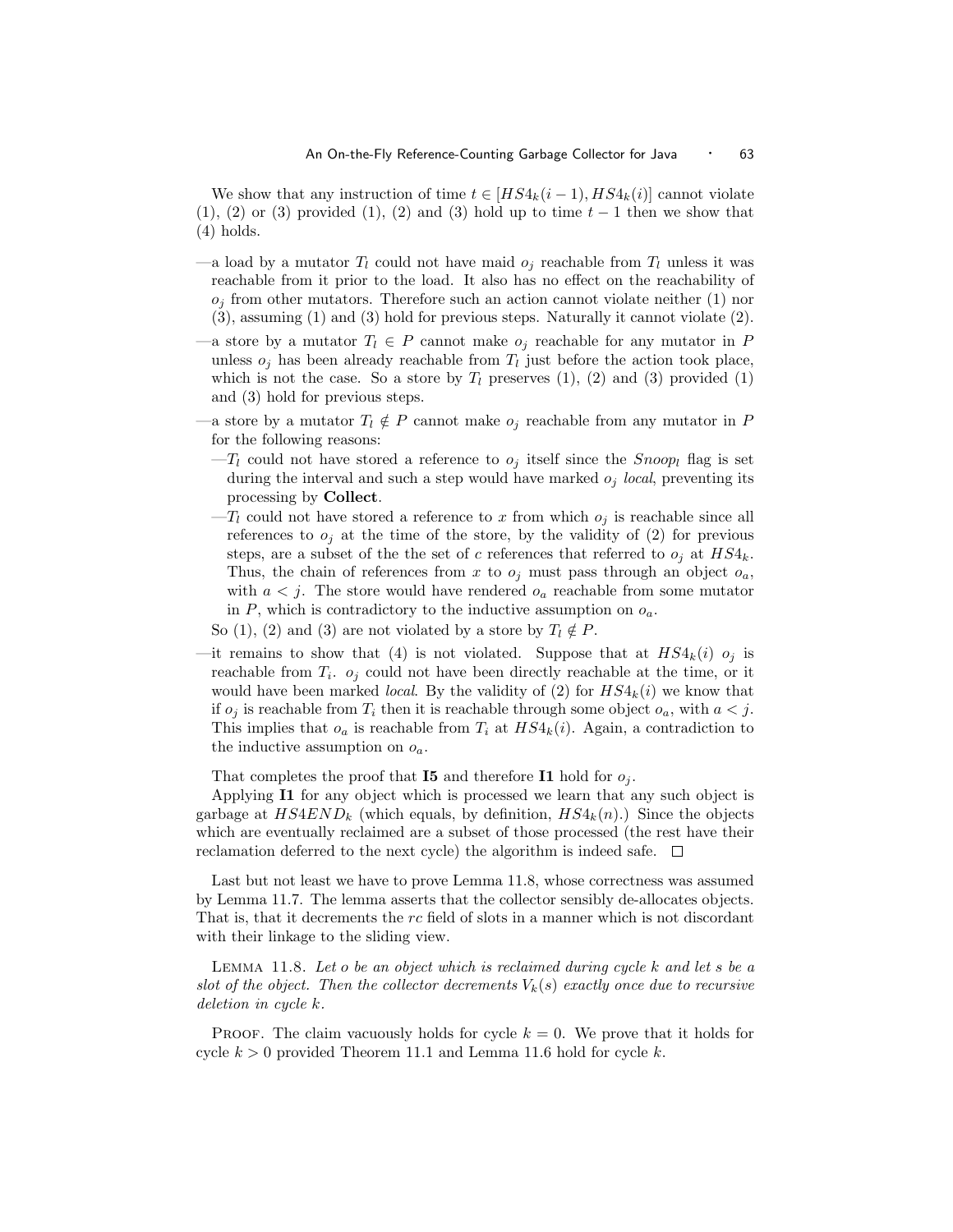We show that any instruction of time $t \in [HS4_k(i-1), HS4_k(i)]$ cannot violate (1), (2) or (3) provided (1), (2) and (3) hold up to time $t-1$ then we show that (4) holds.

—a load by a mutator $T_l$ could not have maid $o_j$ reachable from $T_l$ unless it was reachable from it prior to the load. It also has no effect on the reachability of $o_j$ from other mutators. Therefore such an action cannot violate neither (1) nor (3), assuming (1) and (3) hold for previous steps. Naturally it cannot violate (2).

—a store by a mutator $T_l \in P$ cannot make $o_j$ reachable for any mutator in $P$ unless $o_j$ has been already reachable from $T_l$ just before the action took place, which is not the case. So a store by $T_l$ preserves (1), (2) and (3) provided (1) and (3) hold for previous steps.

—a store by a mutator $T_l \notin P$ cannot make $o_j$ reachable from any mutator in $P$ for the following reasons:

  —$T_l$ could not have stored a reference to $o_j$ itself since the $Snoop_l$ flag is set during the interval and such a step would have marked $o_j$ *local*, preventing its processing by **Collect**.

  —$T_l$ could not have stored a reference to $x$ from which $o_j$ is reachable since all references to $o_j$ at the time of the store, by the validity of (2) for previous steps, are a subset of the the set of $c$ references that referred to $o_j$ at $HS4_k$. Thus, the chain of references from $x$ to $o_j$ must pass through an object $o_a$, with $a < j$. The store would have rendered $o_a$ reachable from some mutator in $P$, which is contradictory to the inductive assumption on $o_a$.

  So (1), (2) and (3) are not violated by a store by $T_l \notin P$.

—it remains to show that (4) is not violated. Suppose that at $HS4_k(i)$ $o_j$ is reachable from $T_i$. $o_j$ could not have been directly reachable at the time, or it would have been marked *local*. By the validity of (2) for $HS4_k(i)$ we know that if $o_j$ is reachable from $T_i$ then it is reachable through some object $o_a$, with $a < j$. This implies that $o_a$ is reachable from $T_i$ at $HS4_k(i)$. Again, a contradiction to the inductive assumption on $o_a$.

That completes the proof that **I5** and therefore **I1** hold for $o_j$.

Applying **I1** for any object which is processed we learn that any such object is garbage at $HS4END_k$ (which equals, by definition, $HS4_k(n)$.) Since the objects which are eventually reclaimed are a subset of those processed (the rest have their reclamation deferred to the next cycle) the algorithm is indeed safe. □

Last but not least we have to prove Lemma 11.8, whose correctness was assumed by Lemma 11.7. The lemma asserts that the collector sensibly de-allocates objects. That is, that it decrements the *rc* field of slots in a manner which is not discordant with their linkage to the sliding view.

LEMMA 11.8. *Let o be an object which is reclaimed during cycle k and let s be a slot of the object. Then the collector decrements $V_k(s)$ exactly once due to recursive deletion in cycle k.*

PROOF. The claim vacuously holds for cycle $k = 0$. We prove that it holds for cycle $k > 0$ provided Theorem 11.1 and Lemma 11.6 hold for cycle $k$.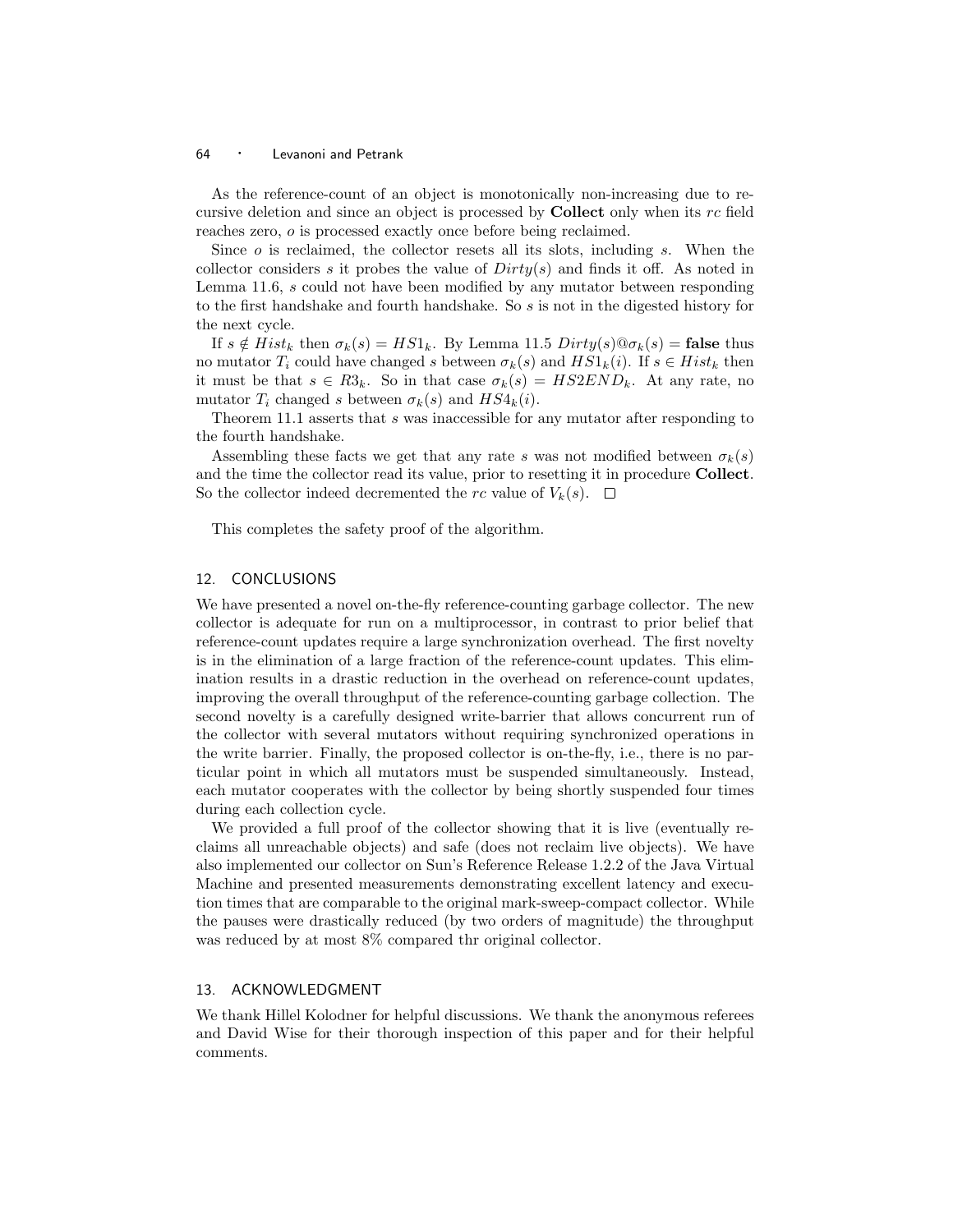As the reference-count of an object is monotonically non-increasing due to recursive deletion and since an object is processed by **Collect** only when its *rc* field reaches zero, *o* is processed exactly once before being reclaimed.

Since *o* is reclaimed, the collector resets all its slots, including *s*. When the collector considers *s* it probes the value of $Dirty(s)$ and finds it off. As noted in Lemma 11.6, *s* could not have been modified by any mutator between responding to the first handshake and fourth handshake. So *s* is not in the digested history for the next cycle.

If $s \notin Hist_k$ then $\sigma_k(s) = HS1_k$. By Lemma 11.5 $Dirty(s)@\sigma_k(s) = \textbf{false}$ thus no mutator $T_i$ could have changed *s* between $\sigma_k(s)$ and $HS1_k(i)$. If $s \in Hist_k$ then it must be that $s \in R3_k$. So in that case $\sigma_k(s) = HS2END_k$. At any rate, no mutator $T_i$ changed *s* between $\sigma_k(s)$ and $HS4_k(i)$.

Theorem 11.1 asserts that *s* was inaccessible for any mutator after responding to the fourth handshake.

Assembling these facts we get that any rate *s* was not modified between $\sigma_k(s)$ and the time the collector read its value, prior to resetting it in procedure **Collect**. So the collector indeed decremented the *rc* value of $V_k(s)$. □

This completes the safety proof of the algorithm.

## 12. CONCLUSIONS

We have presented a novel on-the-fly reference-counting garbage collector. The new collector is adequate for run on a multiprocessor, in contrast to prior belief that reference-count updates require a large synchronization overhead. The first novelty is in the elimination of a large fraction of the reference-count updates. This elimination results in a drastic reduction in the overhead on reference-count updates, improving the overall throughput of the reference-counting garbage collection. The second novelty is a carefully designed write-barrier that allows concurrent run of the collector with several mutators without requiring synchronized operations in the write barrier. Finally, the proposed collector is on-the-fly, i.e., there is no particular point in which all mutators must be suspended simultaneously. Instead, each mutator cooperates with the collector by being shortly suspended four times during each collection cycle.

We provided a full proof of the collector showing that it is live (eventually reclaims all unreachable objects) and safe (does not reclaim live objects). We have also implemented our collector on Sun's Reference Release 1.2.2 of the Java Virtual Machine and presented measurements demonstrating excellent latency and execution times that are comparable to the original mark-sweep-compact collector. While the pauses were drastically reduced (by two orders of magnitude) the throughput was reduced by at most 8% compared thr original collector.

## 13. ACKNOWLEDGMENT

We thank Hillel Kolodner for helpful discussions. We thank the anonymous referees and David Wise for their thorough inspection of this paper and for their helpful comments.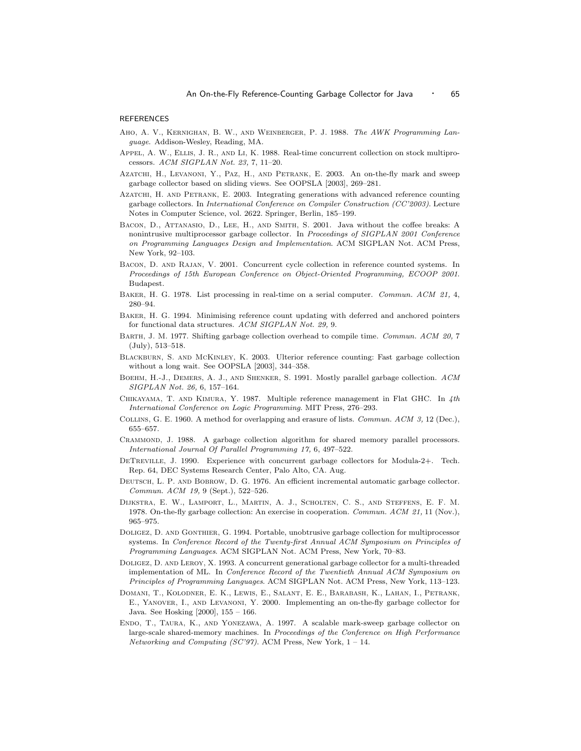## REFERENCES

AHO, A. V., KERNIGHAN, B. W., AND WEINBERGER, P. J. 1988. *The AWK Programming Language*. Addison-Wesley, Reading, MA.

APPEL, A. W., ELLIS, J. R., AND LI, K. 1988. Real-time concurrent collection on stock multiprocessors. *ACM SIGPLAN Not. 23,* 7, 11–20.

AZATCHI, H., LEVANONI, Y., PAZ, H., AND PETRANK, E. 2003. An on-the-fly mark and sweep garbage collector based on sliding views. See OOPSLA [2003], 269–281.

AZATCHI, H. AND PETRANK, E. 2003. Integrating generations with advanced reference counting garbage collectors. In *International Conference on Compiler Construction (CC'2003)*. Lecture Notes in Computer Science, vol. 2622. Springer, Berlin, 185–199.

BACON, D., ATTANASIO, D., LEE, H., AND SMITH, S. 2001. Java without the coffee breaks: A nonintrusive multiprocessor garbage collector. In *Proceedings of SIGPLAN 2001 Conference on Programming Languages Design and Implementation*. ACM SIGPLAN Not. ACM Press, New York, 92–103.

BACON, D. AND RAJAN, V. 2001. Concurrent cycle collection in reference counted systems. In *Proceedings of 15th European Conference on Object-Oriented Programming, ECOOP 2001.* Budapest.

BAKER, H. G. 1978. List processing in real-time on a serial computer. *Commun. ACM 21,* 4, 280–94.

BAKER, H. G. 1994. Minimising reference count updating with deferred and anchored pointers for functional data structures. *ACM SIGPLAN Not. 29,* 9.

BARTH, J. M. 1977. Shifting garbage collection overhead to compile time. *Commun. ACM 20,* 7 (July), 513–518.

BLACKBURN, S. AND MCKINLEY, K. 2003. Ulterior reference counting: Fast garbage collection without a long wait. See OOPSLA [2003], 344–358.

BOEHM, H.-J., DEMERS, A. J., AND SHENKER, S. 1991. Mostly parallel garbage collection. *ACM SIGPLAN Not. 26,* 6, 157–164.

CHIKAYAMA, T. AND KIMURA, Y. 1987. Multiple reference management in Flat GHC. In *4th International Conference on Logic Programming*. MIT Press, 276–293.

COLLINS, G. E. 1960. A method for overlapping and erasure of lists. *Commun. ACM 3,* 12 (Dec.), 655–657.

CRAMMOND, J. 1988. A garbage collection algorithm for shared memory parallel processors. *International Journal Of Parallel Programming 17,* 6, 497–522.

DETREVILLE, J. 1990. Experience with concurrent garbage collectors for Modula-2+. Tech. Rep. 64, DEC Systems Research Center, Palo Alto, CA. Aug.

DEUTSCH, L. P. AND BOBROW, D. G. 1976. An efficient incremental automatic garbage collector. *Commun. ACM 19,* 9 (Sept.), 522–526.

DIJKSTRA, E. W., LAMPORT, L., MARTIN, A. J., SCHOLTEN, C. S., AND STEFFENS, E. F. M. 1978. On-the-fly garbage collection: An exercise in cooperation. *Commun. ACM 21,* 11 (Nov.), 965–975.

DOLIGEZ, D. AND GONTHIER, G. 1994. Portable, unobtrusive garbage collection for multiprocessor systems. In *Conference Record of the Twenty-first Annual ACM Symposium on Principles of Programming Languages*. ACM SIGPLAN Not. ACM Press, New York, 70–83.

DOLIGEZ, D. AND LEROY, X. 1993. A concurrent generational garbage collector for a multi-threaded implementation of ML. In *Conference Record of the Twentieth Annual ACM Symposium on Principles of Programming Languages*. ACM SIGPLAN Not. ACM Press, New York, 113–123.

DOMANI, T., KOLODNER, E. K., LEWIS, E., SALANT, E. E., BARABASH, K., LAHAN, I., PETRANK, E., YANOVER, I., AND LEVANONI, Y. 2000. Implementing an on-the-fly garbage collector for Java. See Hosking [2000], 155 – 166.

ENDO, T., TAURA, K., AND YONEZAWA, A. 1997. A scalable mark-sweep garbage collector on large-scale shared-memory machines. In *Proceedings of the Conference on High Performance Networking and Computing (SC'97)*. ACM Press, New York, 1 – 14.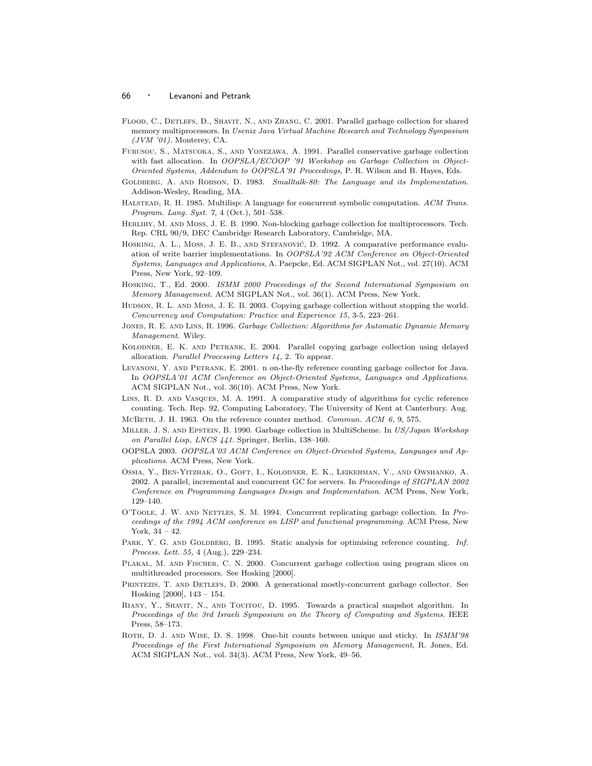Flood, C., Detlefs, D., Shavit, N., and Zhang, C. 2001. Parallel garbage collection for shared memory multiprocessors. In *Usenix Java Virtual Machine Research and Technology Symposium (JVM '01)*. Monterey, CA.

Furusou, S., Matsuoka, S., and Yonezawa, A. 1991. Parallel conservative garbage collection with fast allocation. In *OOPSLA/ECOOP '91 Workshop on Garbage Collection in Object-Oriented Systems, Addendum to OOPSLA'91 Proceedings*, P. R. Wilson and B. Hayes, Eds.

Goldberg, A. and Robson, D. 1983. *Smalltalk-80: The Language and its Implementation*. Addison-Wesley, Reading, MA.

Halstead, R. H. 1985. Multilisp: A language for concurrent symbolic computation. *ACM Trans. Program. Lang. Syst. 7,* 4 (Oct.), 501–538.

Herlihy, M. and Moss, J. E. B. 1990. Non-blocking garbage collection for multiprocessors. Tech. Rep. CRL 90/9, DEC Cambridge Research Laboratory, Cambridge, MA.

Hosking, A. L., Moss, J. E. B., and Stefanović, D. 1992. A comparative performance evaluation of write barrier implementations. In *OOPSLA'92 ACM Conference on Object-Oriented Systems, Languages and Applications*, A. Paepcke, Ed. ACM SIGPLAN Not., vol. 27(10). ACM Press, New York, 92–109.

Hosking, T., Ed. 2000. *ISMM 2000 Proceedings of the Second International Symposium on Memory Management*. ACM SIGPLAN Not., vol. 36(1). ACM Press, New York.

Hudson, R. L. and Moss, J. E. B. 2003. Copying garbage collection without stopping the world. *Concurrency and Computation: Practice and Experience 15,* 3-5, 223–261.

Jones, R. E. and Lins, R. 1996. *Garbage Collection: Algorithms for Automatic Dynamic Memory Management*. Wiley.

Kolodner, E. K. and Petrank, E. 2004. Parallel copying garbage collection using delayed allocation. *Parallel Processing Letters 14,* 2. To appear.

Levanoni, Y. and Petrank, E. 2001. n on-the-fly reference counting garbage collector for Java. In *OOPSLA'01 ACM Conference on Object-Oriented Systems, Languages and Applications*. ACM SIGPLAN Not., vol. 36(10). ACM Press, New York.

Lins, R. D. and Vasques, M. A. 1991. A comparative study of algorithms for cyclic reference counting. Tech. Rep. 92, Computing Laboratory, The University of Kent at Canterbury. Aug.

McBeth, J. H. 1963. On the reference counter method. *Commun. ACM 6,* 9, 575.

Miller, J. S. and Epstein, B. 1990. Garbage collection in MultiScheme. In *US/Japan Workshop on Parallel Lisp, LNCS 441*. Springer, Berlin, 138–160.

OOPSLA 2003. *OOPSLA'03 ACM Conference on Object-Oriented Systems, Languages and Applications*. ACM Press, New York.

Ossia, Y., Ben-Yitzhak, O., Goft, I., Kolodner, E. K., Leikehman, V., and Owshanko, A. 2002. A parallel, incremental and concurrent GC for servers. In *Proceedings of SIGPLAN 2002 Conference on Programming Languages Design and Implementation*. ACM Press, New York, 129–140.

O'Toole, J. W. and Nettles, S. M. 1994. Concurrent replicating garbage collection. In *Proceedings of the 1994 ACM conference on LISP and functional programming*. ACM Press, New York, 34 – 42.

Park, Y. G. and Goldberg, B. 1995. Static analysis for optimising reference counting. *Inf. Process. Lett. 55,* 4 (Aug.), 229–234.

Plakal, M. and Fischer, C. N. 2000. Concurrent garbage collection using program slices on multithreaded processors. See Hosking [2000].

Printezis, T. and Detlefs, D. 2000. A generational mostly-concurrent garbage collector. See Hosking [2000], 143 – 154.

Riany, Y., Shavit, N., and Touitou, D. 1995. Towards a practical snapshot algorithm. In *Proceedings of the 3rd Israeli Symposium on the Theory of Computing and Systems*. IEEE Press, 58–173.

Roth, D. J. and Wise, D. S. 1998. One-bit counts between unique and sticky. In *ISMM'98 Proceedings of the First International Symposium on Memory Management*, R. Jones, Ed. ACM SIGPLAN Not., vol. 34(3). ACM Press, New York, 49–56.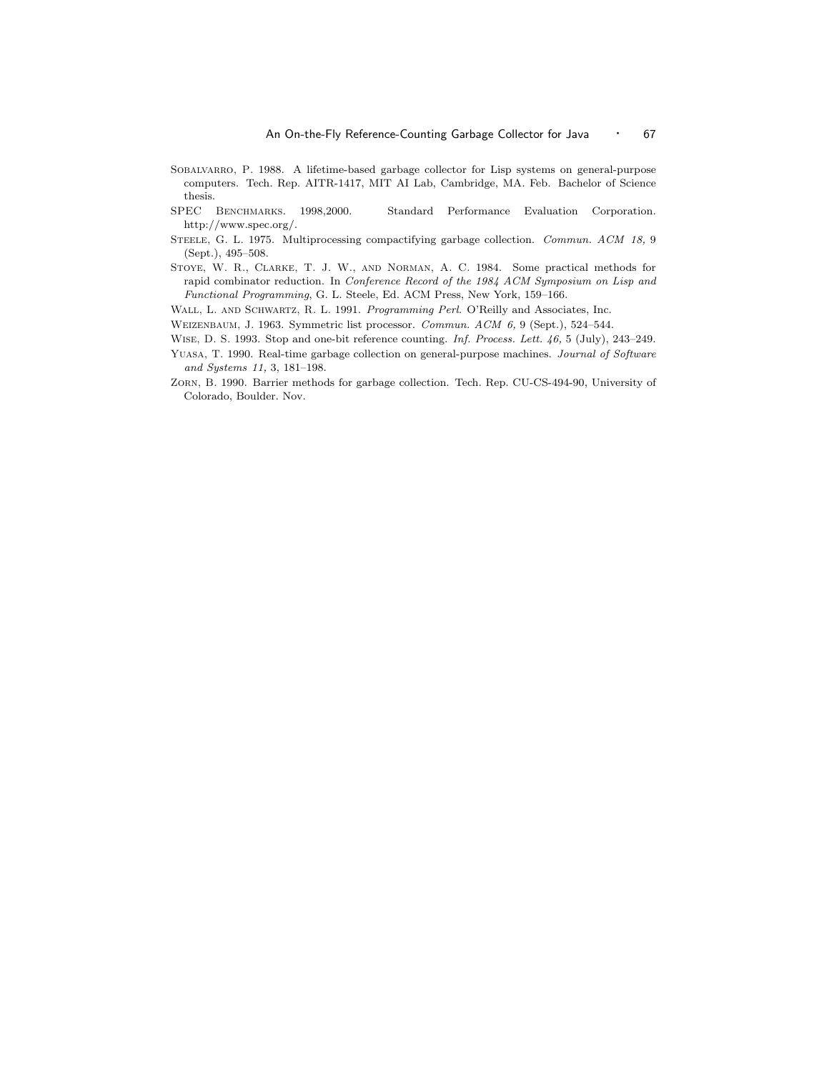Sobalvarro, P. 1988. A lifetime-based garbage collector for Lisp systems on general-purpose computers. Tech. Rep. AITR-1417, MIT AI Lab, Cambridge, MA. Feb. Bachelor of Science thesis.

SPEC Benchmarks. 1998,2000. Standard Performance Evaluation Corporation. http://www.spec.org/.

Steele, G. L. 1975. Multiprocessing compactifying garbage collection. *Commun. ACM 18,* 9 (Sept.), 495–508.

Stoye, W. R., Clarke, T. J. W., and Norman, A. C. 1984. Some practical methods for rapid combinator reduction. In *Conference Record of the 1984 ACM Symposium on Lisp and Functional Programming*, G. L. Steele, Ed. ACM Press, New York, 159–166.

Wall, L. and Schwartz, R. L. 1991. *Programming Perl*. O'Reilly and Associates, Inc.

Weizenbaum, J. 1963. Symmetric list processor. *Commun. ACM 6,* 9 (Sept.), 524–544.

Wise, D. S. 1993. Stop and one-bit reference counting. *Inf. Process. Lett. 46,* 5 (July), 243–249.

Yuasa, T. 1990. Real-time garbage collection on general-purpose machines. *Journal of Software and Systems 11,* 3, 181–198.

Zorn, B. 1990. Barrier methods for garbage collection. Tech. Rep. CU-CS-494-90, University of Colorado, Boulder. Nov.